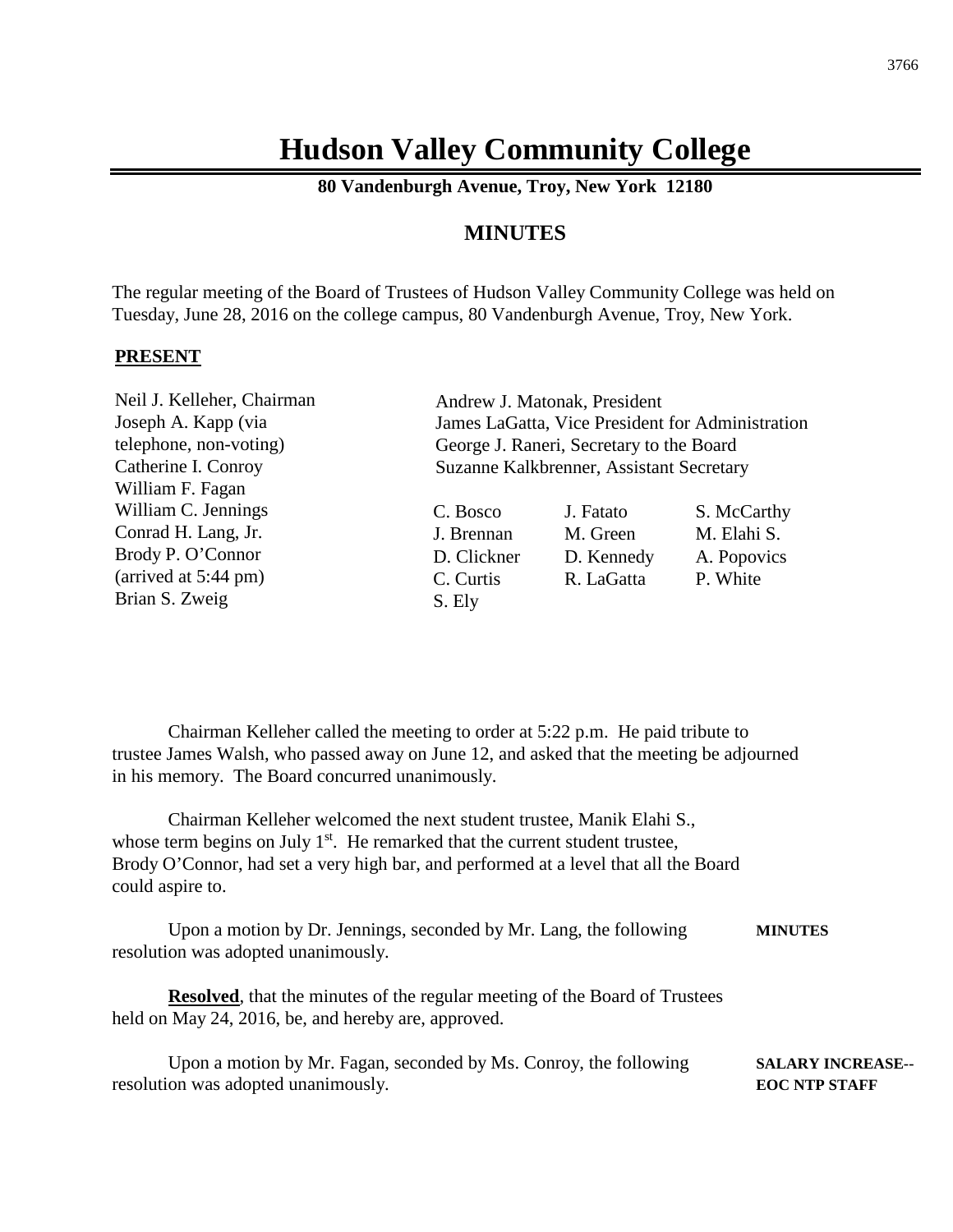# Hudson Valley Community College

**80 Vandenburgh Avenue, Troy, New York 12180**

## MINUTES

The regular meeting of the Board of Trustees of Hudson Valley Community College was held on Tuesday, June 28, 2016 on the college campus, 80 Vandenburgh Avenue, Troy, New York.

**PRESENT**

Neil J. Kelleher, Chairman
Joseph A. Kapp (via telephone, non-voting)
Catherine I. Conroy
William F. Fagan
William C. Jennings
Conrad H. Lang, Jr.
Brody P. O'Connor (arrived at 5:44 pm)
Brian S. Zweig

Andrew J. Matonak, President
James LaGatta, Vice President for Administration
George J. Raneri, Secretary to the Board
Suzanne Kalkbrenner, Assistant Secretary

C. Bosco, J. Brennan, D. Clickner, C. Curtis, S. Ely, J. Fatato, M. Green, D. Kennedy, R. LaGatta, S. McCarthy, M. Elahi S., A. Popovics, P. White

Chairman Kelleher called the meeting to order at 5:22 p.m. He paid tribute to trustee James Walsh, who passed away on June 12, and asked that the meeting be adjourned in his memory. The Board concurred unanimously.

Chairman Kelleher welcomed the next student trustee, Manik Elahi S., whose term begins on July 1st. He remarked that the current student trustee, Brody O'Connor, had set a very high bar, and performed at a level that all the Board could aspire to.

**MINUTES**

Upon a motion by Dr. Jennings, seconded by Mr. Lang, the following resolution was adopted unanimously.

**Resolved**, that the minutes of the regular meeting of the Board of Trustees held on May 24, 2016, be, and hereby are, approved.

**SALARY INCREASE--EOC NTP STAFF**

Upon a motion by Mr. Fagan, seconded by Ms. Conroy, the following resolution was adopted unanimously.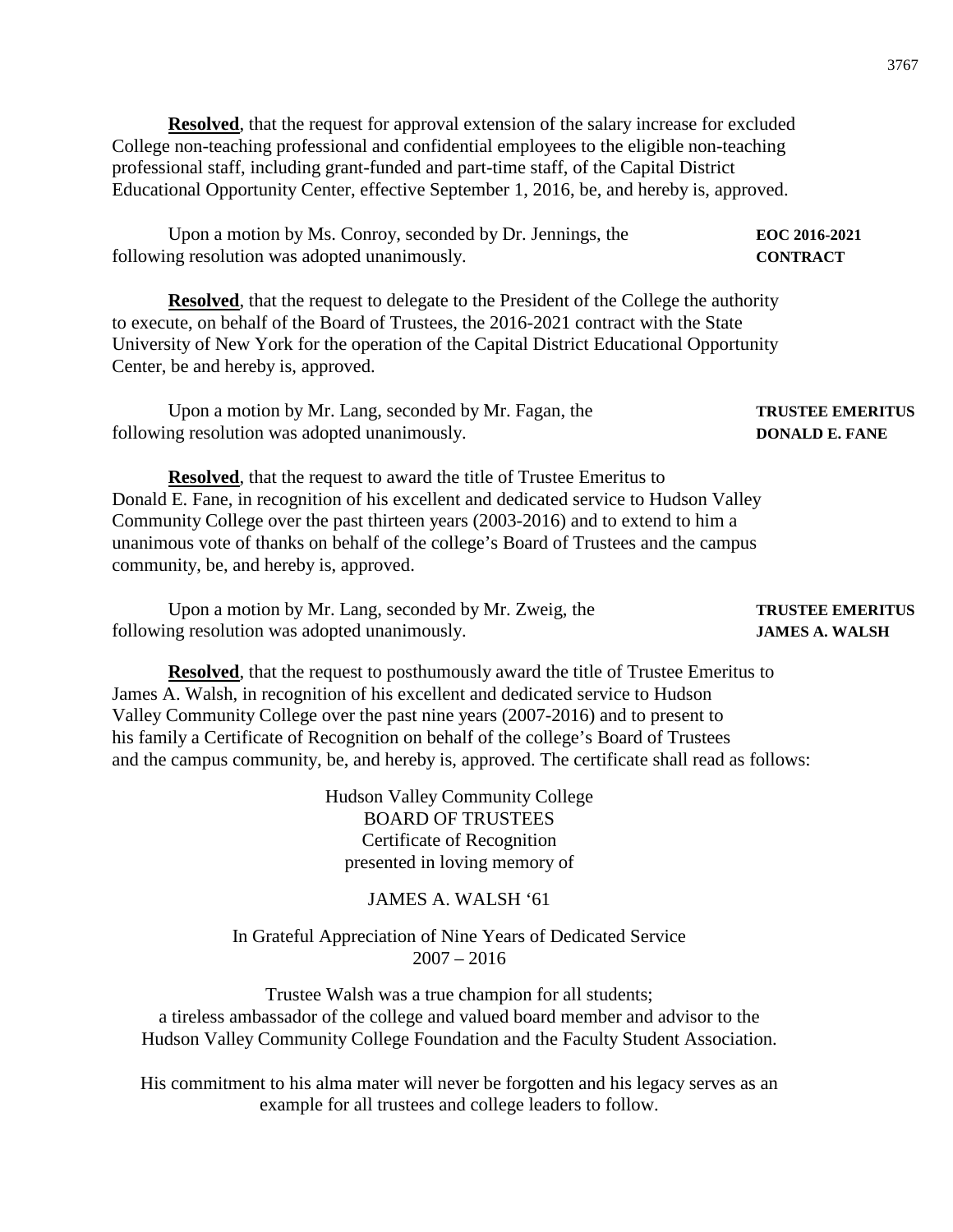**Resolved**, that the request for approval extension of the salary increase for excluded College non-teaching professional and confidential employees to the eligible non-teaching professional staff, including grant-funded and part-time staff, of the Capital District Educational Opportunity Center, effective September 1, 2016, be, and hereby is, approved.

**EOC 2016-2021 CONTRACT**

Upon a motion by Ms. Conroy, seconded by Dr. Jennings, the following resolution was adopted unanimously.

**Resolved**, that the request to delegate to the President of the College the authority to execute, on behalf of the Board of Trustees, the 2016-2021 contract with the State University of New York for the operation of the Capital District Educational Opportunity Center, be and hereby is, approved.

**TRUSTEE EMERITUS DONALD E. FANE**

Upon a motion by Mr. Lang, seconded by Mr. Fagan, the following resolution was adopted unanimously.

**Resolved**, that the request to award the title of Trustee Emeritus to Donald E. Fane, in recognition of his excellent and dedicated service to Hudson Valley Community College over the past thirteen years (2003-2016) and to extend to him a unanimous vote of thanks on behalf of the college's Board of Trustees and the campus community, be, and hereby is, approved.

**TRUSTEE EMERITUS JAMES A. WALSH**

Upon a motion by Mr. Lang, seconded by Mr. Zweig, the following resolution was adopted unanimously.

**Resolved**, that the request to posthumously award the title of Trustee Emeritus to James A. Walsh, in recognition of his excellent and dedicated service to Hudson Valley Community College over the past nine years (2007-2016) and to present to his family a Certificate of Recognition on behalf of the college's Board of Trustees and the campus community, be, and hereby is, approved. The certificate shall read as follows:

Hudson Valley Community College
BOARD OF TRUSTEES
Certificate of Recognition
presented in loving memory of

JAMES A. WALSH '61

In Grateful Appreciation of Nine Years of Dedicated Service
2007 – 2016

Trustee Walsh was a true champion for all students;
a tireless ambassador of the college and valued board member and advisor to the Hudson Valley Community College Foundation and the Faculty Student Association.

His commitment to his alma mater will never be forgotten and his legacy serves as an example for all trustees and college leaders to follow.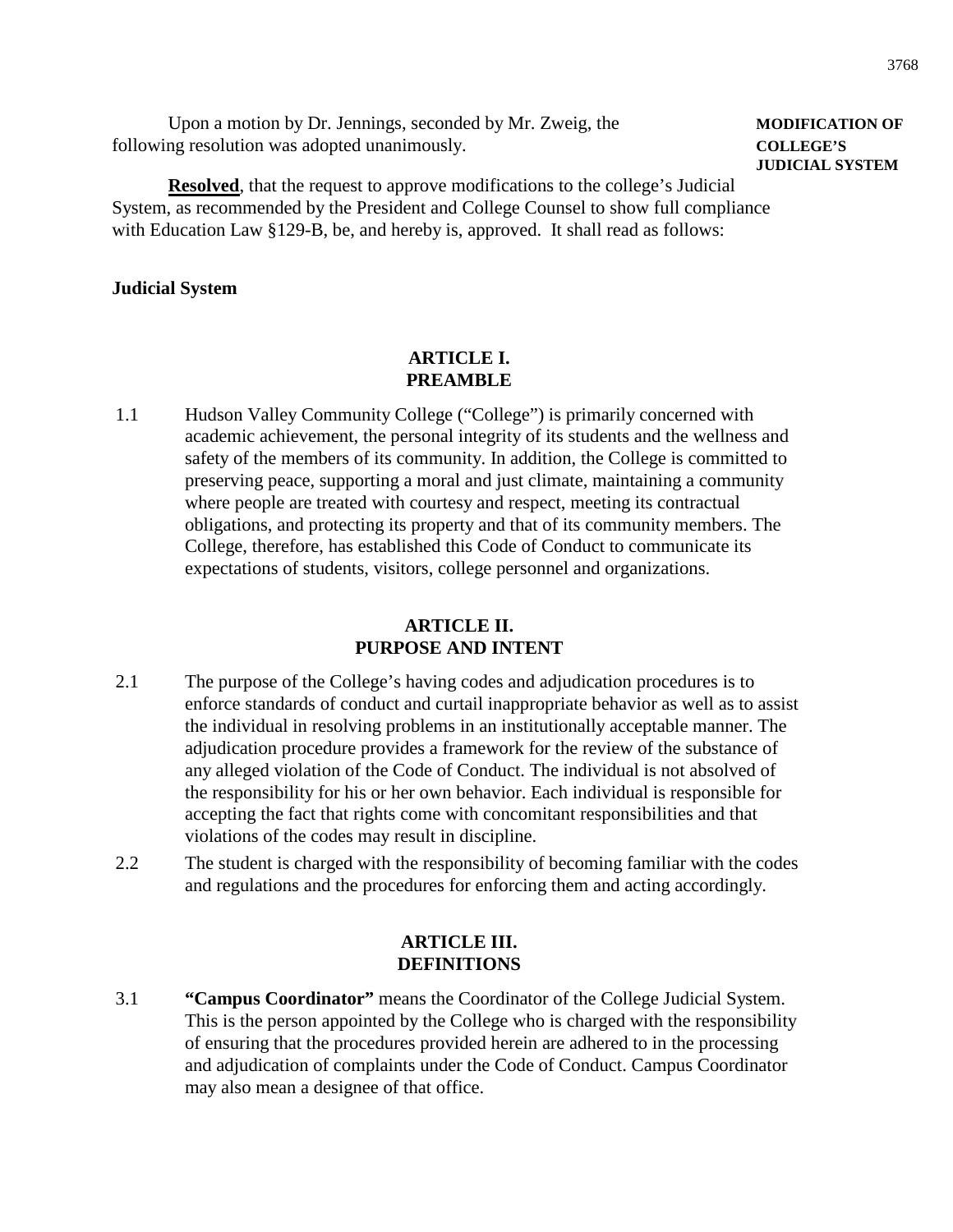Upon a motion by Dr. Jennings, seconded by Mr. Zweig, the following resolution was adopted unanimously.

**MODIFICATION OF COLLEGE'S JUDICIAL SYSTEM**

**Resolved**, that the request to approve modifications to the college's Judicial System, as recommended by the President and College Counsel to show full compliance with Education Law §129-B, be, and hereby is, approved. It shall read as follows:

**Judicial System**

## ARTICLE I. PREAMBLE

1.1 Hudson Valley Community College ("College") is primarily concerned with academic achievement, the personal integrity of its students and the wellness and safety of the members of its community. In addition, the College is committed to preserving peace, supporting a moral and just climate, maintaining a community where people are treated with courtesy and respect, meeting its contractual obligations, and protecting its property and that of its community members. The College, therefore, has established this Code of Conduct to communicate its expectations of students, visitors, college personnel and organizations.

## ARTICLE II. PURPOSE AND INTENT

2.1 The purpose of the College's having codes and adjudication procedures is to enforce standards of conduct and curtail inappropriate behavior as well as to assist the individual in resolving problems in an institutionally acceptable manner. The adjudication procedure provides a framework for the review of the substance of any alleged violation of the Code of Conduct. The individual is not absolved of the responsibility for his or her own behavior. Each individual is responsible for accepting the fact that rights come with concomitant responsibilities and that violations of the codes may result in discipline.

2.2 The student is charged with the responsibility of becoming familiar with the codes and regulations and the procedures for enforcing them and acting accordingly.

## ARTICLE III. DEFINITIONS

3.1 **"Campus Coordinator"** means the Coordinator of the College Judicial System. This is the person appointed by the College who is charged with the responsibility of ensuring that the procedures provided herein are adhered to in the processing and adjudication of complaints under the Code of Conduct. Campus Coordinator may also mean a designee of that office.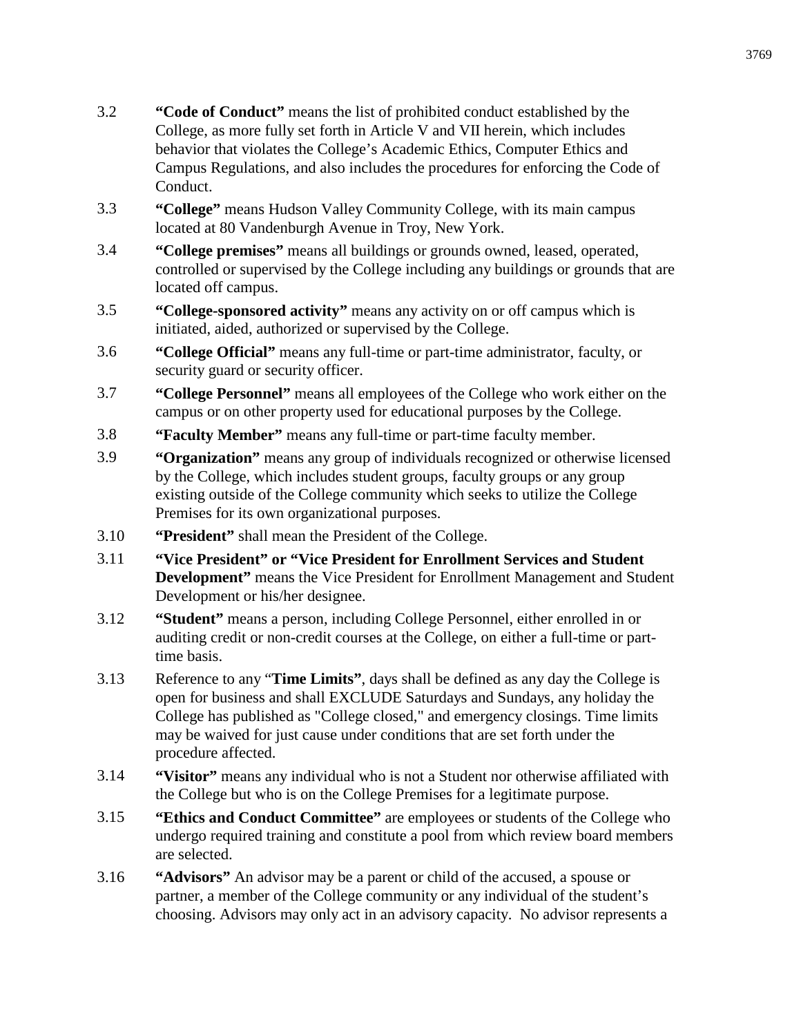3.2 **"Code of Conduct"** means the list of prohibited conduct established by the College, as more fully set forth in Article V and VII herein, which includes behavior that violates the College's Academic Ethics, Computer Ethics and Campus Regulations, and also includes the procedures for enforcing the Code of Conduct.

3.3 **"College"** means Hudson Valley Community College, with its main campus located at 80 Vandenburgh Avenue in Troy, New York.

3.4 **"College premises"** means all buildings or grounds owned, leased, operated, controlled or supervised by the College including any buildings or grounds that are located off campus.

3.5 **"College-sponsored activity"** means any activity on or off campus which is initiated, aided, authorized or supervised by the College.

3.6 **"College Official"** means any full-time or part-time administrator, faculty, or security guard or security officer.

3.7 **"College Personnel"** means all employees of the College who work either on the campus or on other property used for educational purposes by the College.

3.8 **"Faculty Member"** means any full-time or part-time faculty member.

3.9 **"Organization"** means any group of individuals recognized or otherwise licensed by the College, which includes student groups, faculty groups or any group existing outside of the College community which seeks to utilize the College Premises for its own organizational purposes.

3.10 **"President"** shall mean the President of the College.

3.11 **"Vice President" or "Vice President for Enrollment Services and Student Development"** means the Vice President for Enrollment Management and Student Development or his/her designee.

3.12 **"Student"** means a person, including College Personnel, either enrolled in or auditing credit or non-credit courses at the College, on either a full-time or part-time basis.

3.13 Reference to any "**Time Limits"**, days shall be defined as any day the College is open for business and shall EXCLUDE Saturdays and Sundays, any holiday the College has published as "College closed," and emergency closings. Time limits may be waived for just cause under conditions that are set forth under the procedure affected.

3.14 **"Visitor"** means any individual who is not a Student nor otherwise affiliated with the College but who is on the College Premises for a legitimate purpose.

3.15 **"Ethics and Conduct Committee"** are employees or students of the College who undergo required training and constitute a pool from which review board members are selected.

3.16 **"Advisors"** An advisor may be a parent or child of the accused, a spouse or partner, a member of the College community or any individual of the student's choosing. Advisors may only act in an advisory capacity. No advisor represents a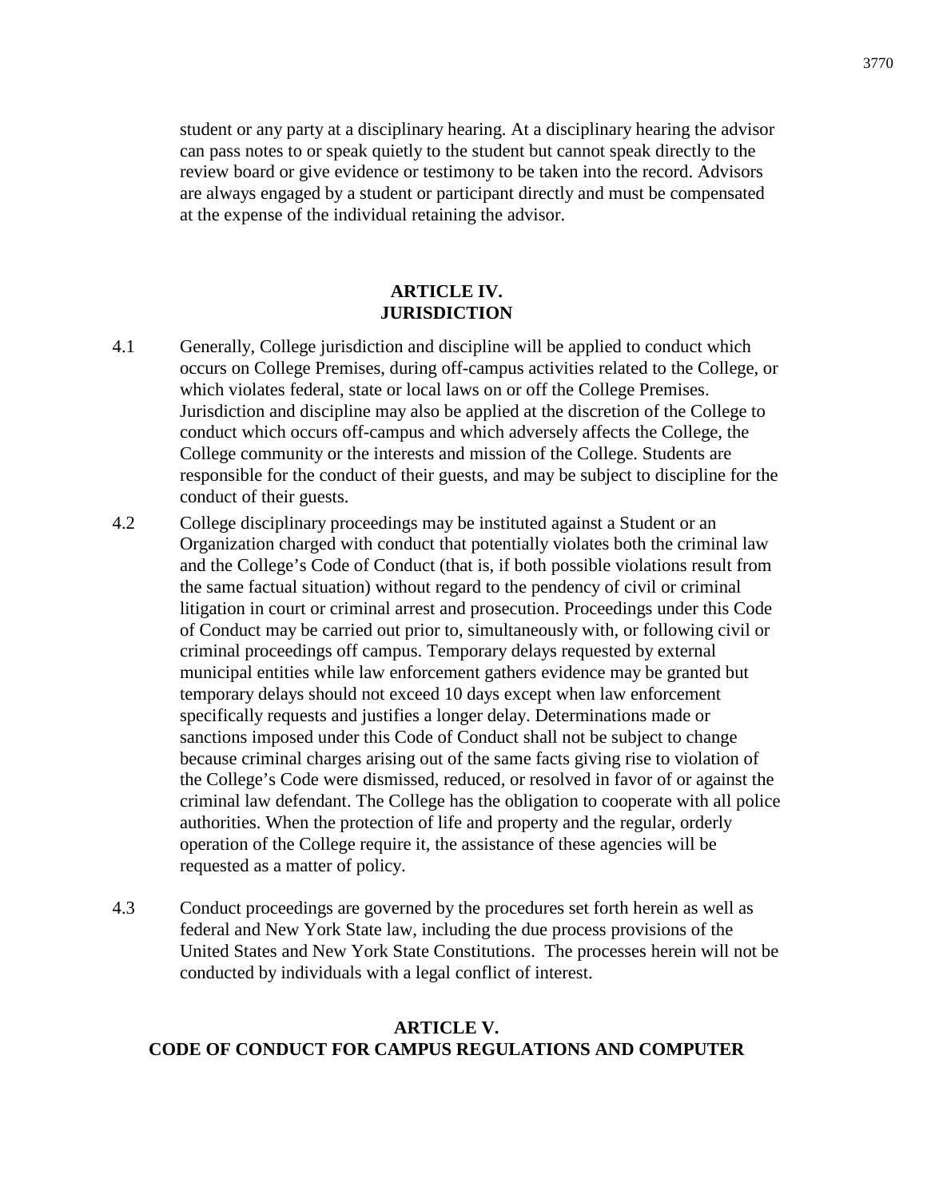student or any party at a disciplinary hearing. At a disciplinary hearing the advisor can pass notes to or speak quietly to the student but cannot speak directly to the review board or give evidence or testimony to be taken into the record. Advisors are always engaged by a student or participant directly and must be compensated at the expense of the individual retaining the advisor.

## ARTICLE IV. JURISDICTION

4.1 Generally, College jurisdiction and discipline will be applied to conduct which occurs on College Premises, during off-campus activities related to the College, or which violates federal, state or local laws on or off the College Premises. Jurisdiction and discipline may also be applied at the discretion of the College to conduct which occurs off-campus and which adversely affects the College, the College community or the interests and mission of the College. Students are responsible for the conduct of their guests, and may be subject to discipline for the conduct of their guests.

4.2 College disciplinary proceedings may be instituted against a Student or an Organization charged with conduct that potentially violates both the criminal law and the College's Code of Conduct (that is, if both possible violations result from the same factual situation) without regard to the pendency of civil or criminal litigation in court or criminal arrest and prosecution. Proceedings under this Code of Conduct may be carried out prior to, simultaneously with, or following civil or criminal proceedings off campus. Temporary delays requested by external municipal entities while law enforcement gathers evidence may be granted but temporary delays should not exceed 10 days except when law enforcement specifically requests and justifies a longer delay. Determinations made or sanctions imposed under this Code of Conduct shall not be subject to change because criminal charges arising out of the same facts giving rise to violation of the College's Code were dismissed, reduced, or resolved in favor of or against the criminal law defendant. The College has the obligation to cooperate with all police authorities. When the protection of life and property and the regular, orderly operation of the College require it, the assistance of these agencies will be requested as a matter of policy.

4.3 Conduct proceedings are governed by the procedures set forth herein as well as federal and New York State law, including the due process provisions of the United States and New York State Constitutions. The processes herein will not be conducted by individuals with a legal conflict of interest.

## ARTICLE V. CODE OF CONDUCT FOR CAMPUS REGULATIONS AND COMPUTER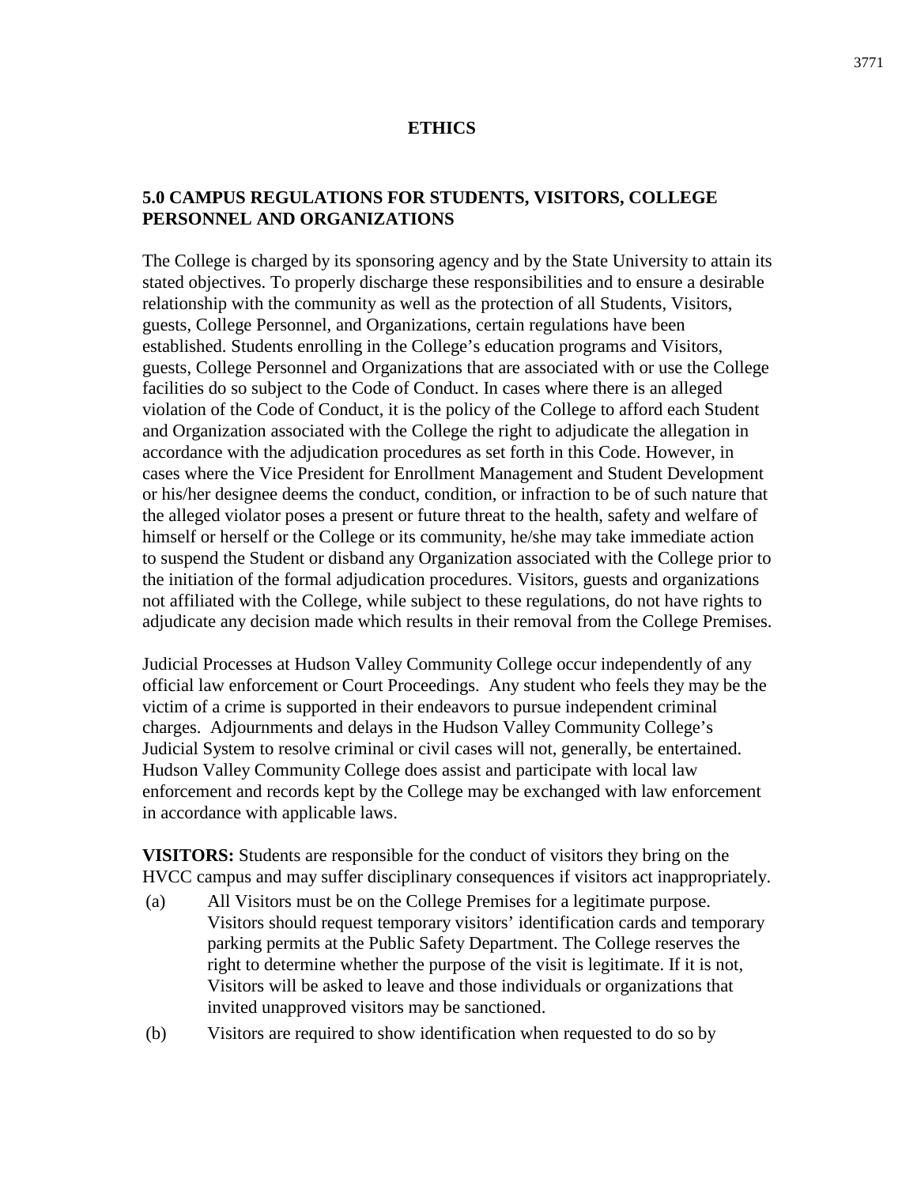## ETHICS

### 5.0 CAMPUS REGULATIONS FOR STUDENTS, VISITORS, COLLEGE PERSONNEL AND ORGANIZATIONS

The College is charged by its sponsoring agency and by the State University to attain its stated objectives. To properly discharge these responsibilities and to ensure a desirable relationship with the community as well as the protection of all Students, Visitors, guests, College Personnel, and Organizations, certain regulations have been established. Students enrolling in the College's education programs and Visitors, guests, College Personnel and Organizations that are associated with or use the College facilities do so subject to the Code of Conduct. In cases where there is an alleged violation of the Code of Conduct, it is the policy of the College to afford each Student and Organization associated with the College the right to adjudicate the allegation in accordance with the adjudication procedures as set forth in this Code. However, in cases where the Vice President for Enrollment Management and Student Development or his/her designee deems the conduct, condition, or infraction to be of such nature that the alleged violator poses a present or future threat to the health, safety and welfare of himself or herself or the College or its community, he/she may take immediate action to suspend the Student or disband any Organization associated with the College prior to the initiation of the formal adjudication procedures. Visitors, guests and organizations not affiliated with the College, while subject to these regulations, do not have rights to adjudicate any decision made which results in their removal from the College Premises.

Judicial Processes at Hudson Valley Community College occur independently of any official law enforcement or Court Proceedings. Any student who feels they may be the victim of a crime is supported in their endeavors to pursue independent criminal charges. Adjournments and delays in the Hudson Valley Community College's Judicial System to resolve criminal or civil cases will not, generally, be entertained. Hudson Valley Community College does assist and participate with local law enforcement and records kept by the College may be exchanged with law enforcement in accordance with applicable laws.

**VISITORS:** Students are responsible for the conduct of visitors they bring on the HVCC campus and may suffer disciplinary consequences if visitors act inappropriately.

(a) All Visitors must be on the College Premises for a legitimate purpose. Visitors should request temporary visitors' identification cards and temporary parking permits at the Public Safety Department. The College reserves the right to determine whether the purpose of the visit is legitimate. If it is not, Visitors will be asked to leave and those individuals or organizations that invited unapproved visitors may be sanctioned.

(b) Visitors are required to show identification when requested to do so by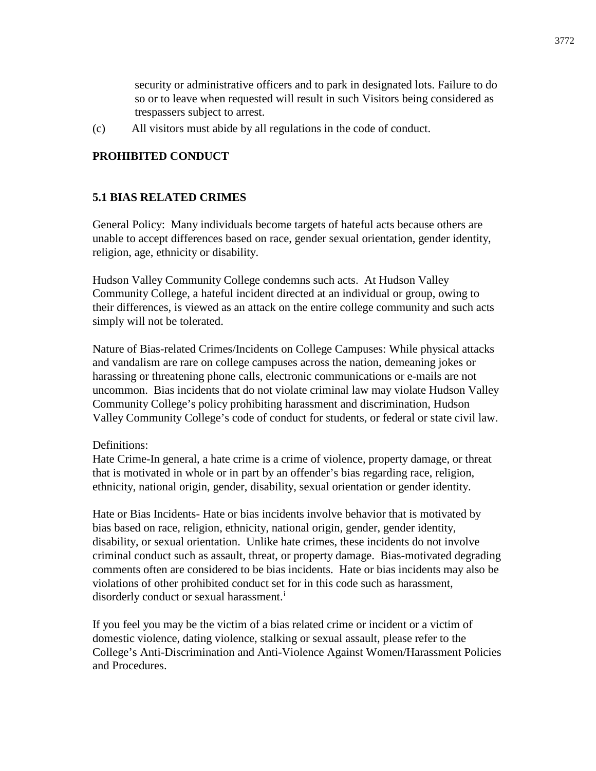security or administrative officers and to park in designated lots. Failure to do so or to leave when requested will result in such Visitors being considered as trespassers subject to arrest.

(c) All visitors must abide by all regulations in the code of conduct.

## PROHIBITED CONDUCT

### 5.1 BIAS RELATED CRIMES

General Policy: Many individuals become targets of hateful acts because others are unable to accept differences based on race, gender sexual orientation, gender identity, religion, age, ethnicity or disability.

Hudson Valley Community College condemns such acts. At Hudson Valley Community College, a hateful incident directed at an individual or group, owing to their differences, is viewed as an attack on the entire college community and such acts simply will not be tolerated.

Nature of Bias-related Crimes/Incidents on College Campuses: While physical attacks and vandalism are rare on college campuses across the nation, demeaning jokes or harassing or threatening phone calls, electronic communications or e-mails are not uncommon. Bias incidents that do not violate criminal law may violate Hudson Valley Community College's policy prohibiting harassment and discrimination, Hudson Valley Community College's code of conduct for students, or federal or state civil law.

Definitions:
Hate Crime-In general, a hate crime is a crime of violence, property damage, or threat that is motivated in whole or in part by an offender's bias regarding race, religion, ethnicity, national origin, gender, disability, sexual orientation or gender identity.

Hate or Bias Incidents- Hate or bias incidents involve behavior that is motivated by bias based on race, religion, ethnicity, national origin, gender, gender identity, disability, or sexual orientation. Unlike hate crimes, these incidents do not involve criminal conduct such as assault, threat, or property damage. Bias-motivated degrading comments often are considered to be bias incidents. Hate or bias incidents may also be violations of other prohibited conduct set for in this code such as harassment, disorderly conduct or sexual harassment.[i]

If you feel you may be the victim of a bias related crime or incident or a victim of domestic violence, dating violence, stalking or sexual assault, please refer to the College's Anti-Discrimination and Anti-Violence Against Women/Harassment Policies and Procedures.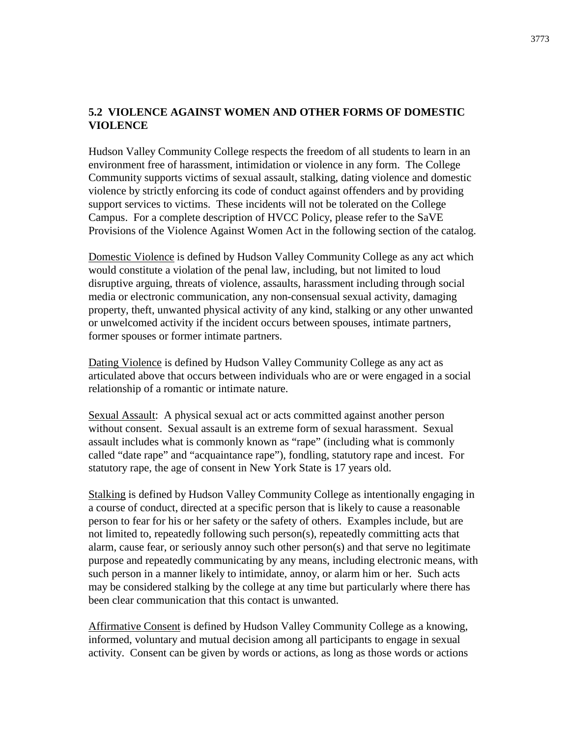## 5.2 VIOLENCE AGAINST WOMEN AND OTHER FORMS OF DOMESTIC VIOLENCE

Hudson Valley Community College respects the freedom of all students to learn in an environment free of harassment, intimidation or violence in any form. The College Community supports victims of sexual assault, stalking, dating violence and domestic violence by strictly enforcing its code of conduct against offenders and by providing support services to victims. These incidents will not be tolerated on the College Campus. For a complete description of HVCC Policy, please refer to the SaVE Provisions of the Violence Against Women Act in the following section of the catalog.

<u>Domestic Violence</u> is defined by Hudson Valley Community College as any act which would constitute a violation of the penal law, including, but not limited to loud disruptive arguing, threats of violence, assaults, harassment including through social media or electronic communication, any non-consensual sexual activity, damaging property, theft, unwanted physical activity of any kind, stalking or any other unwanted or unwelcomed activity if the incident occurs between spouses, intimate partners, former spouses or former intimate partners.

<u>Dating Violence</u> is defined by Hudson Valley Community College as any act as articulated above that occurs between individuals who are or were engaged in a social relationship of a romantic or intimate nature.

<u>Sexual Assault</u>: A physical sexual act or acts committed against another person without consent. Sexual assault is an extreme form of sexual harassment. Sexual assault includes what is commonly known as "rape" (including what is commonly called "date rape" and "acquaintance rape"), fondling, statutory rape and incest. For statutory rape, the age of consent in New York State is 17 years old.

<u>Stalking</u> is defined by Hudson Valley Community College as intentionally engaging in a course of conduct, directed at a specific person that is likely to cause a reasonable person to fear for his or her safety or the safety of others. Examples include, but are not limited to, repeatedly following such person(s), repeatedly committing acts that alarm, cause fear, or seriously annoy such other person(s) and that serve no legitimate purpose and repeatedly communicating by any means, including electronic means, with such person in a manner likely to intimidate, annoy, or alarm him or her. Such acts may be considered stalking by the college at any time but particularly where there has been clear communication that this contact is unwanted.

<u>Affirmative Consent</u> is defined by Hudson Valley Community College as a knowing, informed, voluntary and mutual decision among all participants to engage in sexual activity. Consent can be given by words or actions, as long as those words or actions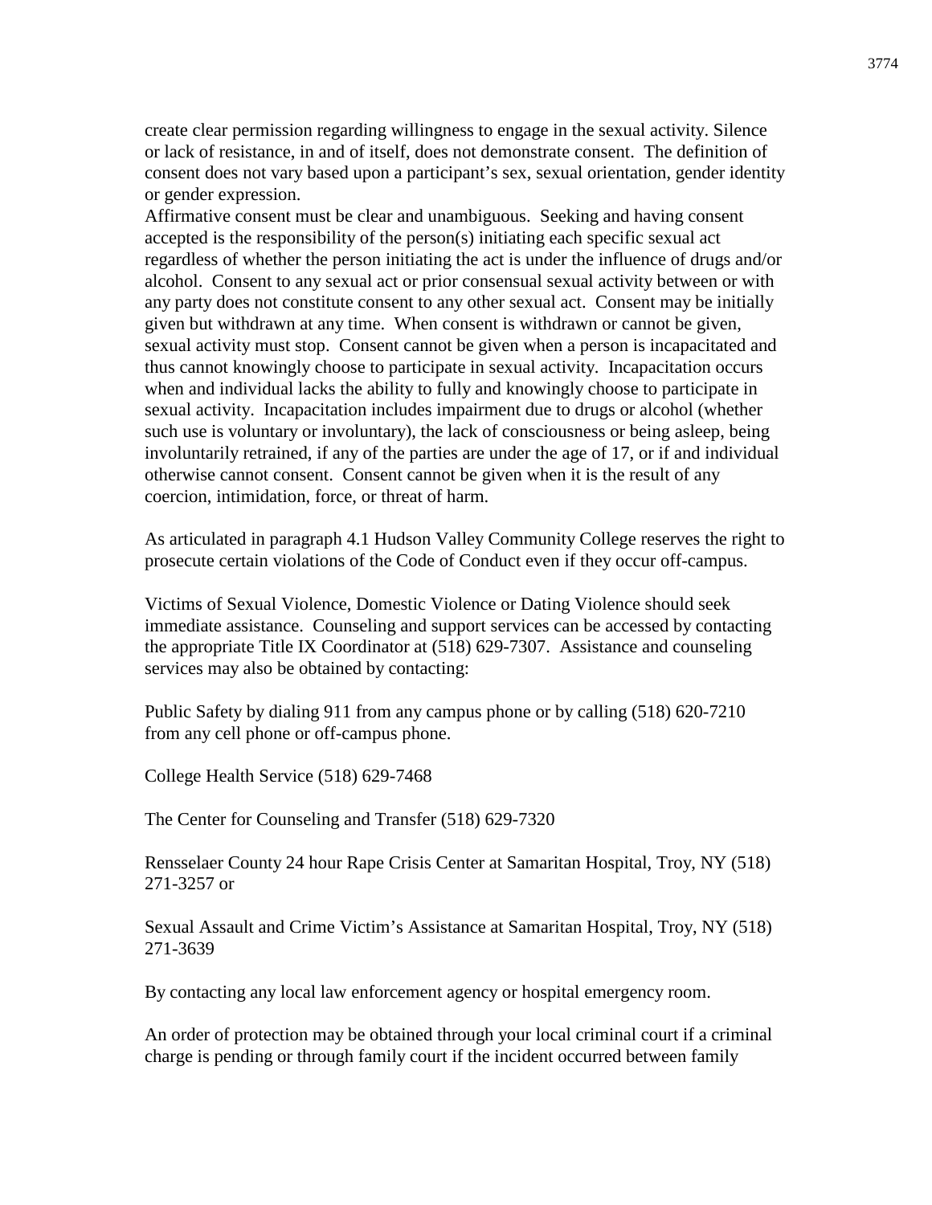create clear permission regarding willingness to engage in the sexual activity. Silence or lack of resistance, in and of itself, does not demonstrate consent. The definition of consent does not vary based upon a participant's sex, sexual orientation, gender identity or gender expression.
Affirmative consent must be clear and unambiguous. Seeking and having consent accepted is the responsibility of the person(s) initiating each specific sexual act regardless of whether the person initiating the act is under the influence of drugs and/or alcohol. Consent to any sexual act or prior consensual sexual activity between or with any party does not constitute consent to any other sexual act. Consent may be initially given but withdrawn at any time. When consent is withdrawn or cannot be given, sexual activity must stop. Consent cannot be given when a person is incapacitated and thus cannot knowingly choose to participate in sexual activity. Incapacitation occurs when and individual lacks the ability to fully and knowingly choose to participate in sexual activity. Incapacitation includes impairment due to drugs or alcohol (whether such use is voluntary or involuntary), the lack of consciousness or being asleep, being involuntarily retrained, if any of the parties are under the age of 17, or if and individual otherwise cannot consent. Consent cannot be given when it is the result of any coercion, intimidation, force, or threat of harm.

As articulated in paragraph 4.1 Hudson Valley Community College reserves the right to prosecute certain violations of the Code of Conduct even if they occur off-campus.

Victims of Sexual Violence, Domestic Violence or Dating Violence should seek immediate assistance. Counseling and support services can be accessed by contacting the appropriate Title IX Coordinator at (518) 629-7307. Assistance and counseling services may also be obtained by contacting:

Public Safety by dialing 911 from any campus phone or by calling (518) 620-7210 from any cell phone or off-campus phone.

College Health Service (518) 629-7468

The Center for Counseling and Transfer (518) 629-7320

Rensselaer County 24 hour Rape Crisis Center at Samaritan Hospital, Troy, NY (518) 271-3257 or

Sexual Assault and Crime Victim's Assistance at Samaritan Hospital, Troy, NY (518) 271-3639

By contacting any local law enforcement agency or hospital emergency room.

An order of protection may be obtained through your local criminal court if a criminal charge is pending or through family court if the incident occurred between family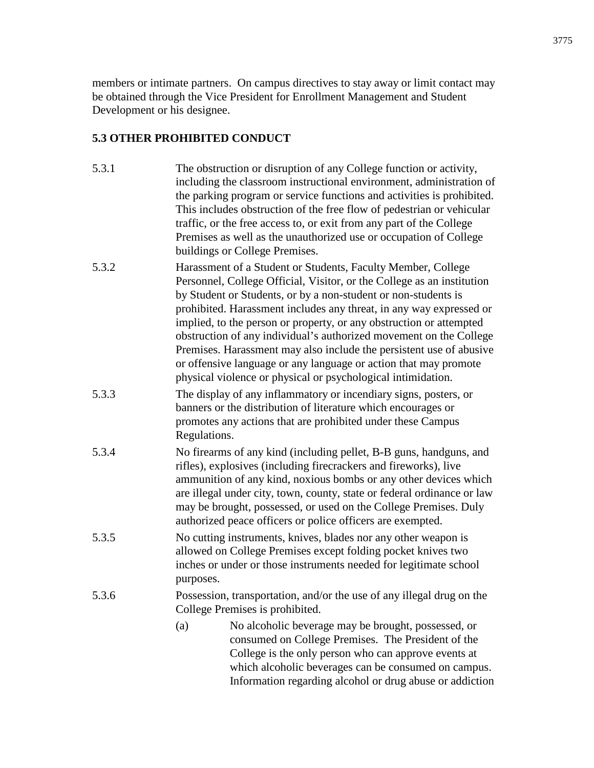members or intimate partners. On campus directives to stay away or limit contact may be obtained through the Vice President for Enrollment Management and Student Development or his designee.

**5.3 OTHER PROHIBITED CONDUCT**

5.3.1 The obstruction or disruption of any College function or activity, including the classroom instructional environment, administration of the parking program or service functions and activities is prohibited. This includes obstruction of the free flow of pedestrian or vehicular traffic, or the free access to, or exit from any part of the College Premises as well as the unauthorized use or occupation of College buildings or College Premises.

5.3.2 Harassment of a Student or Students, Faculty Member, College Personnel, College Official, Visitor, or the College as an institution by Student or Students, or by a non-student or non-students is prohibited. Harassment includes any threat, in any way expressed or implied, to the person or property, or any obstruction or attempted obstruction of any individual's authorized movement on the College Premises. Harassment may also include the persistent use of abusive or offensive language or any language or action that may promote physical violence or physical or psychological intimidation.

5.3.3 The display of any inflammatory or incendiary signs, posters, or banners or the distribution of literature which encourages or promotes any actions that are prohibited under these Campus Regulations.

5.3.4 No firearms of any kind (including pellet, B-B guns, handguns, and rifles), explosives (including firecrackers and fireworks), live ammunition of any kind, noxious bombs or any other devices which are illegal under city, town, county, state or federal ordinance or law may be brought, possessed, or used on the College Premises. Duly authorized peace officers or police officers are exempted.

5.3.5 No cutting instruments, knives, blades nor any other weapon is allowed on College Premises except folding pocket knives two inches or under or those instruments needed for legitimate school purposes.

5.3.6 Possession, transportation, and/or the use of any illegal drug on the College Premises is prohibited.

(a) No alcoholic beverage may be brought, possessed, or consumed on College Premises. The President of the College is the only person who can approve events at which alcoholic beverages can be consumed on campus. Information regarding alcohol or drug abuse or addiction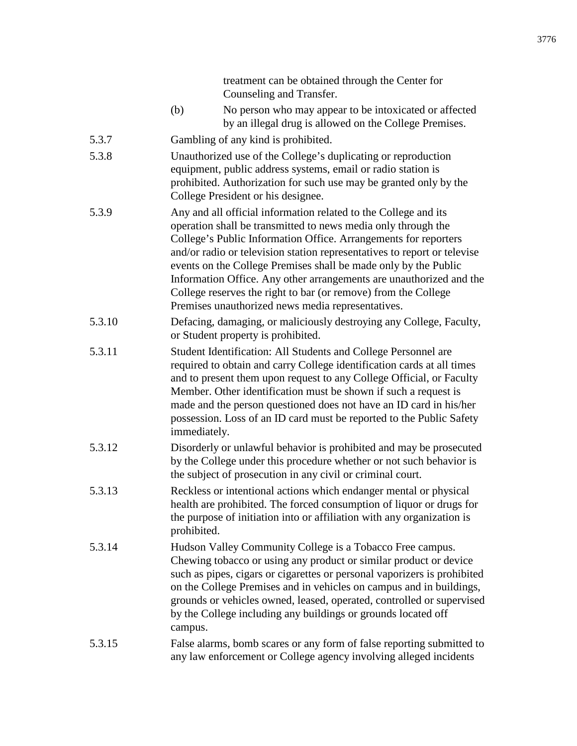treatment can be obtained through the Center for Counseling and Transfer.

(b) No person who may appear to be intoxicated or affected by an illegal drug is allowed on the College Premises.

5.3.7 Gambling of any kind is prohibited.

5.3.8 Unauthorized use of the College's duplicating or reproduction equipment, public address systems, email or radio station is prohibited. Authorization for such use may be granted only by the College President or his designee.

5.3.9 Any and all official information related to the College and its operation shall be transmitted to news media only through the College's Public Information Office. Arrangements for reporters and/or radio or television station representatives to report or televise events on the College Premises shall be made only by the Public Information Office. Any other arrangements are unauthorized and the College reserves the right to bar (or remove) from the College Premises unauthorized news media representatives.

5.3.10 Defacing, damaging, or maliciously destroying any College, Faculty, or Student property is prohibited.

5.3.11 Student Identification: All Students and College Personnel are required to obtain and carry College identification cards at all times and to present them upon request to any College Official, or Faculty Member. Other identification must be shown if such a request is made and the person questioned does not have an ID card in his/her possession. Loss of an ID card must be reported to the Public Safety immediately.

5.3.12 Disorderly or unlawful behavior is prohibited and may be prosecuted by the College under this procedure whether or not such behavior is the subject of prosecution in any civil or criminal court.

5.3.13 Reckless or intentional actions which endanger mental or physical health are prohibited. The forced consumption of liquor or drugs for the purpose of initiation into or affiliation with any organization is prohibited.

5.3.14 Hudson Valley Community College is a Tobacco Free campus. Chewing tobacco or using any product or similar product or device such as pipes, cigars or cigarettes or personal vaporizers is prohibited on the College Premises and in vehicles on campus and in buildings, grounds or vehicles owned, leased, operated, controlled or supervised by the College including any buildings or grounds located off campus.

5.3.15 False alarms, bomb scares or any form of false reporting submitted to any law enforcement or College agency involving alleged incidents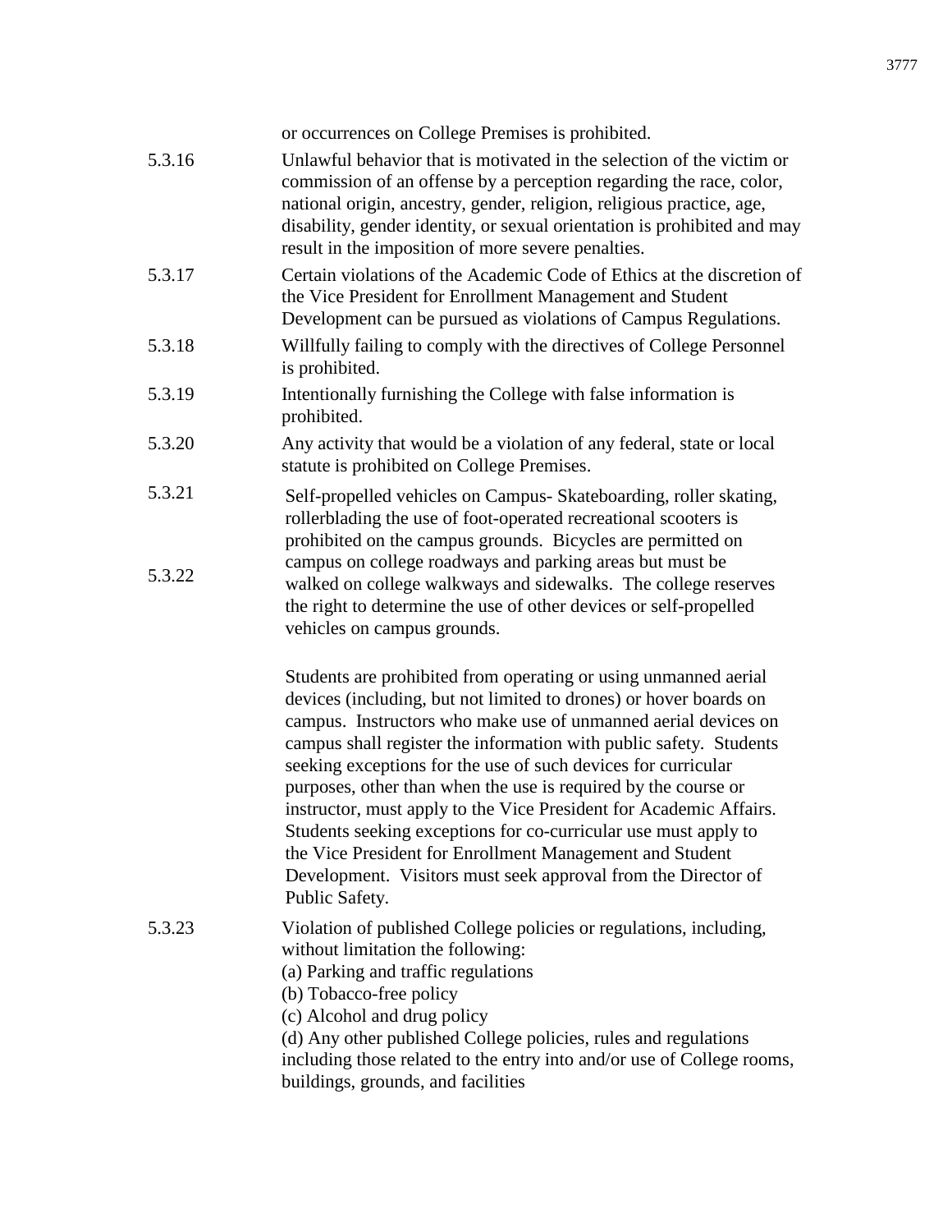or occurrences on College Premises is prohibited.

5.3.16 Unlawful behavior that is motivated in the selection of the victim or commission of an offense by a perception regarding the race, color, national origin, ancestry, gender, religion, religious practice, age, disability, gender identity, or sexual orientation is prohibited and may result in the imposition of more severe penalties.

5.3.17 Certain violations of the Academic Code of Ethics at the discretion of the Vice President for Enrollment Management and Student Development can be pursued as violations of Campus Regulations.

5.3.18 Willfully failing to comply with the directives of College Personnel is prohibited.

5.3.19 Intentionally furnishing the College with false information is prohibited.

5.3.20 Any activity that would be a violation of any federal, state or local statute is prohibited on College Premises.

5.3.21 Self-propelled vehicles on Campus- Skateboarding, roller skating, rollerblading the use of foot-operated recreational scooters is prohibited on the campus grounds. Bicycles are permitted on campus on college roadways and parking areas but must be walked on college walkways and sidewalks. The college reserves the right to determine the use of other devices or self-propelled vehicles on campus grounds.

5.3.22 Students are prohibited from operating or using unmanned aerial devices (including, but not limited to drones) or hover boards on campus. Instructors who make use of unmanned aerial devices on campus shall register the information with public safety. Students seeking exceptions for the use of such devices for curricular purposes, other than when the use is required by the course or instructor, must apply to the Vice President for Academic Affairs. Students seeking exceptions for co-curricular use must apply to the Vice President for Enrollment Management and Student Development. Visitors must seek approval from the Director of Public Safety.

5.3.23 Violation of published College policies or regulations, including, without limitation the following:

(a) Parking and traffic regulations
(b) Tobacco-free policy
(c) Alcohol and drug policy
(d) Any other published College policies, rules and regulations including those related to the entry into and/or use of College rooms, buildings, grounds, and facilities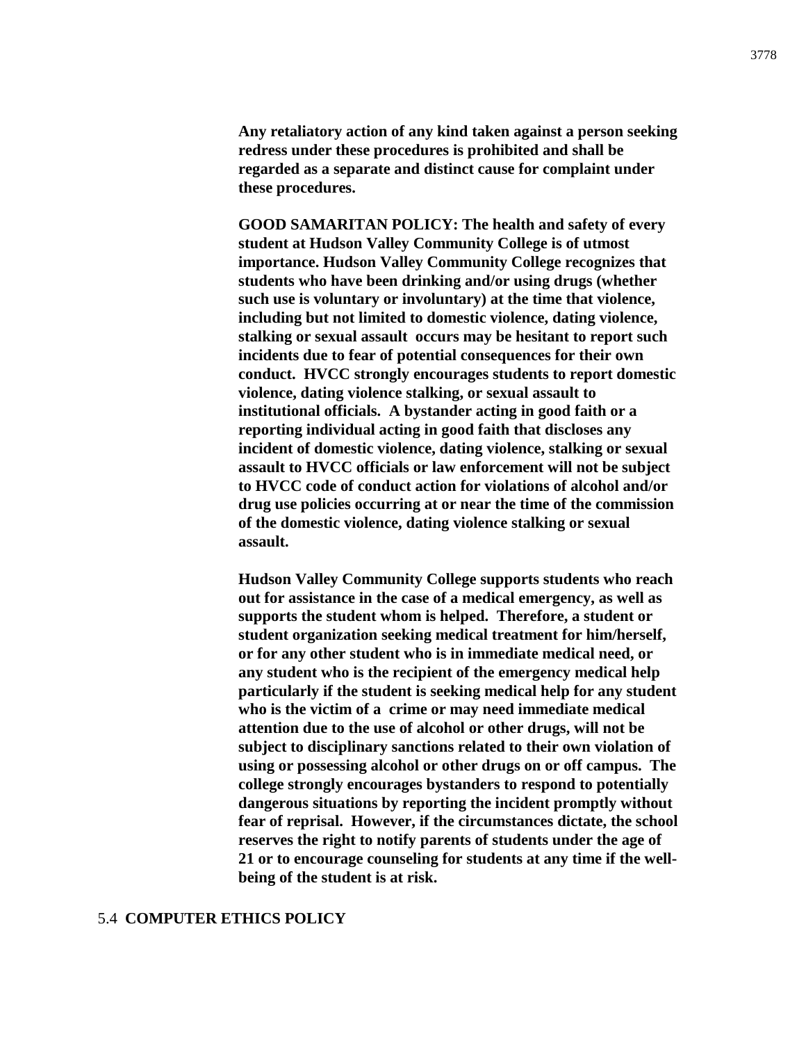**Any retaliatory action of any kind taken against a person seeking redress under these procedures is prohibited and shall be regarded as a separate and distinct cause for complaint under these procedures.**

**GOOD SAMARITAN POLICY: The health and safety of every student at Hudson Valley Community College is of utmost importance. Hudson Valley Community College recognizes that students who have been drinking and/or using drugs (whether such use is voluntary or involuntary) at the time that violence, including but not limited to domestic violence, dating violence, stalking or sexual assault occurs may be hesitant to report such incidents due to fear of potential consequences for their own conduct. HVCC strongly encourages students to report domestic violence, dating violence stalking, or sexual assault to institutional officials. A bystander acting in good faith or a reporting individual acting in good faith that discloses any incident of domestic violence, dating violence, stalking or sexual assault to HVCC officials or law enforcement will not be subject to HVCC code of conduct action for violations of alcohol and/or drug use policies occurring at or near the time of the commission of the domestic violence, dating violence stalking or sexual assault.**

**Hudson Valley Community College supports students who reach out for assistance in the case of a medical emergency, as well as supports the student whom is helped. Therefore, a student or student organization seeking medical treatment for him/herself, or for any other student who is in immediate medical need, or any student who is the recipient of the emergency medical help particularly if the student is seeking medical help for any student who is the victim of a crime or may need immediate medical attention due to the use of alcohol or other drugs, will not be subject to disciplinary sanctions related to their own violation of using or possessing alcohol or other drugs on or off campus. The college strongly encourages bystanders to respond to potentially dangerous situations by reporting the incident promptly without fear of reprisal. However, if the circumstances dictate, the school reserves the right to notify parents of students under the age of 21 or to encourage counseling for students at any time if the well-being of the student is at risk.**

## 5.4 **COMPUTER ETHICS POLICY**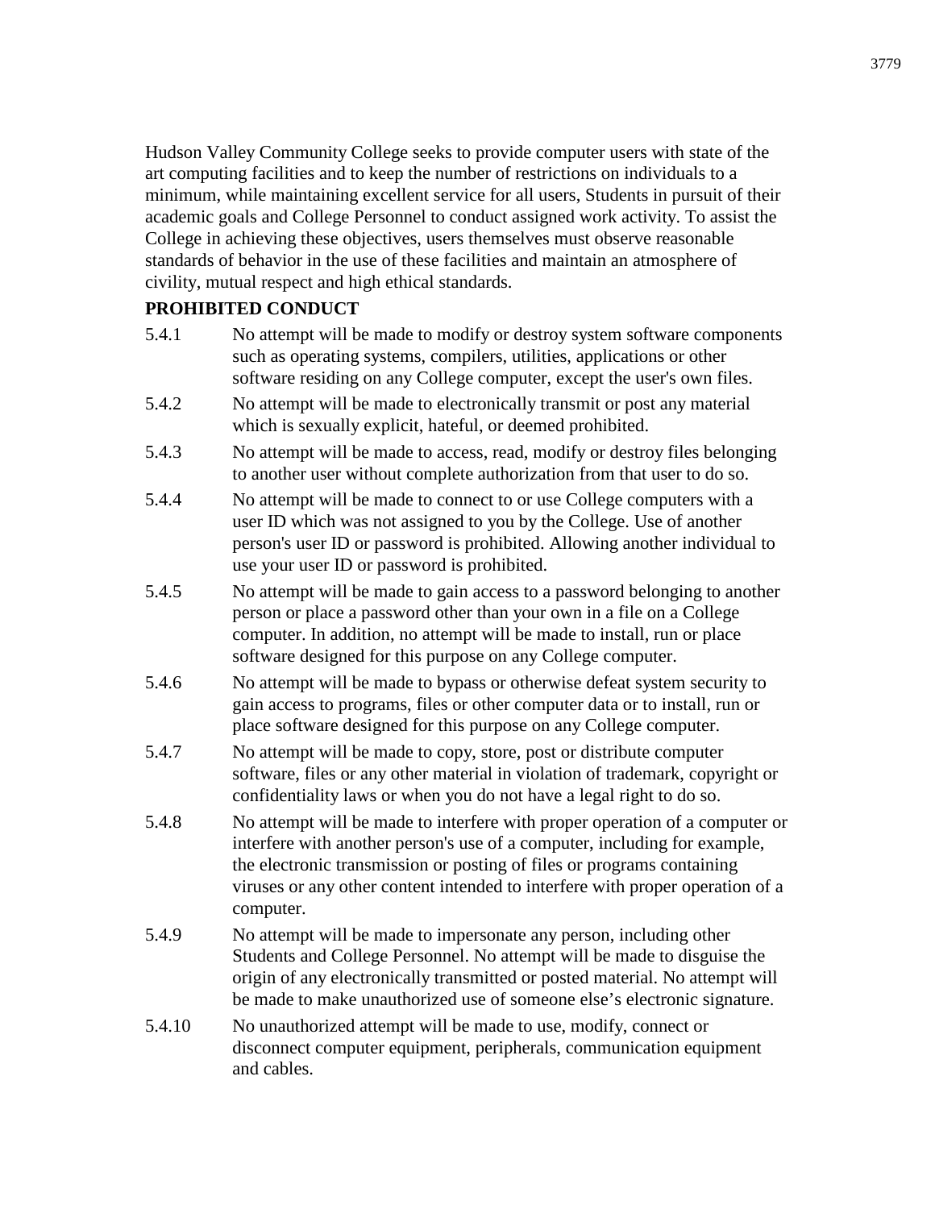Hudson Valley Community College seeks to provide computer users with state of the art computing facilities and to keep the number of restrictions on individuals to a minimum, while maintaining excellent service for all users, Students in pursuit of their academic goals and College Personnel to conduct assigned work activity. To assist the College in achieving these objectives, users themselves must observe reasonable standards of behavior in the use of these facilities and maintain an atmosphere of civility, mutual respect and high ethical standards.

**PROHIBITED CONDUCT**

5.4.1 No attempt will be made to modify or destroy system software components such as operating systems, compilers, utilities, applications or other software residing on any College computer, except the user's own files.

5.4.2 No attempt will be made to electronically transmit or post any material which is sexually explicit, hateful, or deemed prohibited.

5.4.3 No attempt will be made to access, read, modify or destroy files belonging to another user without complete authorization from that user to do so.

5.4.4 No attempt will be made to connect to or use College computers with a user ID which was not assigned to you by the College. Use of another person's user ID or password is prohibited. Allowing another individual to use your user ID or password is prohibited.

5.4.5 No attempt will be made to gain access to a password belonging to another person or place a password other than your own in a file on a College computer. In addition, no attempt will be made to install, run or place software designed for this purpose on any College computer.

5.4.6 No attempt will be made to bypass or otherwise defeat system security to gain access to programs, files or other computer data or to install, run or place software designed for this purpose on any College computer.

5.4.7 No attempt will be made to copy, store, post or distribute computer software, files or any other material in violation of trademark, copyright or confidentiality laws or when you do not have a legal right to do so.

5.4.8 No attempt will be made to interfere with proper operation of a computer or interfere with another person's use of a computer, including for example, the electronic transmission or posting of files or programs containing viruses or any other content intended to interfere with proper operation of a computer.

5.4.9 No attempt will be made to impersonate any person, including other Students and College Personnel. No attempt will be made to disguise the origin of any electronically transmitted or posted material. No attempt will be made to make unauthorized use of someone else's electronic signature.

5.4.10 No unauthorized attempt will be made to use, modify, connect or disconnect computer equipment, peripherals, communication equipment and cables.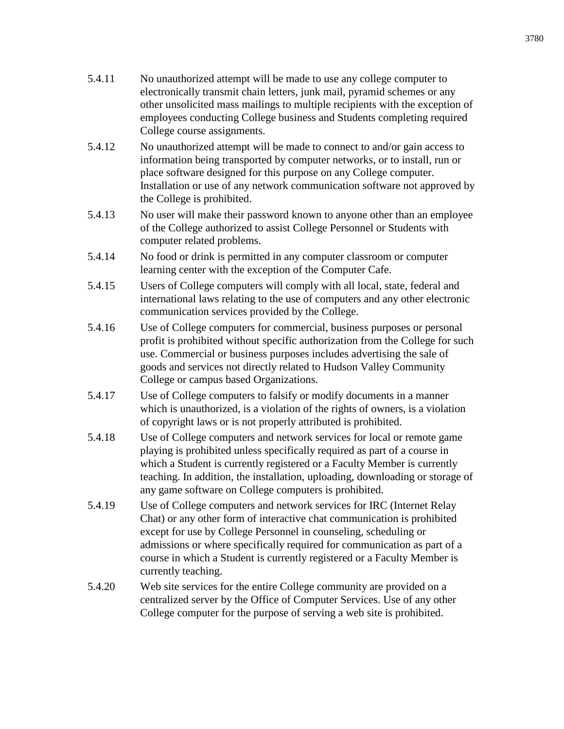5.4.11 No unauthorized attempt will be made to use any college computer to electronically transmit chain letters, junk mail, pyramid schemes or any other unsolicited mass mailings to multiple recipients with the exception of employees conducting College business and Students completing required College course assignments.

5.4.12 No unauthorized attempt will be made to connect to and/or gain access to information being transported by computer networks, or to install, run or place software designed for this purpose on any College computer. Installation or use of any network communication software not approved by the College is prohibited.

5.4.13 No user will make their password known to anyone other than an employee of the College authorized to assist College Personnel or Students with computer related problems.

5.4.14 No food or drink is permitted in any computer classroom or computer learning center with the exception of the Computer Cafe.

5.4.15 Users of College computers will comply with all local, state, federal and international laws relating to the use of computers and any other electronic communication services provided by the College.

5.4.16 Use of College computers for commercial, business purposes or personal profit is prohibited without specific authorization from the College for such use. Commercial or business purposes includes advertising the sale of goods and services not directly related to Hudson Valley Community College or campus based Organizations.

5.4.17 Use of College computers to falsify or modify documents in a manner which is unauthorized, is a violation of the rights of owners, is a violation of copyright laws or is not properly attributed is prohibited.

5.4.18 Use of College computers and network services for local or remote game playing is prohibited unless specifically required as part of a course in which a Student is currently registered or a Faculty Member is currently teaching. In addition, the installation, uploading, downloading or storage of any game software on College computers is prohibited.

5.4.19 Use of College computers and network services for IRC (Internet Relay Chat) or any other form of interactive chat communication is prohibited except for use by College Personnel in counseling, scheduling or admissions or where specifically required for communication as part of a course in which a Student is currently registered or a Faculty Member is currently teaching.

5.4.20 Web site services for the entire College community are provided on a centralized server by the Office of Computer Services. Use of any other College computer for the purpose of serving a web site is prohibited.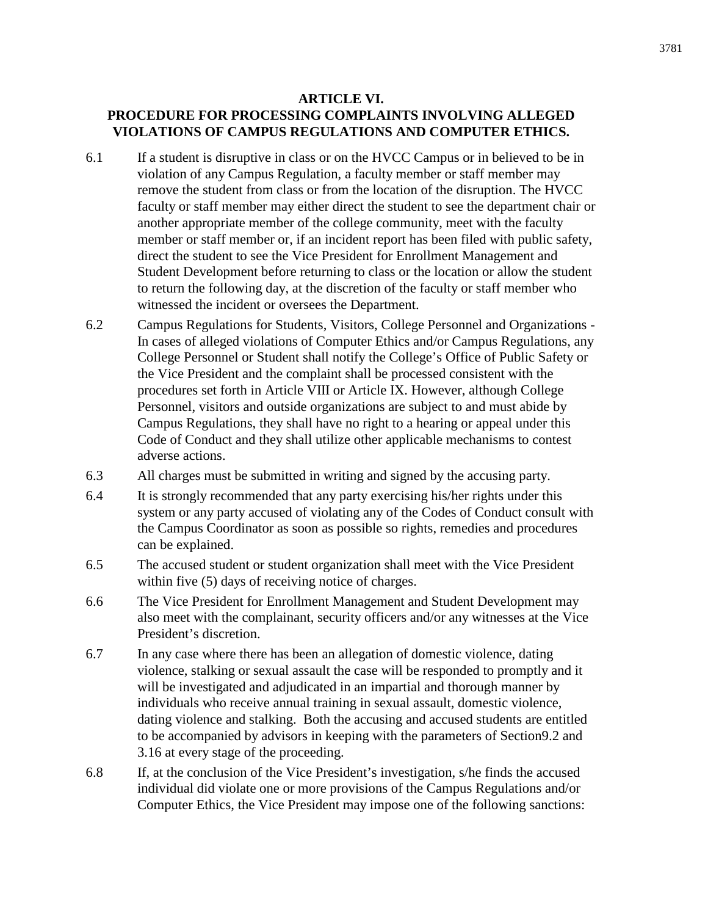## ARTICLE VI.
## PROCEDURE FOR PROCESSING COMPLAINTS INVOLVING ALLEGED VIOLATIONS OF CAMPUS REGULATIONS AND COMPUTER ETHICS.

6.1 If a student is disruptive in class or on the HVCC Campus or in believed to be in violation of any Campus Regulation, a faculty member or staff member may remove the student from class or from the location of the disruption. The HVCC faculty or staff member may either direct the student to see the department chair or another appropriate member of the college community, meet with the faculty member or staff member or, if an incident report has been filed with public safety, direct the student to see the Vice President for Enrollment Management and Student Development before returning to class or the location or allow the student to return the following day, at the discretion of the faculty or staff member who witnessed the incident or oversees the Department.

6.2 Campus Regulations for Students, Visitors, College Personnel and Organizations - In cases of alleged violations of Computer Ethics and/or Campus Regulations, any College Personnel or Student shall notify the College's Office of Public Safety or the Vice President and the complaint shall be processed consistent with the procedures set forth in Article VIII or Article IX. However, although College Personnel, visitors and outside organizations are subject to and must abide by Campus Regulations, they shall have no right to a hearing or appeal under this Code of Conduct and they shall utilize other applicable mechanisms to contest adverse actions.

6.3 All charges must be submitted in writing and signed by the accusing party.

6.4 It is strongly recommended that any party exercising his/her rights under this system or any party accused of violating any of the Codes of Conduct consult with the Campus Coordinator as soon as possible so rights, remedies and procedures can be explained.

6.5 The accused student or student organization shall meet with the Vice President within five (5) days of receiving notice of charges.

6.6 The Vice President for Enrollment Management and Student Development may also meet with the complainant, security officers and/or any witnesses at the Vice President's discretion.

6.7 In any case where there has been an allegation of domestic violence, dating violence, stalking or sexual assault the case will be responded to promptly and it will be investigated and adjudicated in an impartial and thorough manner by individuals who receive annual training in sexual assault, domestic violence, dating violence and stalking. Both the accusing and accused students are entitled to be accompanied by advisors in keeping with the parameters of Section9.2 and 3.16 at every stage of the proceeding.

6.8 If, at the conclusion of the Vice President's investigation, s/he finds the accused individual did violate one or more provisions of the Campus Regulations and/or Computer Ethics, the Vice President may impose one of the following sanctions: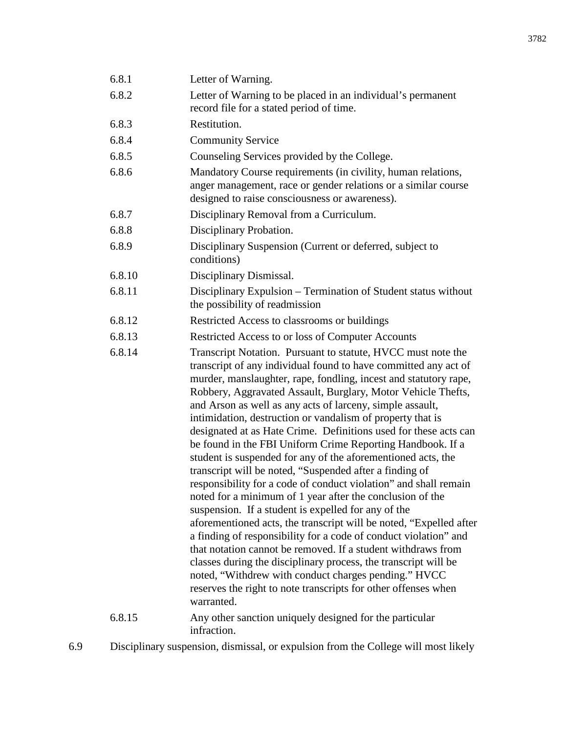6.8.1 Letter of Warning.

6.8.2 Letter of Warning to be placed in an individual's permanent record file for a stated period of time.

6.8.3 Restitution.

6.8.4 Community Service

6.8.5 Counseling Services provided by the College.

6.8.6 Mandatory Course requirements (in civility, human relations, anger management, race or gender relations or a similar course designed to raise consciousness or awareness).

6.8.7 Disciplinary Removal from a Curriculum.

6.8.8 Disciplinary Probation.

6.8.9 Disciplinary Suspension (Current or deferred, subject to conditions)

6.8.10 Disciplinary Dismissal.

6.8.11 Disciplinary Expulsion – Termination of Student status without the possibility of readmission

6.8.12 Restricted Access to classrooms or buildings

6.8.13 Restricted Access to or loss of Computer Accounts

6.8.14 Transcript Notation. Pursuant to statute, HVCC must note the transcript of any individual found to have committed any act of murder, manslaughter, rape, fondling, incest and statutory rape, Robbery, Aggravated Assault, Burglary, Motor Vehicle Thefts, and Arson as well as any acts of larceny, simple assault, intimidation, destruction or vandalism of property that is designated at as Hate Crime. Definitions used for these acts can be found in the FBI Uniform Crime Reporting Handbook. If a student is suspended for any of the aforementioned acts, the transcript will be noted, "Suspended after a finding of responsibility for a code of conduct violation" and shall remain noted for a minimum of 1 year after the conclusion of the suspension. If a student is expelled for any of the aforementioned acts, the transcript will be noted, "Expelled after a finding of responsibility for a code of conduct violation" and that notation cannot be removed. If a student withdraws from classes during the disciplinary process, the transcript will be noted, "Withdrew with conduct charges pending." HVCC reserves the right to note transcripts for other offenses when warranted.

6.8.15 Any other sanction uniquely designed for the particular infraction.

6.9 Disciplinary suspension, dismissal, or expulsion from the College will most likely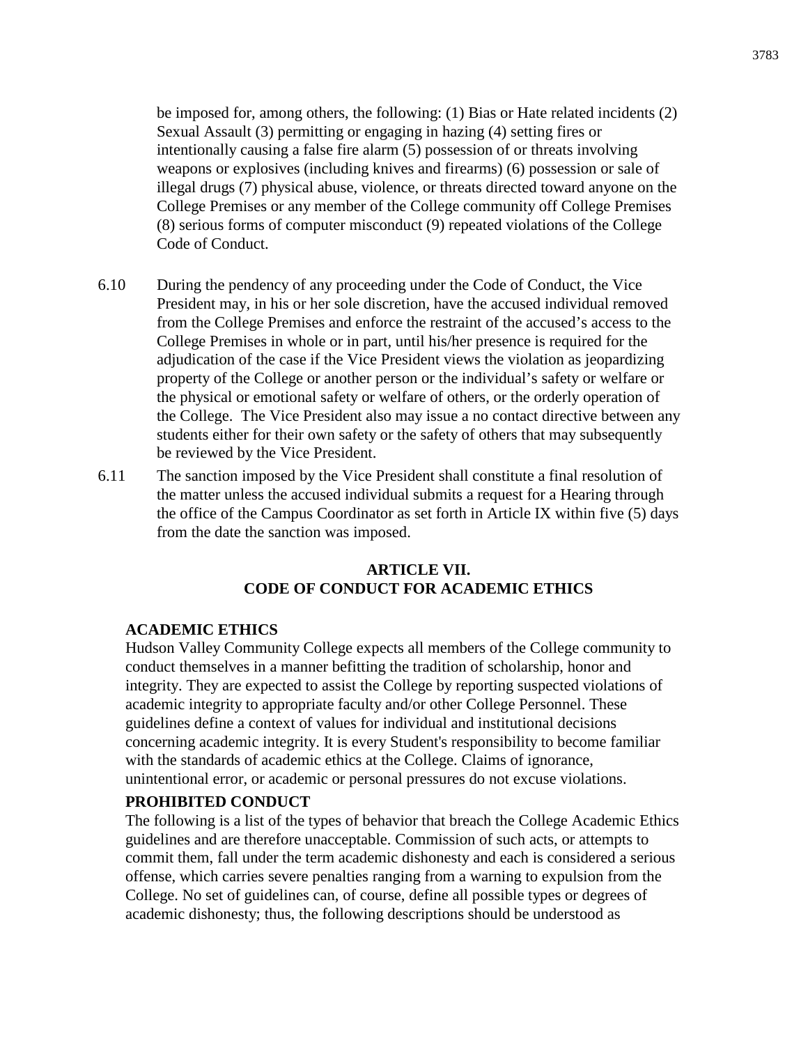be imposed for, among others, the following: (1) Bias or Hate related incidents (2) Sexual Assault (3) permitting or engaging in hazing (4) setting fires or intentionally causing a false fire alarm (5) possession of or threats involving weapons or explosives (including knives and firearms) (6) possession or sale of illegal drugs (7) physical abuse, violence, or threats directed toward anyone on the College Premises or any member of the College community off College Premises (8) serious forms of computer misconduct (9) repeated violations of the College Code of Conduct.

6.10 During the pendency of any proceeding under the Code of Conduct, the Vice President may, in his or her sole discretion, have the accused individual removed from the College Premises and enforce the restraint of the accused's access to the College Premises in whole or in part, until his/her presence is required for the adjudication of the case if the Vice President views the violation as jeopardizing property of the College or another person or the individual's safety or welfare or the physical or emotional safety or welfare of others, or the orderly operation of the College. The Vice President also may issue a no contact directive between any students either for their own safety or the safety of others that may subsequently be reviewed by the Vice President.

6.11 The sanction imposed by the Vice President shall constitute a final resolution of the matter unless the accused individual submits a request for a Hearing through the office of the Campus Coordinator as set forth in Article IX within five (5) days from the date the sanction was imposed.

## ARTICLE VII.
## CODE OF CONDUCT FOR ACADEMIC ETHICS

### ACADEMIC ETHICS

Hudson Valley Community College expects all members of the College community to conduct themselves in a manner befitting the tradition of scholarship, honor and integrity. They are expected to assist the College by reporting suspected violations of academic integrity to appropriate faculty and/or other College Personnel. These guidelines define a context of values for individual and institutional decisions concerning academic integrity. It is every Student's responsibility to become familiar with the standards of academic ethics at the College. Claims of ignorance, unintentional error, or academic or personal pressures do not excuse violations.

### PROHIBITED CONDUCT

The following is a list of the types of behavior that breach the College Academic Ethics guidelines and are therefore unacceptable. Commission of such acts, or attempts to commit them, fall under the term academic dishonesty and each is considered a serious offense, which carries severe penalties ranging from a warning to expulsion from the College. No set of guidelines can, of course, define all possible types or degrees of academic dishonesty; thus, the following descriptions should be understood as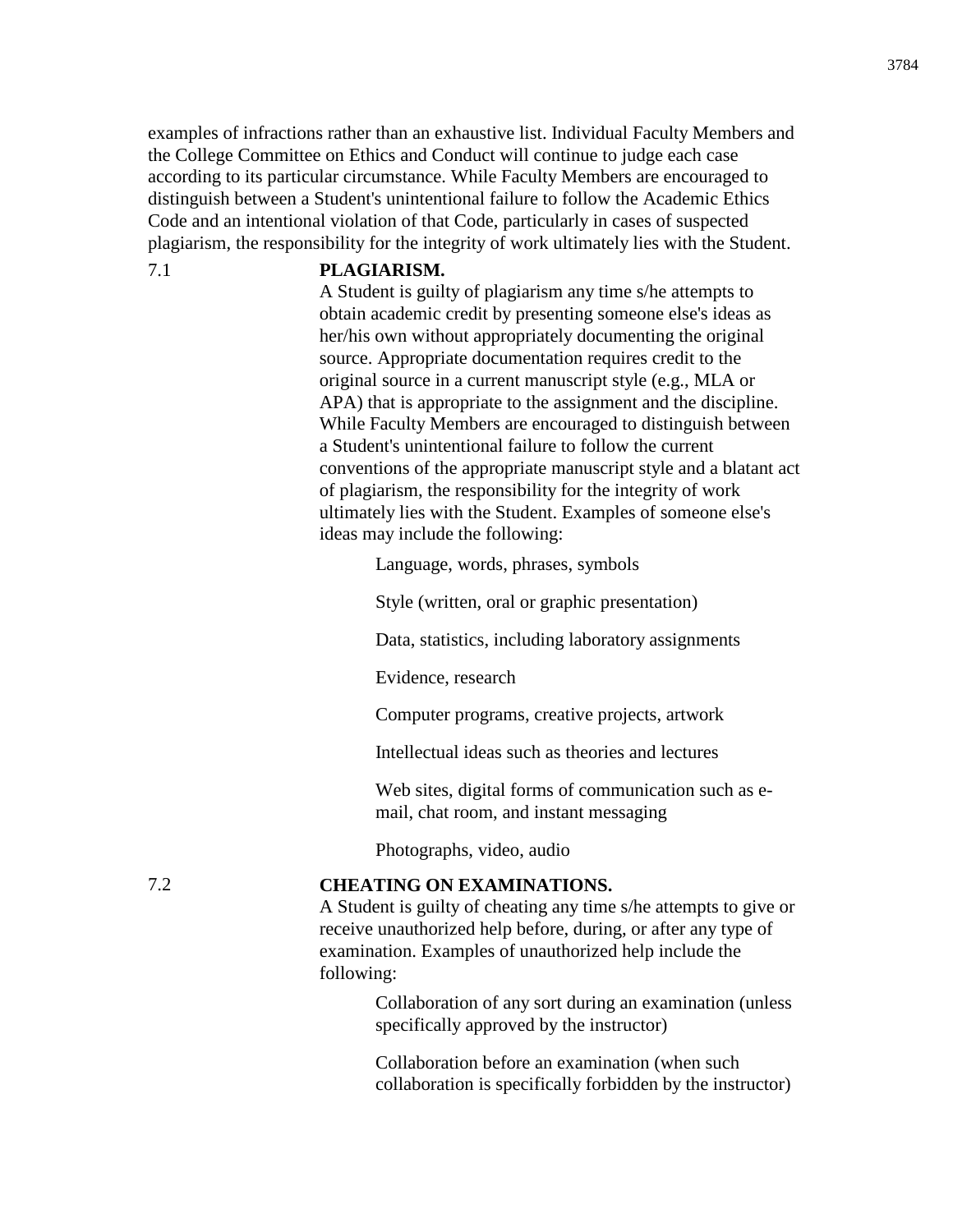examples of infractions rather than an exhaustive list. Individual Faculty Members and the College Committee on Ethics and Conduct will continue to judge each case according to its particular circumstance. While Faculty Members are encouraged to distinguish between a Student's unintentional failure to follow the Academic Ethics Code and an intentional violation of that Code, particularly in cases of suspected plagiarism, the responsibility for the integrity of work ultimately lies with the Student.

7.1 **PLAGIARISM.**

A Student is guilty of plagiarism any time s/he attempts to obtain academic credit by presenting someone else's ideas as her/his own without appropriately documenting the original source. Appropriate documentation requires credit to the original source in a current manuscript style (e.g., MLA or APA) that is appropriate to the assignment and the discipline. While Faculty Members are encouraged to distinguish between a Student's unintentional failure to follow the current conventions of the appropriate manuscript style and a blatant act of plagiarism, the responsibility for the integrity of work ultimately lies with the Student. Examples of someone else's ideas may include the following:

- Language, words, phrases, symbols
- Style (written, oral or graphic presentation)
- Data, statistics, including laboratory assignments
- Evidence, research
- Computer programs, creative projects, artwork
- Intellectual ideas such as theories and lectures
- Web sites, digital forms of communication such as e-mail, chat room, and instant messaging
- Photographs, video, audio

7.2 **CHEATING ON EXAMINATIONS.**

A Student is guilty of cheating any time s/he attempts to give or receive unauthorized help before, during, or after any type of examination. Examples of unauthorized help include the following:

- Collaboration of any sort during an examination (unless specifically approved by the instructor)
- Collaboration before an examination (when such collaboration is specifically forbidden by the instructor)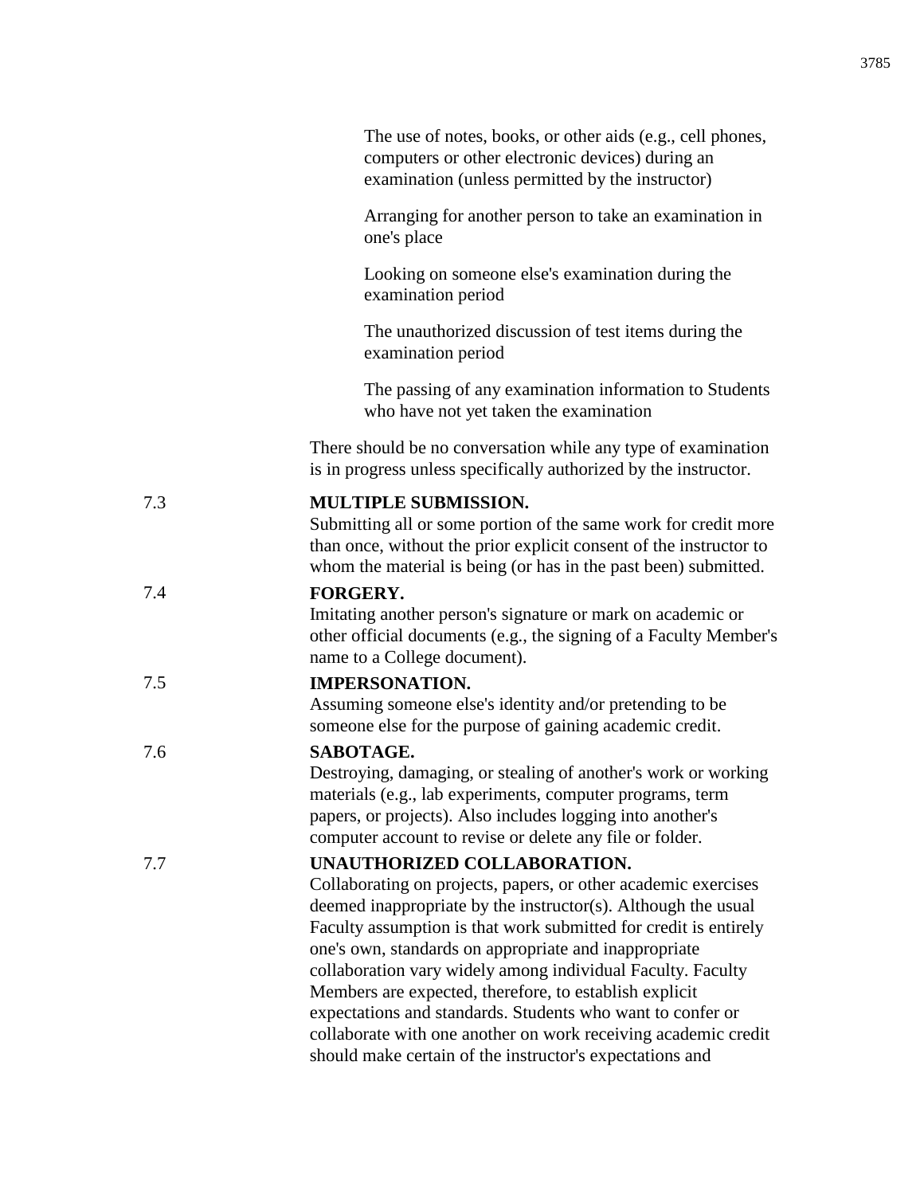The use of notes, books, or other aids (e.g., cell phones, computers or other electronic devices) during an examination (unless permitted by the instructor)

Arranging for another person to take an examination in one's place

Looking on someone else's examination during the examination period

The unauthorized discussion of test items during the examination period

The passing of any examination information to Students who have not yet taken the examination

There should be no conversation while any type of examination is in progress unless specifically authorized by the instructor.

7.3 **MULTIPLE SUBMISSION.**
Submitting all or some portion of the same work for credit more than once, without the prior explicit consent of the instructor to whom the material is being (or has in the past been) submitted.

7.4 **FORGERY.**
Imitating another person's signature or mark on academic or other official documents (e.g., the signing of a Faculty Member's name to a College document).

7.5 **IMPERSONATION.**
Assuming someone else's identity and/or pretending to be someone else for the purpose of gaining academic credit.

7.6 **SABOTAGE.**
Destroying, damaging, or stealing of another's work or working materials (e.g., lab experiments, computer programs, term papers, or projects). Also includes logging into another's computer account to revise or delete any file or folder.

7.7 **UNAUTHORIZED COLLABORATION.**
Collaborating on projects, papers, or other academic exercises deemed inappropriate by the instructor(s). Although the usual Faculty assumption is that work submitted for credit is entirely one's own, standards on appropriate and inappropriate collaboration vary widely among individual Faculty. Faculty Members are expected, therefore, to establish explicit expectations and standards. Students who want to confer or collaborate with one another on work receiving academic credit should make certain of the instructor's expectations and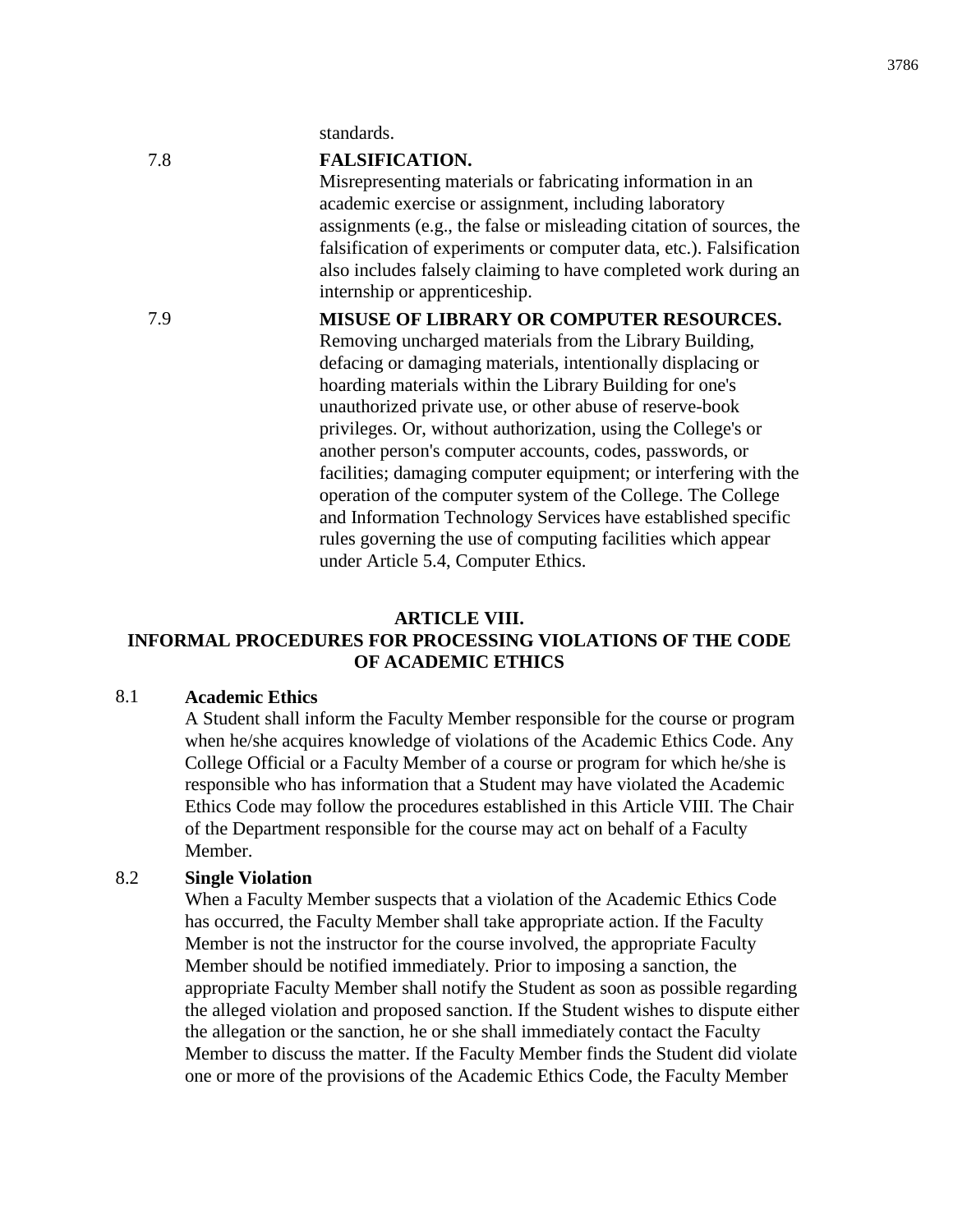standards.

**7.8 FALSIFICATION.**
Misrepresenting materials or fabricating information in an academic exercise or assignment, including laboratory assignments (e.g., the false or misleading citation of sources, the falsification of experiments or computer data, etc.). Falsification also includes falsely claiming to have completed work during an internship or apprenticeship.

**7.9 MISUSE OF LIBRARY OR COMPUTER RESOURCES.**
Removing uncharged materials from the Library Building, defacing or damaging materials, intentionally displacing or hoarding materials within the Library Building for one's unauthorized private use, or other abuse of reserve-book privileges. Or, without authorization, using the College's or another person's computer accounts, codes, passwords, or facilities; damaging computer equipment; or interfering with the operation of the computer system of the College. The College and Information Technology Services have established specific rules governing the use of computing facilities which appear under Article 5.4, Computer Ethics.

## ARTICLE VIII.
## INFORMAL PROCEDURES FOR PROCESSING VIOLATIONS OF THE CODE OF ACADEMIC ETHICS

**8.1 Academic Ethics**
A Student shall inform the Faculty Member responsible for the course or program when he/she acquires knowledge of violations of the Academic Ethics Code. Any College Official or a Faculty Member of a course or program for which he/she is responsible who has information that a Student may have violated the Academic Ethics Code may follow the procedures established in this Article VIII. The Chair of the Department responsible for the course may act on behalf of a Faculty Member.

**8.2 Single Violation**
When a Faculty Member suspects that a violation of the Academic Ethics Code has occurred, the Faculty Member shall take appropriate action. If the Faculty Member is not the instructor for the course involved, the appropriate Faculty Member should be notified immediately. Prior to imposing a sanction, the appropriate Faculty Member shall notify the Student as soon as possible regarding the alleged violation and proposed sanction. If the Student wishes to dispute either the allegation or the sanction, he or she shall immediately contact the Faculty Member to discuss the matter. If the Faculty Member finds the Student did violate one or more of the provisions of the Academic Ethics Code, the Faculty Member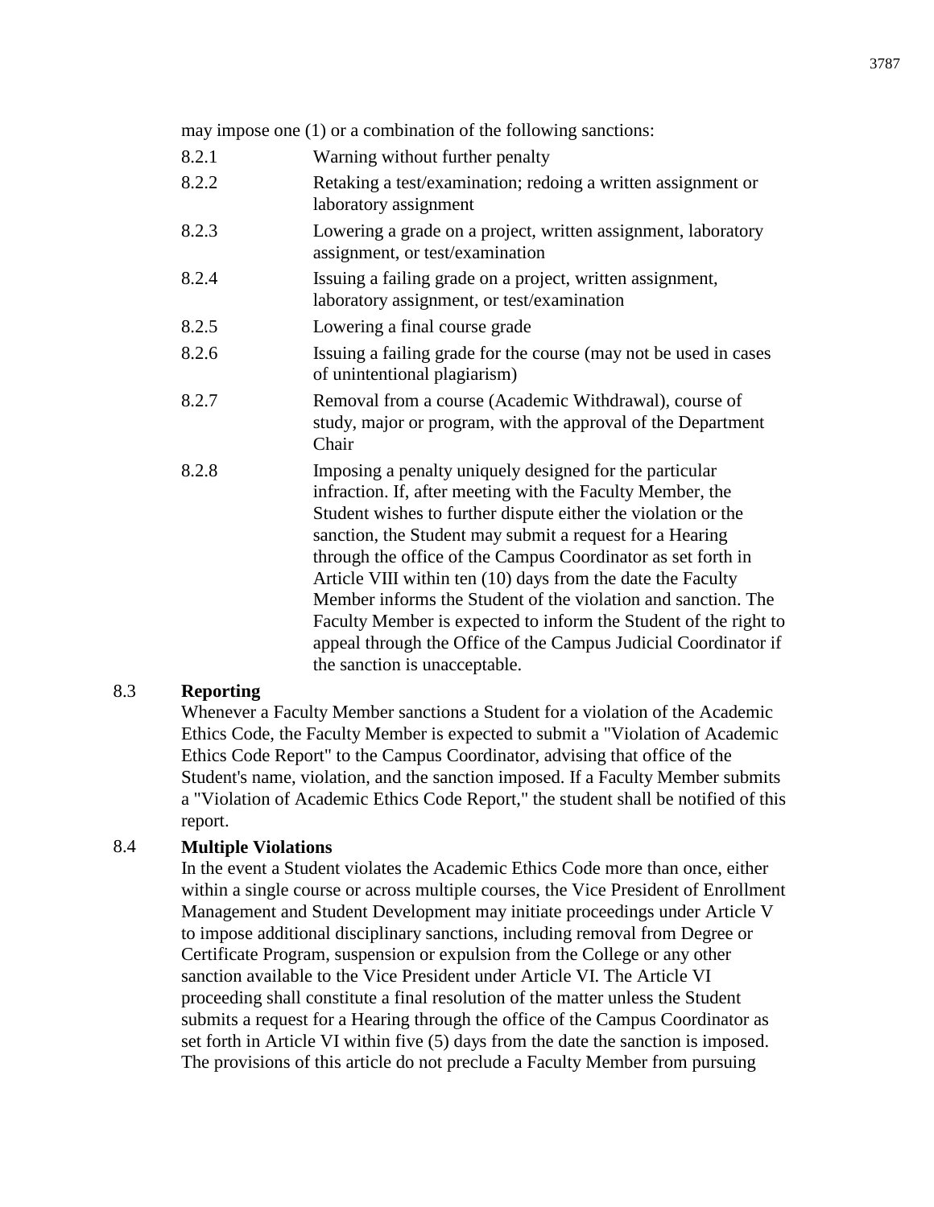may impose one (1) or a combination of the following sanctions:

8.2.1 Warning without further penalty

8.2.2 Retaking a test/examination; redoing a written assignment or laboratory assignment

8.2.3 Lowering a grade on a project, written assignment, laboratory assignment, or test/examination

8.2.4 Issuing a failing grade on a project, written assignment, laboratory assignment, or test/examination

8.2.5 Lowering a final course grade

8.2.6 Issuing a failing grade for the course (may not be used in cases of unintentional plagiarism)

8.2.7 Removal from a course (Academic Withdrawal), course of study, major or program, with the approval of the Department Chair

8.2.8 Imposing a penalty uniquely designed for the particular infraction. If, after meeting with the Faculty Member, the Student wishes to further dispute either the violation or the sanction, the Student may submit a request for a Hearing through the office of the Campus Coordinator as set forth in Article VIII within ten (10) days from the date the Faculty Member informs the Student of the violation and sanction. The Faculty Member is expected to inform the Student of the right to appeal through the Office of the Campus Judicial Coordinator if the sanction is unacceptable.

8.3 **Reporting**

Whenever a Faculty Member sanctions a Student for a violation of the Academic Ethics Code, the Faculty Member is expected to submit a "Violation of Academic Ethics Code Report" to the Campus Coordinator, advising that office of the Student's name, violation, and the sanction imposed. If a Faculty Member submits a "Violation of Academic Ethics Code Report," the student shall be notified of this report.

8.4 **Multiple Violations**

In the event a Student violates the Academic Ethics Code more than once, either within a single course or across multiple courses, the Vice President of Enrollment Management and Student Development may initiate proceedings under Article V to impose additional disciplinary sanctions, including removal from Degree or Certificate Program, suspension or expulsion from the College or any other sanction available to the Vice President under Article VI. The Article VI proceeding shall constitute a final resolution of the matter unless the Student submits a request for a Hearing through the office of the Campus Coordinator as set forth in Article VI within five (5) days from the date the sanction is imposed. The provisions of this article do not preclude a Faculty Member from pursuing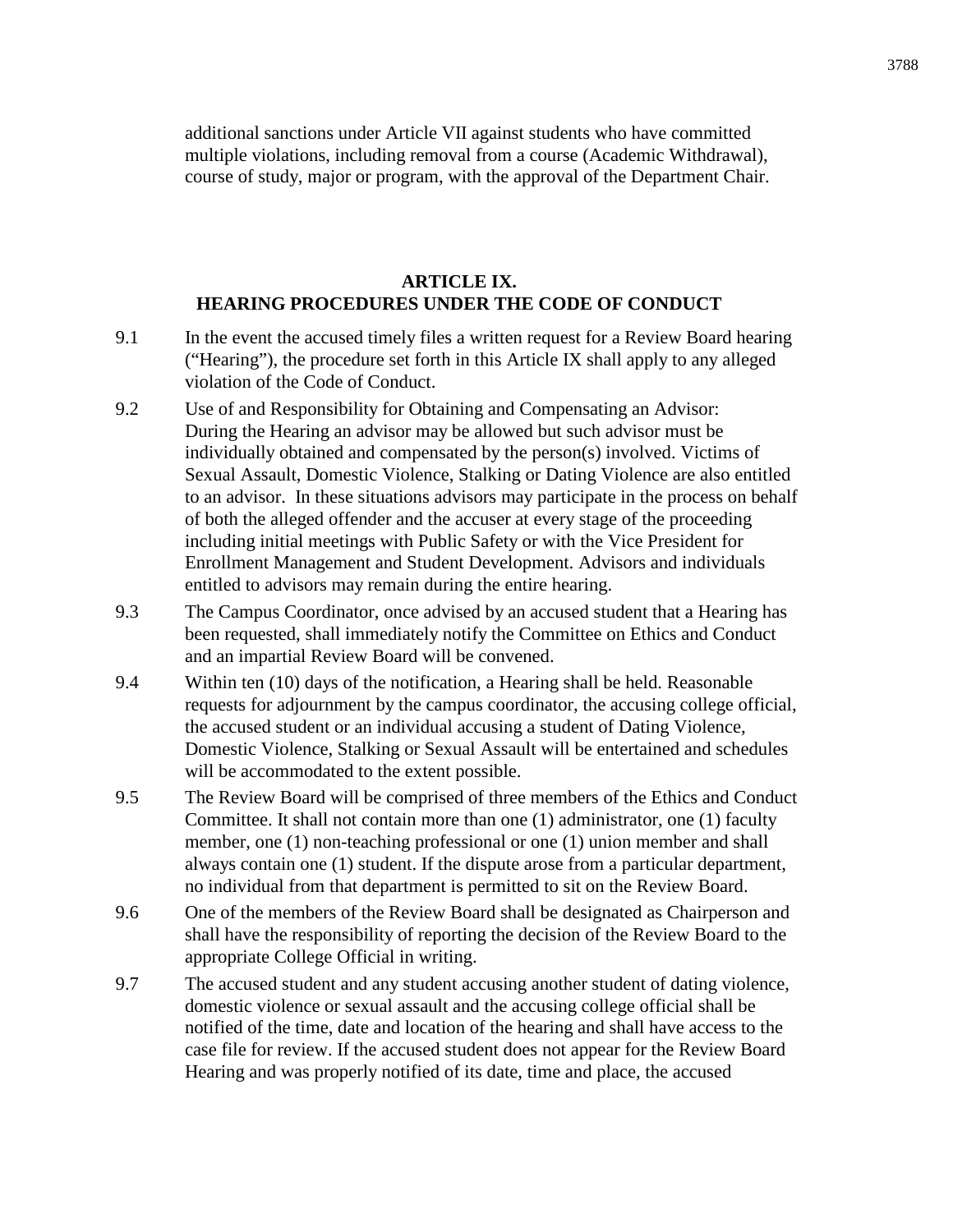additional sanctions under Article VII against students who have committed multiple violations, including removal from a course (Academic Withdrawal), course of study, major or program, with the approval of the Department Chair.

## ARTICLE IX.
## HEARING PROCEDURES UNDER THE CODE OF CONDUCT

9.1 In the event the accused timely files a written request for a Review Board hearing ("Hearing"), the procedure set forth in this Article IX shall apply to any alleged violation of the Code of Conduct.

9.2 Use of and Responsibility for Obtaining and Compensating an Advisor: During the Hearing an advisor may be allowed but such advisor must be individually obtained and compensated by the person(s) involved. Victims of Sexual Assault, Domestic Violence, Stalking or Dating Violence are also entitled to an advisor. In these situations advisors may participate in the process on behalf of both the alleged offender and the accuser at every stage of the proceeding including initial meetings with Public Safety or with the Vice President for Enrollment Management and Student Development. Advisors and individuals entitled to advisors may remain during the entire hearing.

9.3 The Campus Coordinator, once advised by an accused student that a Hearing has been requested, shall immediately notify the Committee on Ethics and Conduct and an impartial Review Board will be convened.

9.4 Within ten (10) days of the notification, a Hearing shall be held. Reasonable requests for adjournment by the campus coordinator, the accusing college official, the accused student or an individual accusing a student of Dating Violence, Domestic Violence, Stalking or Sexual Assault will be entertained and schedules will be accommodated to the extent possible.

9.5 The Review Board will be comprised of three members of the Ethics and Conduct Committee. It shall not contain more than one (1) administrator, one (1) faculty member, one (1) non-teaching professional or one (1) union member and shall always contain one (1) student. If the dispute arose from a particular department, no individual from that department is permitted to sit on the Review Board.

9.6 One of the members of the Review Board shall be designated as Chairperson and shall have the responsibility of reporting the decision of the Review Board to the appropriate College Official in writing.

9.7 The accused student and any student accusing another student of dating violence, domestic violence or sexual assault and the accusing college official shall be notified of the time, date and location of the hearing and shall have access to the case file for review. If the accused student does not appear for the Review Board Hearing and was properly notified of its date, time and place, the accused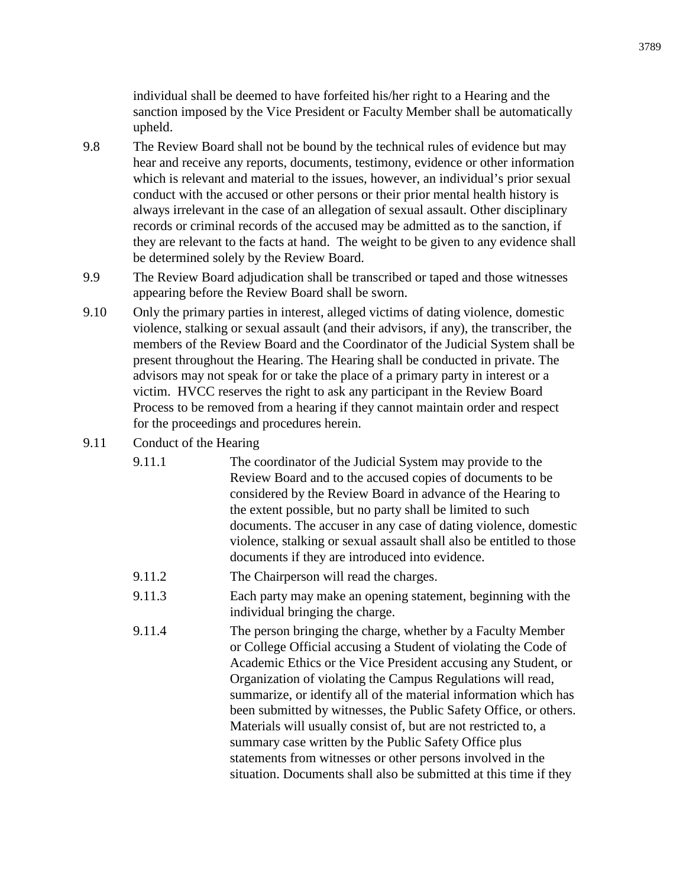individual shall be deemed to have forfeited his/her right to a Hearing and the sanction imposed by the Vice President or Faculty Member shall be automatically upheld.

9.8 The Review Board shall not be bound by the technical rules of evidence but may hear and receive any reports, documents, testimony, evidence or other information which is relevant and material to the issues, however, an individual's prior sexual conduct with the accused or other persons or their prior mental health history is always irrelevant in the case of an allegation of sexual assault. Other disciplinary records or criminal records of the accused may be admitted as to the sanction, if they are relevant to the facts at hand. The weight to be given to any evidence shall be determined solely by the Review Board.

9.9 The Review Board adjudication shall be transcribed or taped and those witnesses appearing before the Review Board shall be sworn.

9.10 Only the primary parties in interest, alleged victims of dating violence, domestic violence, stalking or sexual assault (and their advisors, if any), the transcriber, the members of the Review Board and the Coordinator of the Judicial System shall be present throughout the Hearing. The Hearing shall be conducted in private. The advisors may not speak for or take the place of a primary party in interest or a victim. HVCC reserves the right to ask any participant in the Review Board Process to be removed from a hearing if they cannot maintain order and respect for the proceedings and procedures herein.

9.11 Conduct of the Hearing

9.11.1 The coordinator of the Judicial System may provide to the Review Board and to the accused copies of documents to be considered by the Review Board in advance of the Hearing to the extent possible, but no party shall be limited to such documents. The accuser in any case of dating violence, domestic violence, stalking or sexual assault shall also be entitled to those documents if they are introduced into evidence.

9.11.2 The Chairperson will read the charges.

9.11.3 Each party may make an opening statement, beginning with the individual bringing the charge.

9.11.4 The person bringing the charge, whether by a Faculty Member or College Official accusing a Student of violating the Code of Academic Ethics or the Vice President accusing any Student, or Organization of violating the Campus Regulations will read, summarize, or identify all of the material information which has been submitted by witnesses, the Public Safety Office, or others. Materials will usually consist of, but are not restricted to, a summary case written by the Public Safety Office plus statements from witnesses or other persons involved in the situation. Documents shall also be submitted at this time if they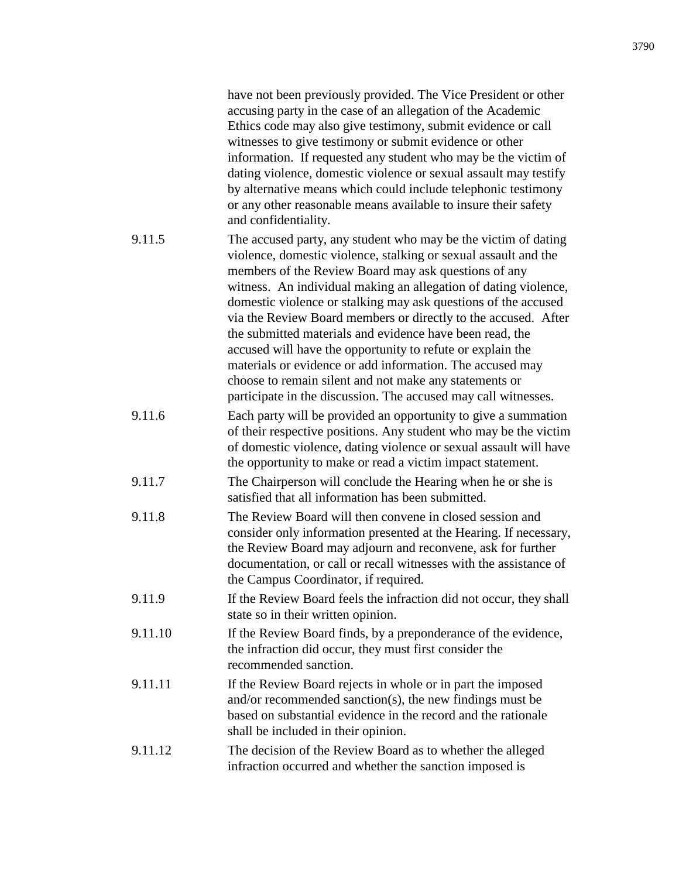have not been previously provided. The Vice President or other accusing party in the case of an allegation of the Academic Ethics code may also give testimony, submit evidence or call witnesses to give testimony or submit evidence or other information. If requested any student who may be the victim of dating violence, domestic violence or sexual assault may testify by alternative means which could include telephonic testimony or any other reasonable means available to insure their safety and confidentiality.

9.11.5 The accused party, any student who may be the victim of dating violence, domestic violence, stalking or sexual assault and the members of the Review Board may ask questions of any witness. An individual making an allegation of dating violence, domestic violence or stalking may ask questions of the accused via the Review Board members or directly to the accused. After the submitted materials and evidence have been read, the accused will have the opportunity to refute or explain the materials or evidence or add information. The accused may choose to remain silent and not make any statements or participate in the discussion. The accused may call witnesses.

9.11.6 Each party will be provided an opportunity to give a summation of their respective positions. Any student who may be the victim of domestic violence, dating violence or sexual assault will have the opportunity to make or read a victim impact statement.

9.11.7 The Chairperson will conclude the Hearing when he or she is satisfied that all information has been submitted.

9.11.8 The Review Board will then convene in closed session and consider only information presented at the Hearing. If necessary, the Review Board may adjourn and reconvene, ask for further documentation, or call or recall witnesses with the assistance of the Campus Coordinator, if required.

9.11.9 If the Review Board feels the infraction did not occur, they shall state so in their written opinion.

9.11.10 If the Review Board finds, by a preponderance of the evidence, the infraction did occur, they must first consider the recommended sanction.

9.11.11 If the Review Board rejects in whole or in part the imposed and/or recommended sanction(s), the new findings must be based on substantial evidence in the record and the rationale shall be included in their opinion.

9.11.12 The decision of the Review Board as to whether the alleged infraction occurred and whether the sanction imposed is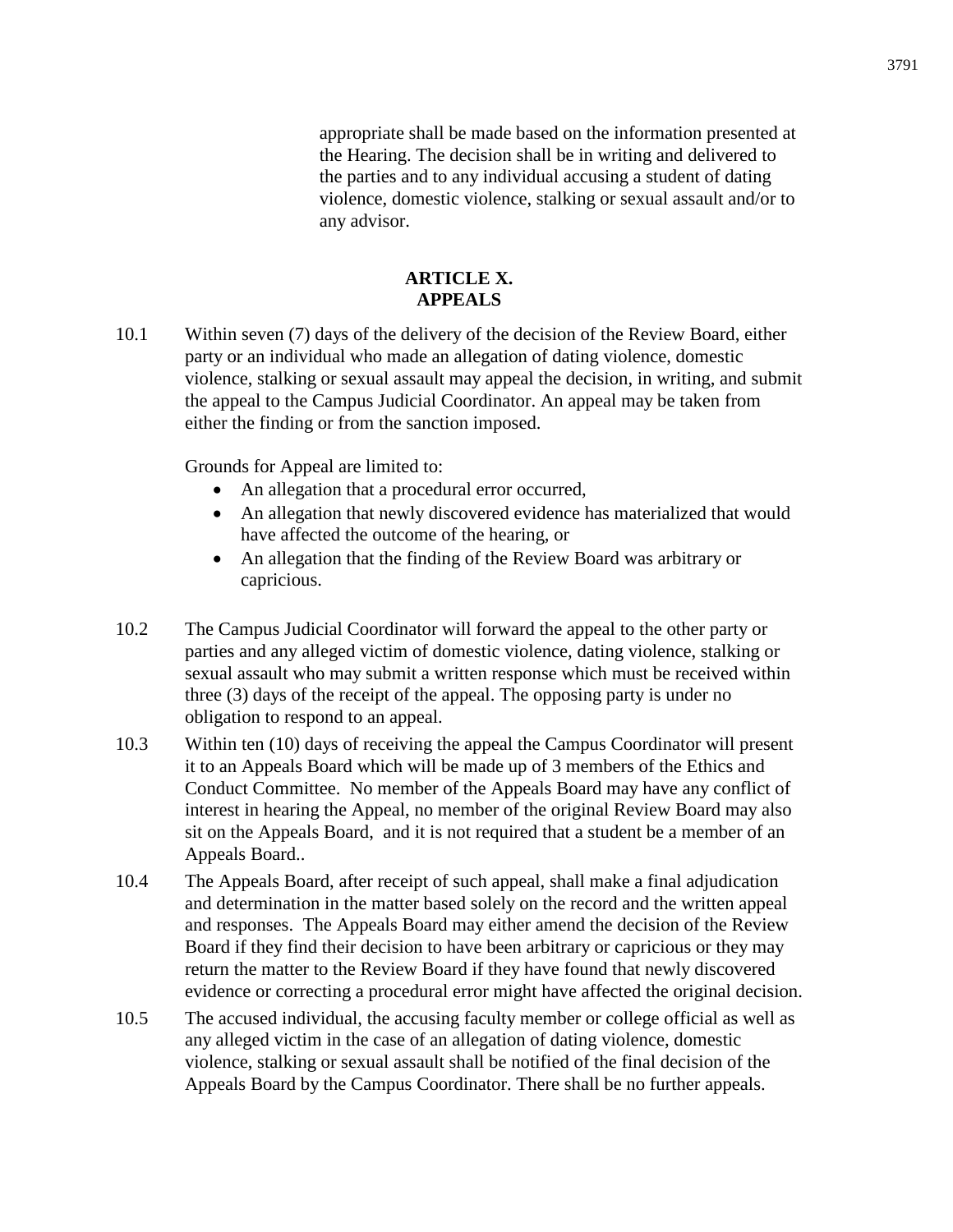appropriate shall be made based on the information presented at the Hearing. The decision shall be in writing and delivered to the parties and to any individual accusing a student of dating violence, domestic violence, stalking or sexual assault and/or to any advisor.

## ARTICLE X.
## APPEALS

10.1 Within seven (7) days of the delivery of the decision of the Review Board, either party or an individual who made an allegation of dating violence, domestic violence, stalking or sexual assault may appeal the decision, in writing, and submit the appeal to the Campus Judicial Coordinator. An appeal may be taken from either the finding or from the sanction imposed.

Grounds for Appeal are limited to:

- An allegation that a procedural error occurred,
- An allegation that newly discovered evidence has materialized that would have affected the outcome of the hearing, or
- An allegation that the finding of the Review Board was arbitrary or capricious.

10.2 The Campus Judicial Coordinator will forward the appeal to the other party or parties and any alleged victim of domestic violence, dating violence, stalking or sexual assault who may submit a written response which must be received within three (3) days of the receipt of the appeal. The opposing party is under no obligation to respond to an appeal.

10.3 Within ten (10) days of receiving the appeal the Campus Coordinator will present it to an Appeals Board which will be made up of 3 members of the Ethics and Conduct Committee. No member of the Appeals Board may have any conflict of interest in hearing the Appeal, no member of the original Review Board may also sit on the Appeals Board, and it is not required that a student be a member of an Appeals Board..

10.4 The Appeals Board, after receipt of such appeal, shall make a final adjudication and determination in the matter based solely on the record and the written appeal and responses. The Appeals Board may either amend the decision of the Review Board if they find their decision to have been arbitrary or capricious or they may return the matter to the Review Board if they have found that newly discovered evidence or correcting a procedural error might have affected the original decision.

10.5 The accused individual, the accusing faculty member or college official as well as any alleged victim in the case of an allegation of dating violence, domestic violence, stalking or sexual assault shall be notified of the final decision of the Appeals Board by the Campus Coordinator. There shall be no further appeals.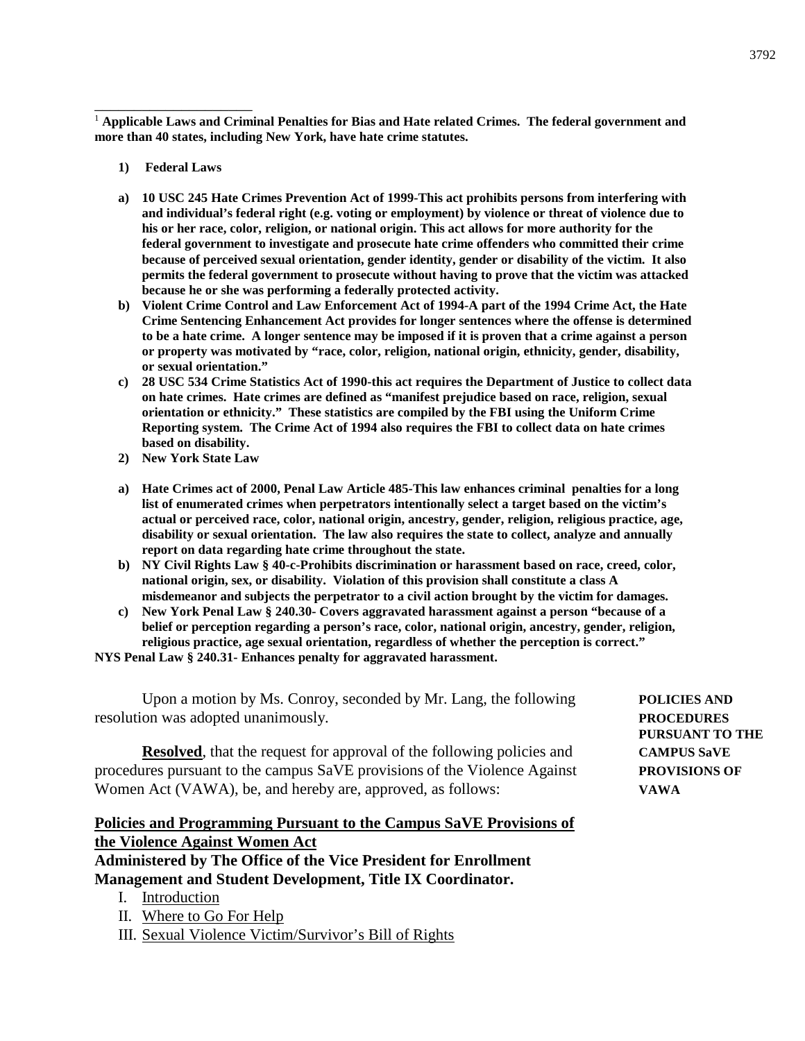[1] **Applicable Laws and Criminal Penalties for Bias and Hate related Crimes. The federal government and more than 40 states, including New York, have hate crime statutes.**

**1) Federal Laws**

**a) 10 USC 245 Hate Crimes Prevention Act of 1999-This act prohibits persons from interfering with and individual's federal right (e.g. voting or employment) by violence or threat of violence due to his or her race, color, religion, or national origin. This act allows for more authority for the federal government to investigate and prosecute hate crime offenders who committed their crime because of perceived sexual orientation, gender identity, gender or disability of the victim. It also permits the federal government to prosecute without having to prove that the victim was attacked because he or she was performing a federally protected activity.**

**b) Violent Crime Control and Law Enforcement Act of 1994-A part of the 1994 Crime Act, the Hate Crime Sentencing Enhancement Act provides for longer sentences where the offense is determined to be a hate crime. A longer sentence may be imposed if it is proven that a crime against a person or property was motivated by "race, color, religion, national origin, ethnicity, gender, disability, or sexual orientation."**

**c) 28 USC 534 Crime Statistics Act of 1990-this act requires the Department of Justice to collect data on hate crimes. Hate crimes are defined as "manifest prejudice based on race, religion, sexual orientation or ethnicity." These statistics are compiled by the FBI using the Uniform Crime Reporting system. The Crime Act of 1994 also requires the FBI to collect data on hate crimes based on disability.**

**2) New York State Law**

**a) Hate Crimes act of 2000, Penal Law Article 485-This law enhances criminal penalties for a long list of enumerated crimes when perpetrators intentionally select a target based on the victim's actual or perceived race, color, national origin, ancestry, gender, religion, religious practice, age, disability or sexual orientation. The law also requires the state to collect, analyze and annually report on data regarding hate crime throughout the state.**

**b) NY Civil Rights Law § 40-c-Prohibits discrimination or harassment based on race, creed, color, national origin, sex, or disability. Violation of this provision shall constitute a class A misdemeanor and subjects the perpetrator to a civil action brought by the victim for damages.**

**c) New York Penal Law § 240.30- Covers aggravated harassment against a person "because of a belief or perception regarding a person's race, color, national origin, ancestry, gender, religion, religious practice, age sexual orientation, regardless of whether the perception is correct."**

**NYS Penal Law § 240.31- Enhances penalty for aggravated harassment.**

**POLICIES AND PROCEDURES PURSUANT TO THE CAMPUS SaVE PROVISIONS OF VAWA**

Upon a motion by Ms. Conroy, seconded by Mr. Lang, the following resolution was adopted unanimously.

**Resolved**, that the request for approval of the following policies and procedures pursuant to the campus SaVE provisions of the Violence Against Women Act (VAWA), be, and hereby are, approved, as follows:

**Policies and Programming Pursuant to the Campus SaVE Provisions of the Violence Against Women Act**

**Administered by The Office of the Vice President for Enrollment Management and Student Development, Title IX Coordinator.**

I. Introduction
II. Where to Go For Help
III. Sexual Violence Victim/Survivor's Bill of Rights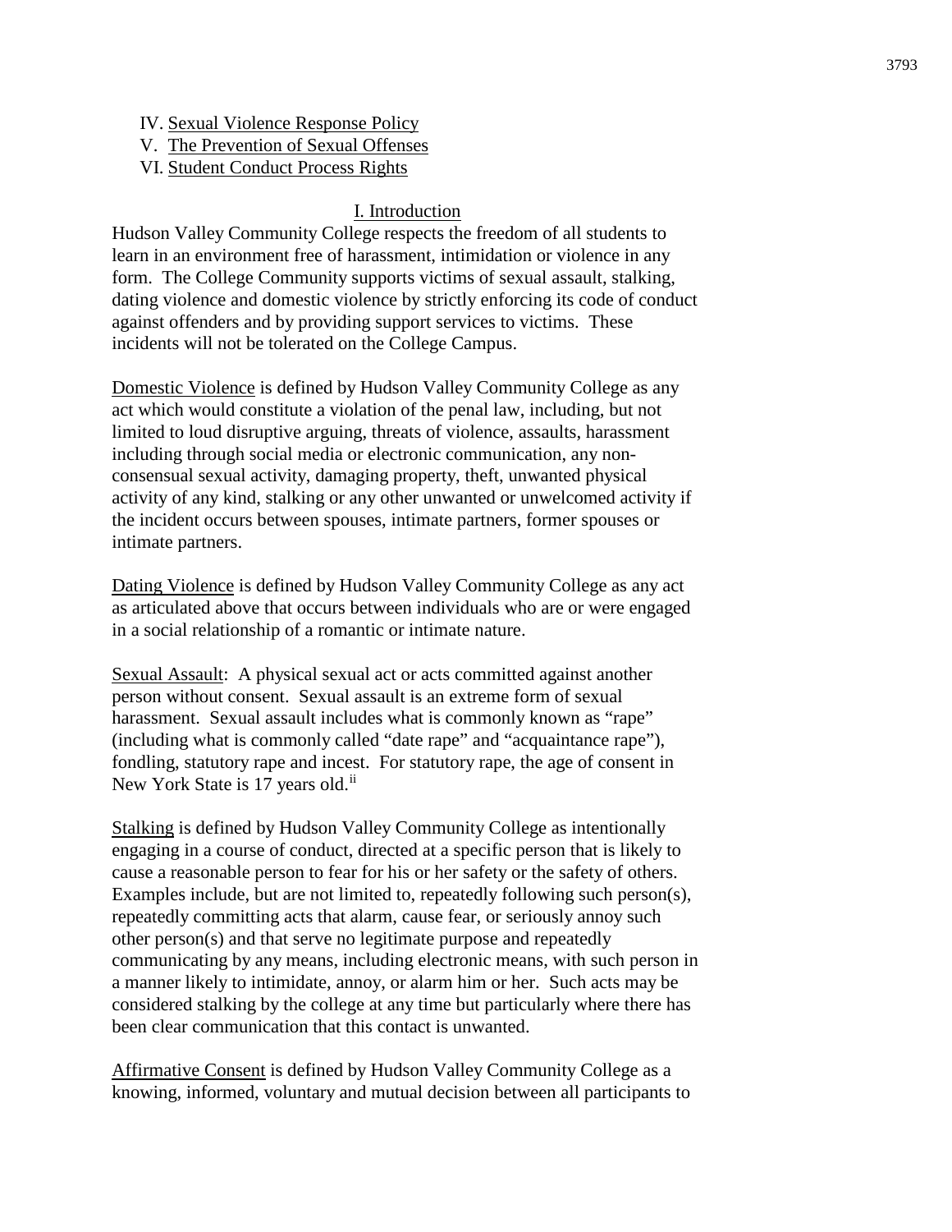IV. Sexual Violence Response Policy
V. The Prevention of Sexual Offenses
VI. Student Conduct Process Rights

## I. Introduction

Hudson Valley Community College respects the freedom of all students to learn in an environment free of harassment, intimidation or violence in any form. The College Community supports victims of sexual assault, stalking, dating violence and domestic violence by strictly enforcing its code of conduct against offenders and by providing support services to victims. These incidents will not be tolerated on the College Campus.

Domestic Violence is defined by Hudson Valley Community College as any act which would constitute a violation of the penal law, including, but not limited to loud disruptive arguing, threats of violence, assaults, harassment including through social media or electronic communication, any non-consensual sexual activity, damaging property, theft, unwanted physical activity of any kind, stalking or any other unwanted or unwelcomed activity if the incident occurs between spouses, intimate partners, former spouses or intimate partners.

Dating Violence is defined by Hudson Valley Community College as any act as articulated above that occurs between individuals who are or were engaged in a social relationship of a romantic or intimate nature.

Sexual Assault: A physical sexual act or acts committed against another person without consent. Sexual assault is an extreme form of sexual harassment. Sexual assault includes what is commonly known as "rape" (including what is commonly called "date rape" and "acquaintance rape"), fondling, statutory rape and incest. For statutory rape, the age of consent in New York State is 17 years old.[ii]

Stalking is defined by Hudson Valley Community College as intentionally engaging in a course of conduct, directed at a specific person that is likely to cause a reasonable person to fear for his or her safety or the safety of others. Examples include, but are not limited to, repeatedly following such person(s), repeatedly committing acts that alarm, cause fear, or seriously annoy such other person(s) and that serve no legitimate purpose and repeatedly communicating by any means, including electronic means, with such person in a manner likely to intimidate, annoy, or alarm him or her. Such acts may be considered stalking by the college at any time but particularly where there has been clear communication that this contact is unwanted.

Affirmative Consent is defined by Hudson Valley Community College as a knowing, informed, voluntary and mutual decision between all participants to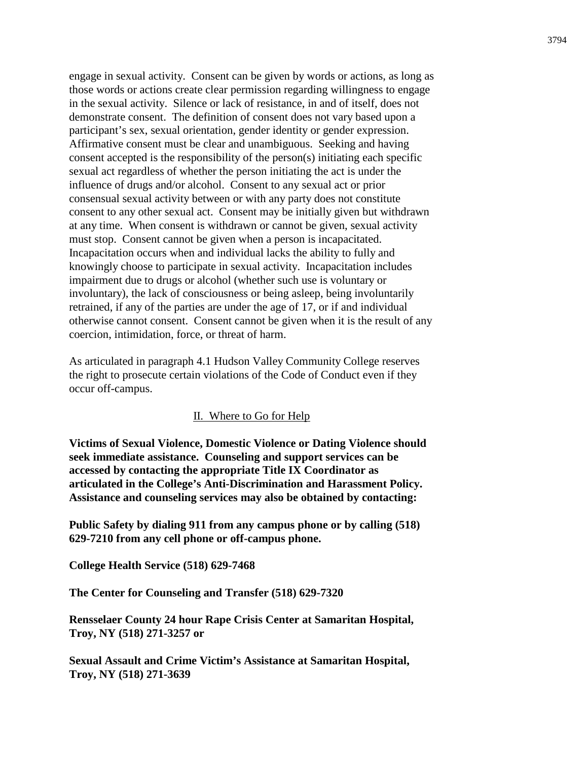engage in sexual activity. Consent can be given by words or actions, as long as those words or actions create clear permission regarding willingness to engage in the sexual activity. Silence or lack of resistance, in and of itself, does not demonstrate consent. The definition of consent does not vary based upon a participant's sex, sexual orientation, gender identity or gender expression. Affirmative consent must be clear and unambiguous. Seeking and having consent accepted is the responsibility of the person(s) initiating each specific sexual act regardless of whether the person initiating the act is under the influence of drugs and/or alcohol. Consent to any sexual act or prior consensual sexual activity between or with any party does not constitute consent to any other sexual act. Consent may be initially given but withdrawn at any time. When consent is withdrawn or cannot be given, sexual activity must stop. Consent cannot be given when a person is incapacitated. Incapacitation occurs when and individual lacks the ability to fully and knowingly choose to participate in sexual activity. Incapacitation includes impairment due to drugs or alcohol (whether such use is voluntary or involuntary), the lack of consciousness or being asleep, being involuntarily retrained, if any of the parties are under the age of 17, or if and individual otherwise cannot consent. Consent cannot be given when it is the result of any coercion, intimidation, force, or threat of harm.

As articulated in paragraph 4.1 Hudson Valley Community College reserves the right to prosecute certain violations of the Code of Conduct even if they occur off-campus.

## II. Where to Go for Help

**Victims of Sexual Violence, Domestic Violence or Dating Violence should seek immediate assistance. Counseling and support services can be accessed by contacting the appropriate Title IX Coordinator as articulated in the College's Anti-Discrimination and Harassment Policy. Assistance and counseling services may also be obtained by contacting:**

**Public Safety by dialing 911 from any campus phone or by calling (518) 629-7210 from any cell phone or off-campus phone.**

**College Health Service (518) 629-7468**

**The Center for Counseling and Transfer (518) 629-7320**

**Rensselaer County 24 hour Rape Crisis Center at Samaritan Hospital, Troy, NY (518) 271-3257 or**

**Sexual Assault and Crime Victim's Assistance at Samaritan Hospital, Troy, NY (518) 271-3639**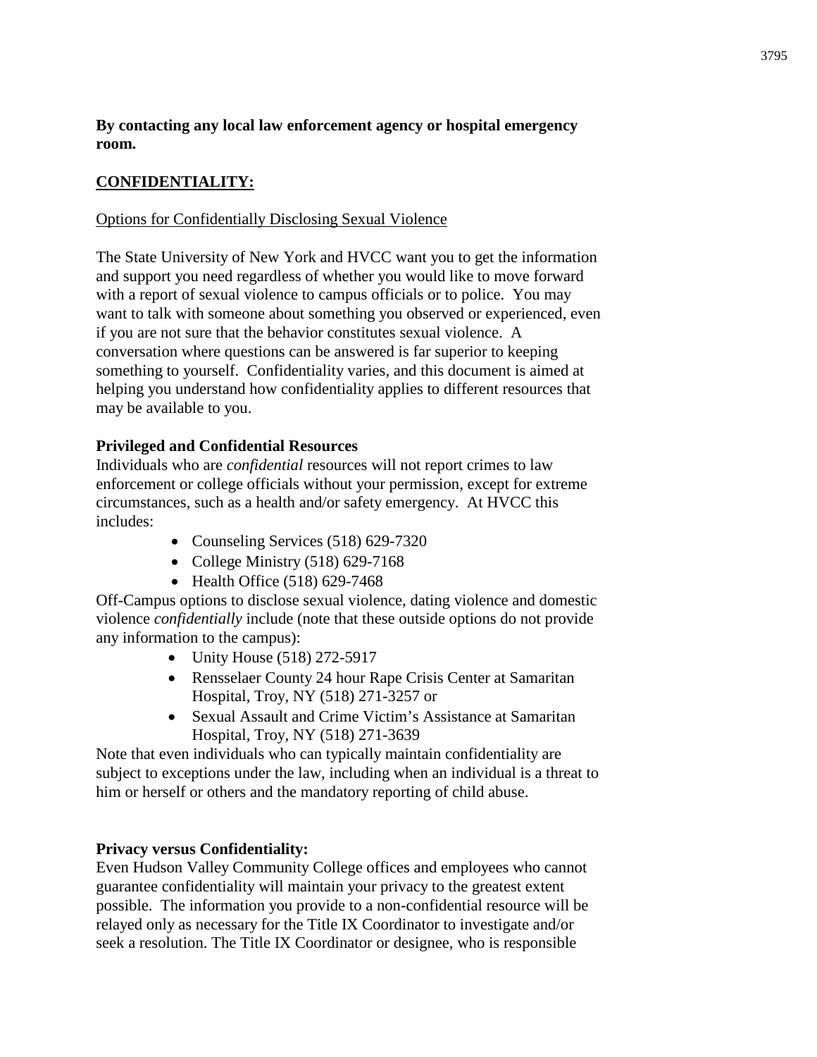**By contacting any local law enforcement agency or hospital emergency room.**

## CONFIDENTIALITY:

Options for Confidentially Disclosing Sexual Violence

The State University of New York and HVCC want you to get the information and support you need regardless of whether you would like to move forward with a report of sexual violence to campus officials or to police. You may want to talk with someone about something you observed or experienced, even if you are not sure that the behavior constitutes sexual violence. A conversation where questions can be answered is far superior to keeping something to yourself. Confidentiality varies, and this document is aimed at helping you understand how confidentiality applies to different resources that may be available to you.

**Privileged and Confidential Resources**

Individuals who are *confidential* resources will not report crimes to law enforcement or college officials without your permission, except for extreme circumstances, such as a health and/or safety emergency. At HVCC this includes:

- Counseling Services (518) 629-7320
- College Ministry (518) 629-7168
- Health Office (518) 629-7468

Off-Campus options to disclose sexual violence, dating violence and domestic violence *confidentially* include (note that these outside options do not provide any information to the campus):

- Unity House (518) 272-5917
- Rensselaer County 24 hour Rape Crisis Center at Samaritan Hospital, Troy, NY (518) 271-3257 or
- Sexual Assault and Crime Victim's Assistance at Samaritan Hospital, Troy, NY (518) 271-3639

Note that even individuals who can typically maintain confidentiality are subject to exceptions under the law, including when an individual is a threat to him or herself or others and the mandatory reporting of child abuse.

**Privacy versus Confidentiality:**

Even Hudson Valley Community College offices and employees who cannot guarantee confidentiality will maintain your privacy to the greatest extent possible. The information you provide to a non-confidential resource will be relayed only as necessary for the Title IX Coordinator to investigate and/or seek a resolution. The Title IX Coordinator or designee, who is responsible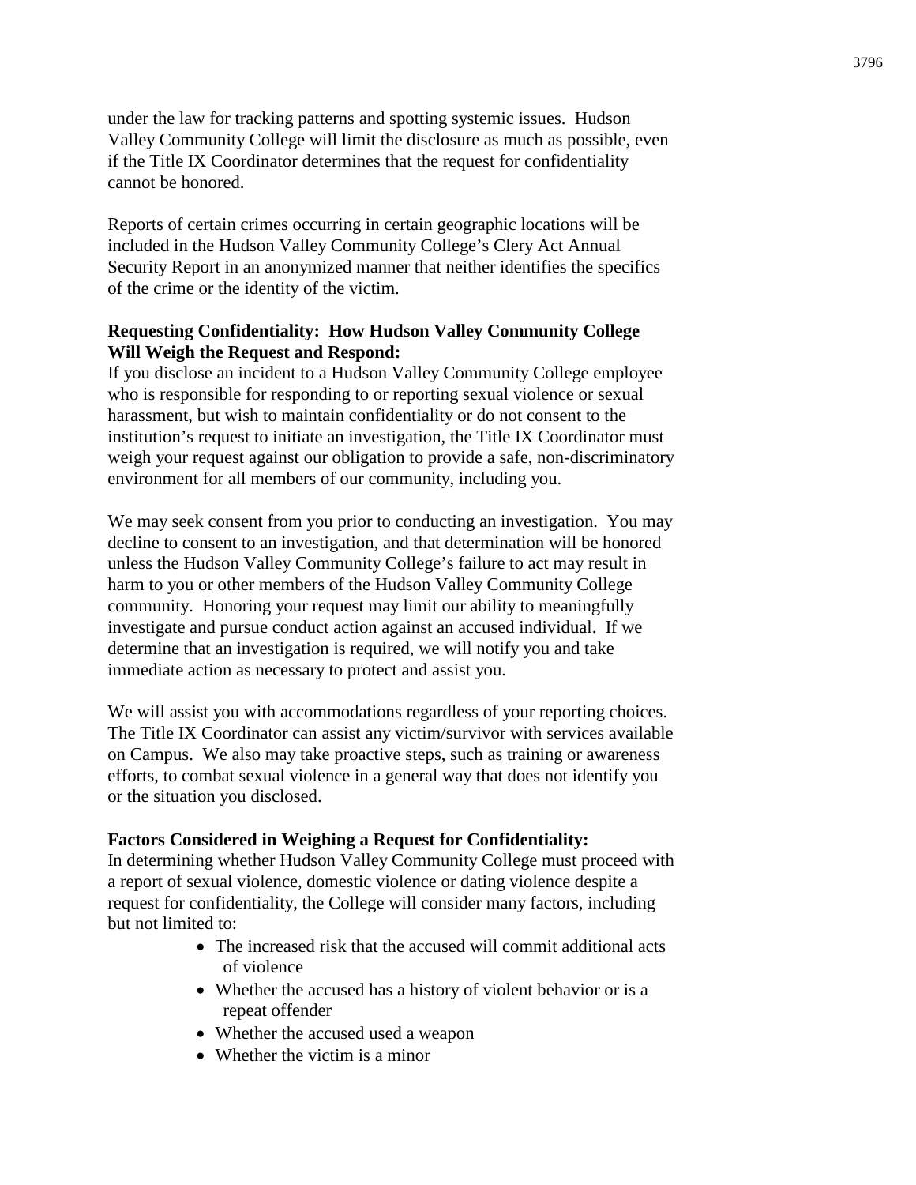under the law for tracking patterns and spotting systemic issues. Hudson Valley Community College will limit the disclosure as much as possible, even if the Title IX Coordinator determines that the request for confidentiality cannot be honored.

Reports of certain crimes occurring in certain geographic locations will be included in the Hudson Valley Community College's Clery Act Annual Security Report in an anonymized manner that neither identifies the specifics of the crime or the identity of the victim.

**Requesting Confidentiality: How Hudson Valley Community College Will Weigh the Request and Respond:**

If you disclose an incident to a Hudson Valley Community College employee who is responsible for responding to or reporting sexual violence or sexual harassment, but wish to maintain confidentiality or do not consent to the institution's request to initiate an investigation, the Title IX Coordinator must weigh your request against our obligation to provide a safe, non-discriminatory environment for all members of our community, including you.

We may seek consent from you prior to conducting an investigation. You may decline to consent to an investigation, and that determination will be honored unless the Hudson Valley Community College's failure to act may result in harm to you or other members of the Hudson Valley Community College community. Honoring your request may limit our ability to meaningfully investigate and pursue conduct action against an accused individual. If we determine that an investigation is required, we will notify you and take immediate action as necessary to protect and assist you.

We will assist you with accommodations regardless of your reporting choices. The Title IX Coordinator can assist any victim/survivor with services available on Campus. We also may take proactive steps, such as training or awareness efforts, to combat sexual violence in a general way that does not identify you or the situation you disclosed.

**Factors Considered in Weighing a Request for Confidentiality:**

In determining whether Hudson Valley Community College must proceed with a report of sexual violence, domestic violence or dating violence despite a request for confidentiality, the College will consider many factors, including but not limited to:

- The increased risk that the accused will commit additional acts of violence
- Whether the accused has a history of violent behavior or is a repeat offender
- Whether the accused used a weapon
- Whether the victim is a minor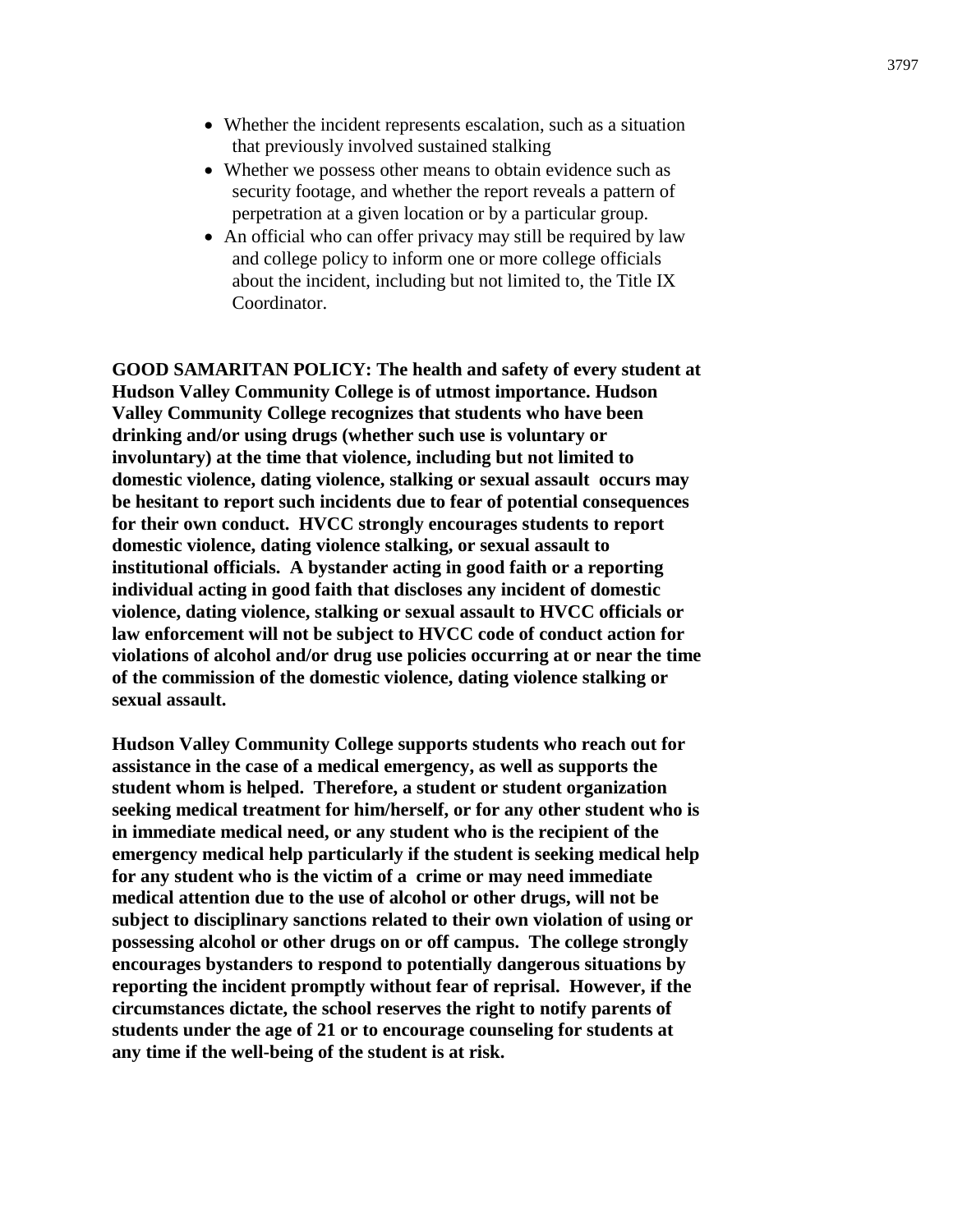- Whether the incident represents escalation, such as a situation that previously involved sustained stalking
- Whether we possess other means to obtain evidence such as security footage, and whether the report reveals a pattern of perpetration at a given location or by a particular group.
- An official who can offer privacy may still be required by law and college policy to inform one or more college officials about the incident, including but not limited to, the Title IX Coordinator.

**GOOD SAMARITAN POLICY: The health and safety of every student at Hudson Valley Community College is of utmost importance. Hudson Valley Community College recognizes that students who have been drinking and/or using drugs (whether such use is voluntary or involuntary) at the time that violence, including but not limited to domestic violence, dating violence, stalking or sexual assault occurs may be hesitant to report such incidents due to fear of potential consequences for their own conduct. HVCC strongly encourages students to report domestic violence, dating violence stalking, or sexual assault to institutional officials. A bystander acting in good faith or a reporting individual acting in good faith that discloses any incident of domestic violence, dating violence, stalking or sexual assault to HVCC officials or law enforcement will not be subject to HVCC code of conduct action for violations of alcohol and/or drug use policies occurring at or near the time of the commission of the domestic violence, dating violence stalking or sexual assault.**

**Hudson Valley Community College supports students who reach out for assistance in the case of a medical emergency, as well as supports the student whom is helped. Therefore, a student or student organization seeking medical treatment for him/herself, or for any other student who is in immediate medical need, or any student who is the recipient of the emergency medical help particularly if the student is seeking medical help for any student who is the victim of a crime or may need immediate medical attention due to the use of alcohol or other drugs, will not be subject to disciplinary sanctions related to their own violation of using or possessing alcohol or other drugs on or off campus. The college strongly encourages bystanders to respond to potentially dangerous situations by reporting the incident promptly without fear of reprisal. However, if the circumstances dictate, the school reserves the right to notify parents of students under the age of 21 or to encourage counseling for students at any time if the well-being of the student is at risk.**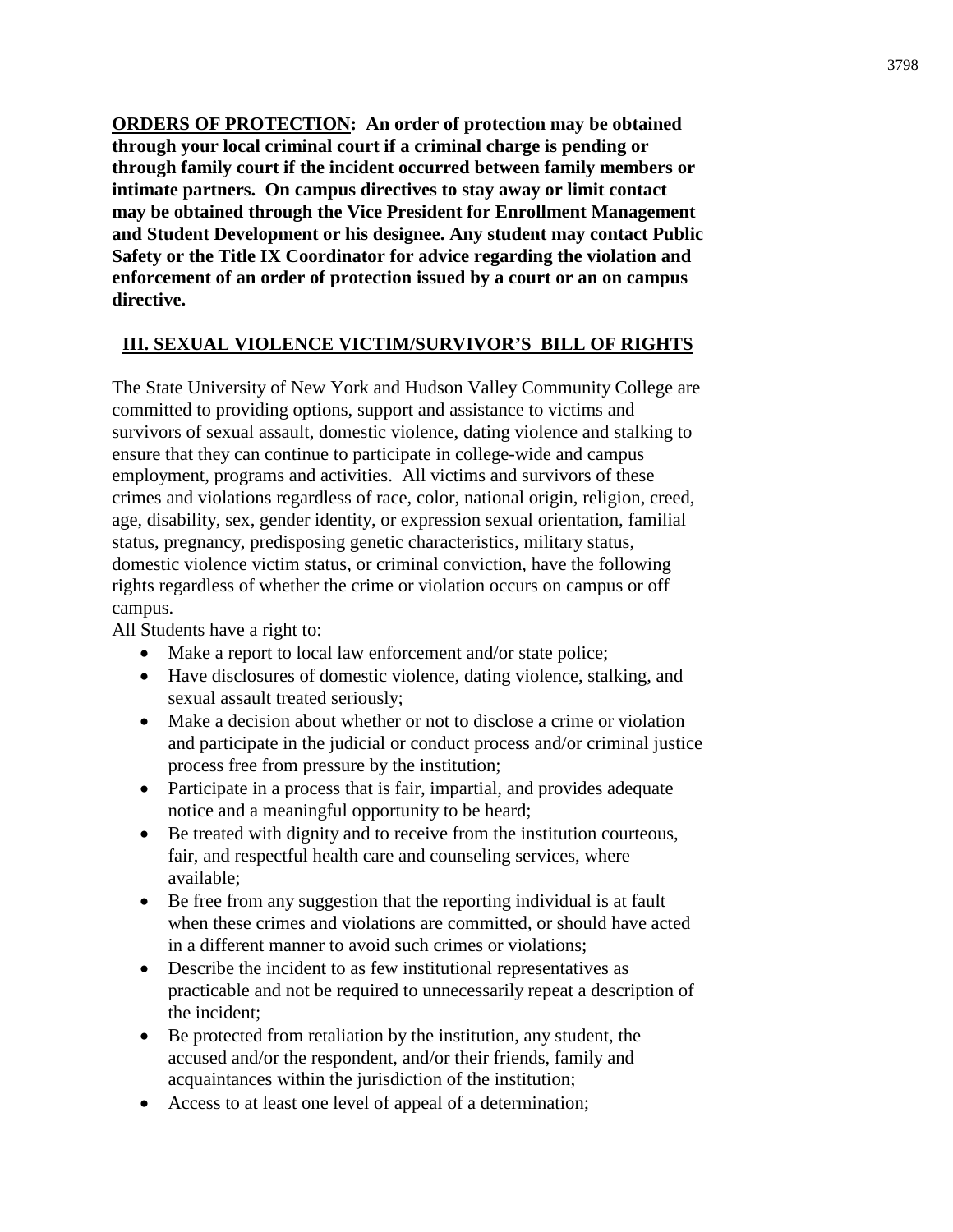**ORDERS OF PROTECTION: An order of protection may be obtained through your local criminal court if a criminal charge is pending or through family court if the incident occurred between family members or intimate partners. On campus directives to stay away or limit contact may be obtained through the Vice President for Enrollment Management and Student Development or his designee. Any student may contact Public Safety or the Title IX Coordinator for advice regarding the violation and enforcement of an order of protection issued by a court or an on campus directive.**

## III. SEXUAL VIOLENCE VICTIM/SURVIVOR'S BILL OF RIGHTS

The State University of New York and Hudson Valley Community College are committed to providing options, support and assistance to victims and survivors of sexual assault, domestic violence, dating violence and stalking to ensure that they can continue to participate in college-wide and campus employment, programs and activities. All victims and survivors of these crimes and violations regardless of race, color, national origin, religion, creed, age, disability, sex, gender identity, or expression sexual orientation, familial status, pregnancy, predisposing genetic characteristics, military status, domestic violence victim status, or criminal conviction, have the following rights regardless of whether the crime or violation occurs on campus or off campus.

All Students have a right to:

- Make a report to local law enforcement and/or state police;
- Have disclosures of domestic violence, dating violence, stalking, and sexual assault treated seriously;
- Make a decision about whether or not to disclose a crime or violation and participate in the judicial or conduct process and/or criminal justice process free from pressure by the institution;
- Participate in a process that is fair, impartial, and provides adequate notice and a meaningful opportunity to be heard;
- Be treated with dignity and to receive from the institution courteous, fair, and respectful health care and counseling services, where available;
- Be free from any suggestion that the reporting individual is at fault when these crimes and violations are committed, or should have acted in a different manner to avoid such crimes or violations;
- Describe the incident to as few institutional representatives as practicable and not be required to unnecessarily repeat a description of the incident;
- Be protected from retaliation by the institution, any student, the accused and/or the respondent, and/or their friends, family and acquaintances within the jurisdiction of the institution;
- Access to at least one level of appeal of a determination;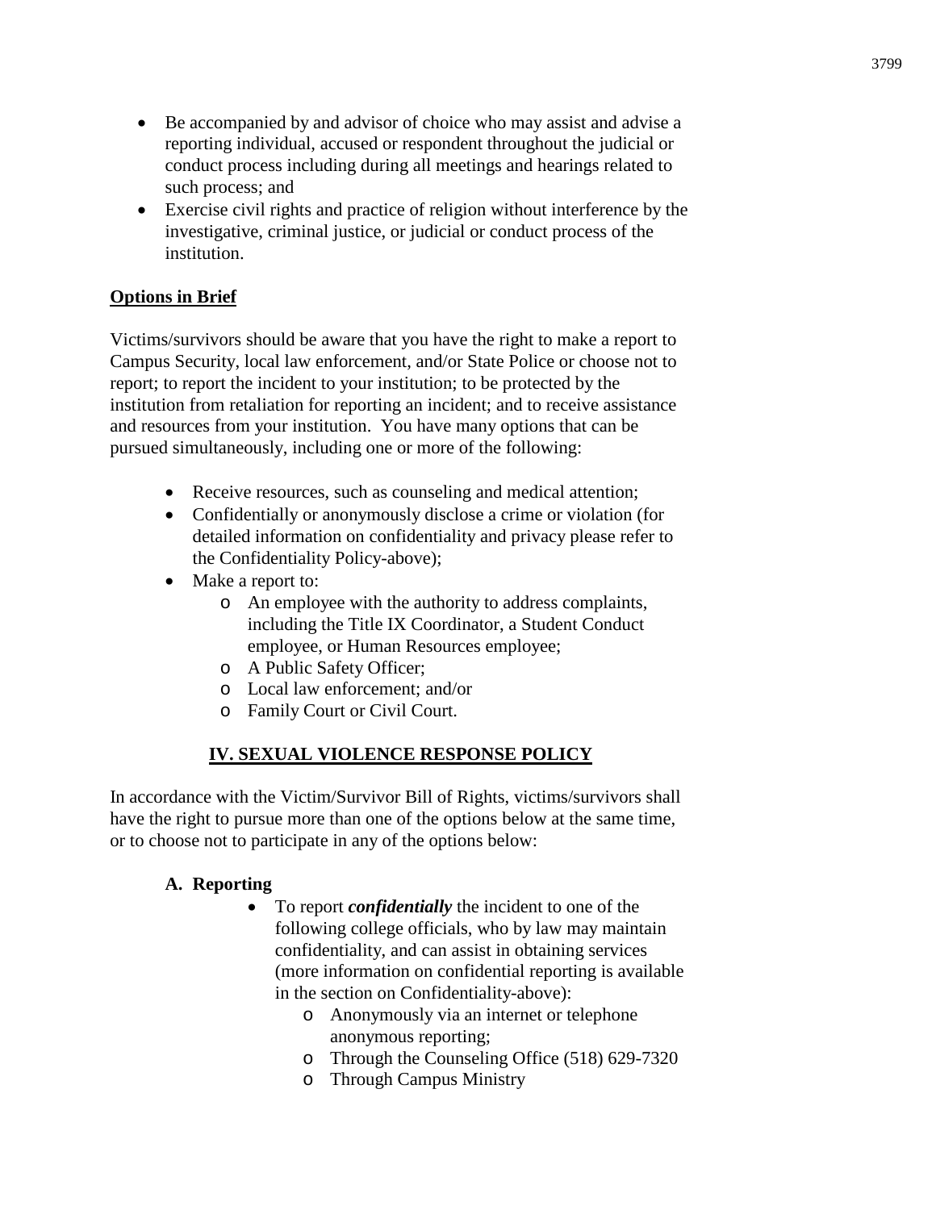- Be accompanied by and advisor of choice who may assist and advise a reporting individual, accused or respondent throughout the judicial or conduct process including during all meetings and hearings related to such process; and
- Exercise civil rights and practice of religion without interference by the investigative, criminal justice, or judicial or conduct process of the institution.

**Options in Brief**

Victims/survivors should be aware that you have the right to make a report to Campus Security, local law enforcement, and/or State Police or choose not to report; to report the incident to your institution; to be protected by the institution from retaliation for reporting an incident; and to receive assistance and resources from your institution. You have many options that can be pursued simultaneously, including one or more of the following:

- Receive resources, such as counseling and medical attention;
- Confidentially or anonymously disclose a crime or violation (for detailed information on confidentiality and privacy please refer to the Confidentiality Policy-above);
- Make a report to:
  - An employee with the authority to address complaints, including the Title IX Coordinator, a Student Conduct employee, or Human Resources employee;
  - A Public Safety Officer;
  - Local law enforcement; and/or
  - Family Court or Civil Court.

## IV. SEXUAL VIOLENCE RESPONSE POLICY

In accordance with the Victim/Survivor Bill of Rights, victims/survivors shall have the right to pursue more than one of the options below at the same time, or to choose not to participate in any of the options below:

### A. Reporting

- To report ***confidentially*** the incident to one of the following college officials, who by law may maintain confidentiality, and can assist in obtaining services (more information on confidential reporting is available in the section on Confidentiality-above):
  - Anonymously via an internet or telephone anonymous reporting;
  - Through the Counseling Office (518) 629-7320
  - Through Campus Ministry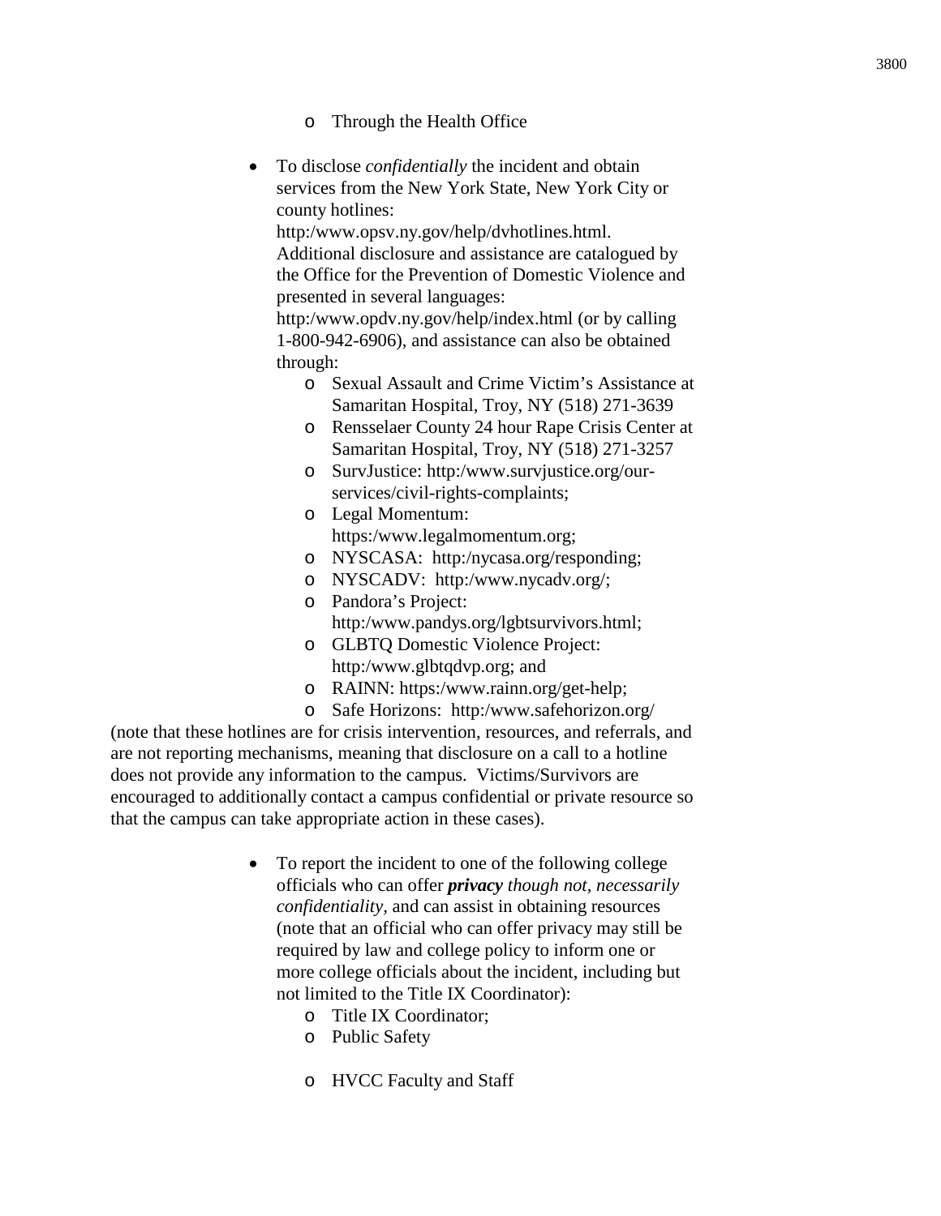- Through the Health Office

- To disclose *confidentially* the incident and obtain services from the New York State, New York City or county hotlines: http:/www.opsv.ny.gov/help/dvhotlines.html. Additional disclosure and assistance are catalogued by the Office for the Prevention of Domestic Violence and presented in several languages: http:/www.opdv.ny.gov/help/index.html (or by calling 1-800-942-6906), and assistance can also be obtained through:
  - Sexual Assault and Crime Victim's Assistance at Samaritan Hospital, Troy, NY (518) 271-3639
  - Rensselaer County 24 hour Rape Crisis Center at Samaritan Hospital, Troy, NY (518) 271-3257
  - SurvJustice: http:/www.survjustice.org/our-services/civil-rights-complaints;
  - Legal Momentum: https:/www.legalmomentum.org;
  - NYSCASA: http:/nycasa.org/responding;
  - NYSCADV: http:/www.nycadv.org/;
  - Pandora's Project: http:/www.pandys.org/lgbtsurvivors.html;
  - GLBTQ Domestic Violence Project: http:/www.glbtqdvp.org; and
  - RAINN: https:/www.rainn.org/get-help;
  - Safe Horizons: http:/www.safehorizon.org/

(note that these hotlines are for crisis intervention, resources, and referrals, and are not reporting mechanisms, meaning that disclosure on a call to a hotline does not provide any information to the campus. Victims/Survivors are encouraged to additionally contact a campus confidential or private resource so that the campus can take appropriate action in these cases).

- To report the incident to one of the following college officials who can offer ***privacy*** *though not, necessarily confidentiality*, and can assist in obtaining resources (note that an official who can offer privacy may still be required by law and college policy to inform one or more college officials about the incident, including but not limited to the Title IX Coordinator):
  - Title IX Coordinator;
  - Public Safety
  - HVCC Faculty and Staff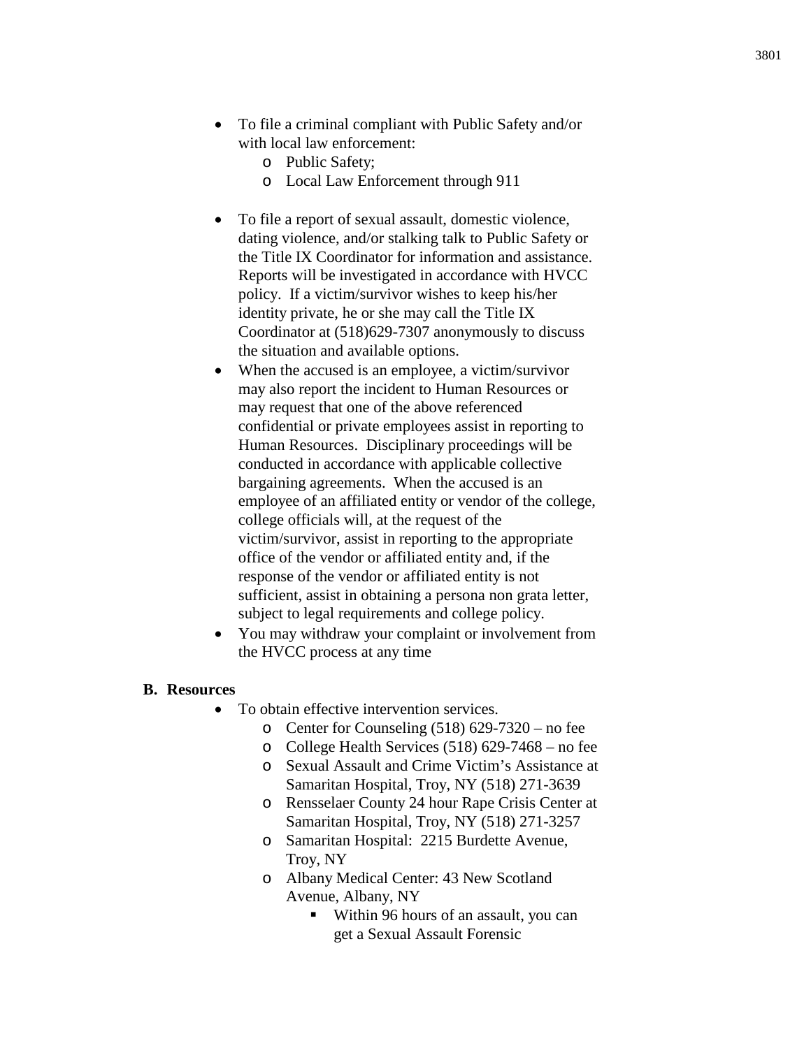- To file a criminal compliant with Public Safety and/or with local law enforcement:
    - Public Safety;
    - Local Law Enforcement through 911

- To file a report of sexual assault, domestic violence, dating violence, and/or stalking talk to Public Safety or the Title IX Coordinator for information and assistance. Reports will be investigated in accordance with HVCC policy. If a victim/survivor wishes to keep his/her identity private, he or she may call the Title IX Coordinator at (518)629-7307 anonymously to discuss the situation and available options.
- When the accused is an employee, a victim/survivor may also report the incident to Human Resources or may request that one of the above referenced confidential or private employees assist in reporting to Human Resources. Disciplinary proceedings will be conducted in accordance with applicable collective bargaining agreements. When the accused is an employee of an affiliated entity or vendor of the college, college officials will, at the request of the victim/survivor, assist in reporting to the appropriate office of the vendor or affiliated entity and, if the response of the vendor or affiliated entity is not sufficient, assist in obtaining a persona non grata letter, subject to legal requirements and college policy.
- You may withdraw your complaint or involvement from the HVCC process at any time

**B. Resources**

- To obtain effective intervention services.
    - Center for Counseling (518) 629-7320 – no fee
    - College Health Services (518) 629-7468 – no fee
    - Sexual Assault and Crime Victim's Assistance at Samaritan Hospital, Troy, NY (518) 271-3639
    - Rensselaer County 24 hour Rape Crisis Center at Samaritan Hospital, Troy, NY (518) 271-3257
    - Samaritan Hospital: 2215 Burdette Avenue, Troy, NY
    - Albany Medical Center: 43 New Scotland Avenue, Albany, NY
        - Within 96 hours of an assault, you can get a Sexual Assault Forensic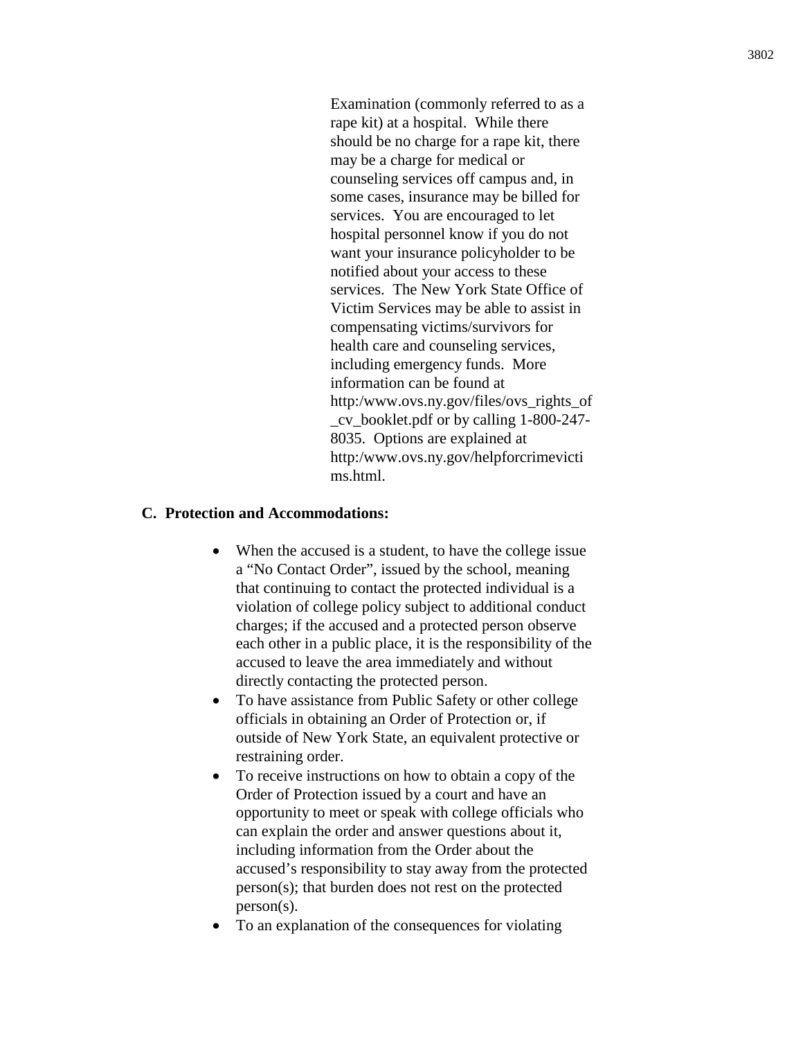Examination (commonly referred to as a rape kit) at a hospital. While there should be no charge for a rape kit, there may be a charge for medical or counseling services off campus and, in some cases, insurance may be billed for services. You are encouraged to let hospital personnel know if you do not want your insurance policyholder to be notified about your access to these services. The New York State Office of Victim Services may be able to assist in compensating victims/survivors for health care and counseling services, including emergency funds. More information can be found at http:/www.ovs.ny.gov/files/ovs_rights_of_cv_booklet.pdf or by calling 1-800-247-8035. Options are explained at http:/www.ovs.ny.gov/helpforcrimevictims.html.

**C. Protection and Accommodations:**

- When the accused is a student, to have the college issue a "No Contact Order", issued by the school, meaning that continuing to contact the protected individual is a violation of college policy subject to additional conduct charges; if the accused and a protected person observe each other in a public place, it is the responsibility of the accused to leave the area immediately and without directly contacting the protected person.
- To have assistance from Public Safety or other college officials in obtaining an Order of Protection or, if outside of New York State, an equivalent protective or restraining order.
- To receive instructions on how to obtain a copy of the Order of Protection issued by a court and have an opportunity to meet or speak with college officials who can explain the order and answer questions about it, including information from the Order about the accused's responsibility to stay away from the protected person(s); that burden does not rest on the protected person(s).
- To an explanation of the consequences for violating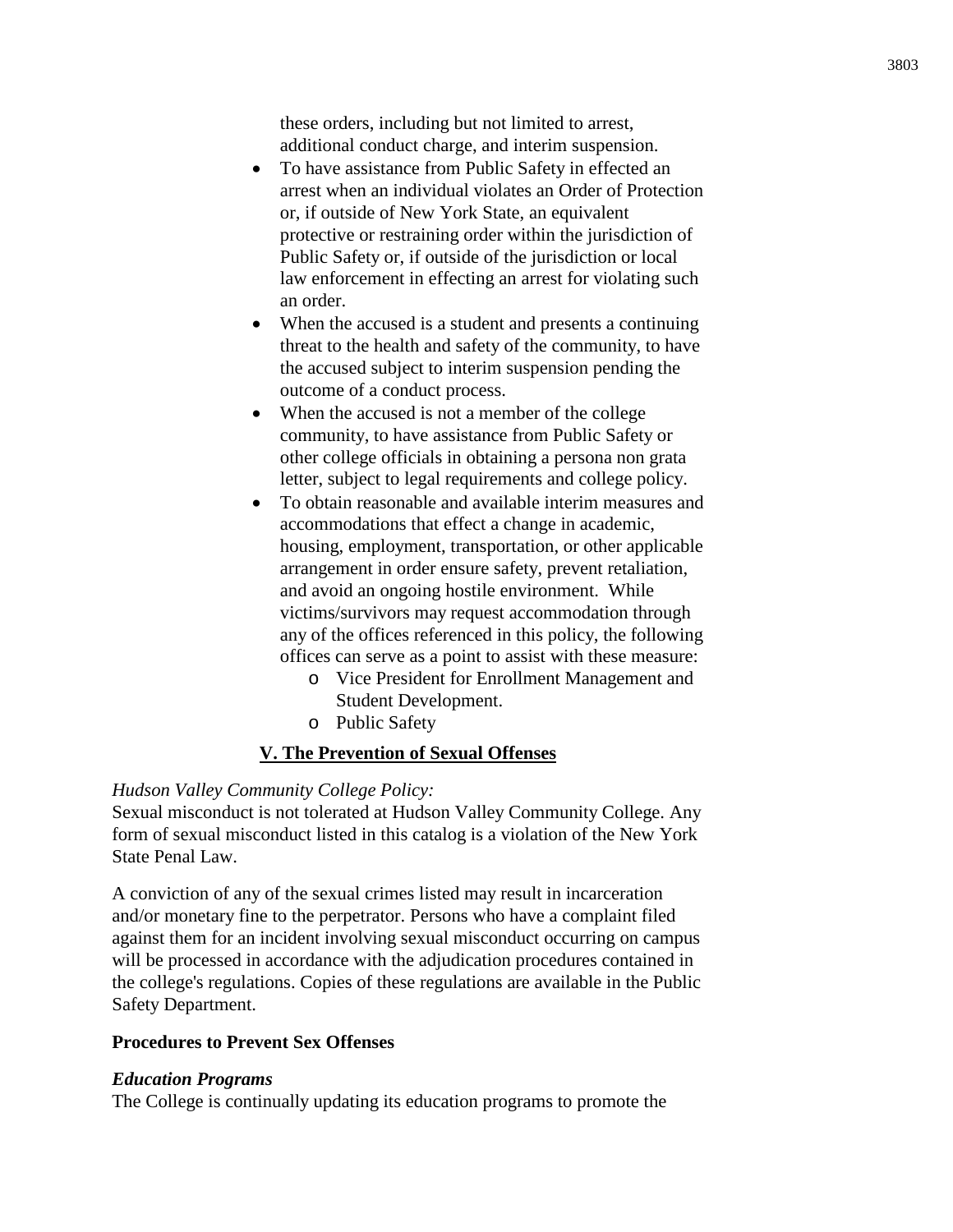these orders, including but not limited to arrest, additional conduct charge, and interim suspension.

- To have assistance from Public Safety in effected an arrest when an individual violates an Order of Protection or, if outside of New York State, an equivalent protective or restraining order within the jurisdiction of Public Safety or, if outside of the jurisdiction or local law enforcement in effecting an arrest for violating such an order.
- When the accused is a student and presents a continuing threat to the health and safety of the community, to have the accused subject to interim suspension pending the outcome of a conduct process.
- When the accused is not a member of the college community, to have assistance from Public Safety or other college officials in obtaining a persona non grata letter, subject to legal requirements and college policy.
- To obtain reasonable and available interim measures and accommodations that effect a change in academic, housing, employment, transportation, or other applicable arrangement in order ensure safety, prevent retaliation, and avoid an ongoing hostile environment. While victims/survivors may request accommodation through any of the offices referenced in this policy, the following offices can serve as a point to assist with these measure:
    - Vice President for Enrollment Management and Student Development.
    - Public Safety

## V. The Prevention of Sexual Offenses

*Hudson Valley Community College Policy:*
Sexual misconduct is not tolerated at Hudson Valley Community College. Any form of sexual misconduct listed in this catalog is a violation of the New York State Penal Law.

A conviction of any of the sexual crimes listed may result in incarceration and/or monetary fine to the perpetrator. Persons who have a complaint filed against them for an incident involving sexual misconduct occurring on campus will be processed in accordance with the adjudication procedures contained in the college's regulations. Copies of these regulations are available in the Public Safety Department.

**Procedures to Prevent Sex Offenses**

***Education Programs***
The College is continually updating its education programs to promote the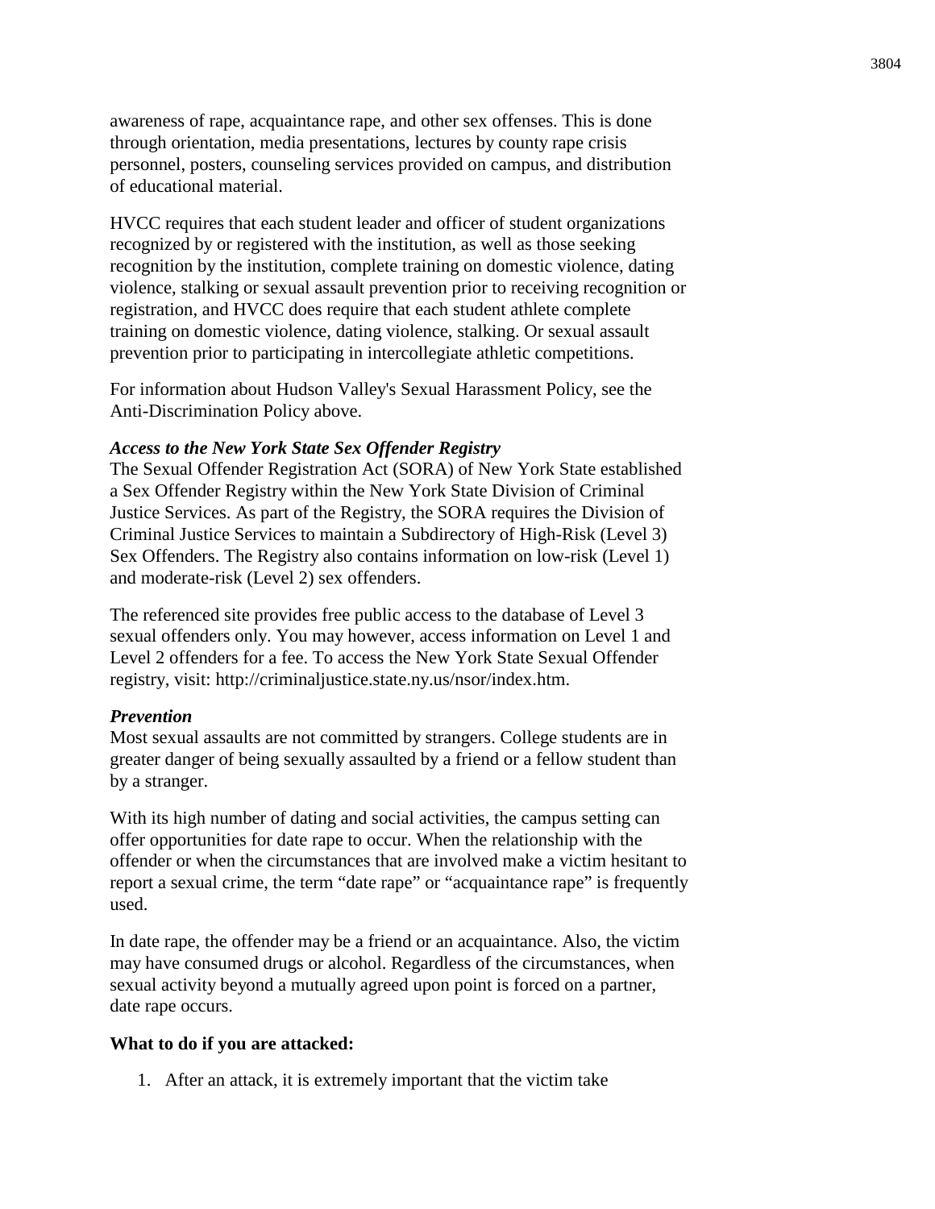awareness of rape, acquaintance rape, and other sex offenses. This is done through orientation, media presentations, lectures by county rape crisis personnel, posters, counseling services provided on campus, and distribution of educational material.

HVCC requires that each student leader and officer of student organizations recognized by or registered with the institution, as well as those seeking recognition by the institution, complete training on domestic violence, dating violence, stalking or sexual assault prevention prior to receiving recognition or registration, and HVCC does require that each student athlete complete training on domestic violence, dating violence, stalking. Or sexual assault prevention prior to participating in intercollegiate athletic competitions.

For information about Hudson Valley's Sexual Harassment Policy, see the Anti-Discrimination Policy above.

***Access to the New York State Sex Offender Registry***

The Sexual Offender Registration Act (SORA) of New York State established a Sex Offender Registry within the New York State Division of Criminal Justice Services. As part of the Registry, the SORA requires the Division of Criminal Justice Services to maintain a Subdirectory of High-Risk (Level 3) Sex Offenders. The Registry also contains information on low-risk (Level 1) and moderate-risk (Level 2) sex offenders.

The referenced site provides free public access to the database of Level 3 sexual offenders only. You may however, access information on Level 1 and Level 2 offenders for a fee. To access the New York State Sexual Offender registry, visit: http://criminaljustice.state.ny.us/nsor/index.htm.

***Prevention***

Most sexual assaults are not committed by strangers. College students are in greater danger of being sexually assaulted by a friend or a fellow student than by a stranger.

With its high number of dating and social activities, the campus setting can offer opportunities for date rape to occur. When the relationship with the offender or when the circumstances that are involved make a victim hesitant to report a sexual crime, the term “date rape” or “acquaintance rape” is frequently used.

In date rape, the offender may be a friend or an acquaintance. Also, the victim may have consumed drugs or alcohol. Regardless of the circumstances, when sexual activity beyond a mutually agreed upon point is forced on a partner, date rape occurs.

**What to do if you are attacked:**

1. After an attack, it is extremely important that the victim take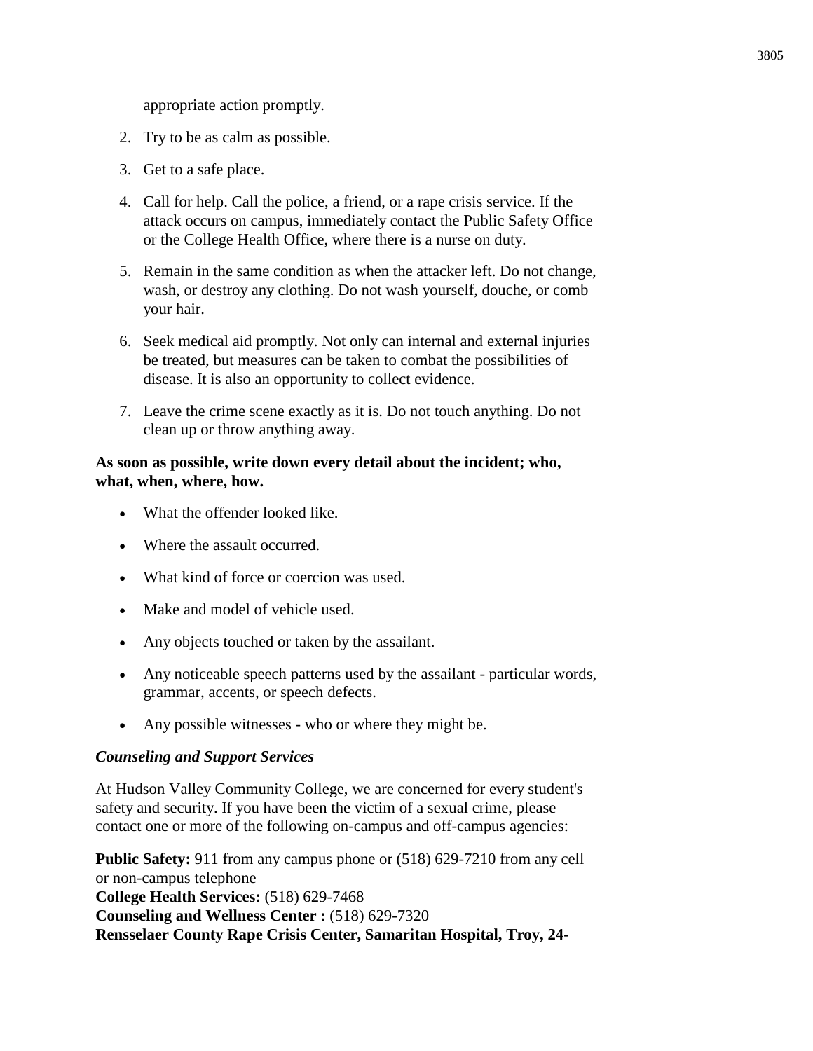appropriate action promptly.

2. Try to be as calm as possible.
3. Get to a safe place.
4. Call for help. Call the police, a friend, or a rape crisis service. If the attack occurs on campus, immediately contact the Public Safety Office or the College Health Office, where there is a nurse on duty.
5. Remain in the same condition as when the attacker left. Do not change, wash, or destroy any clothing. Do not wash yourself, douche, or comb your hair.
6. Seek medical aid promptly. Not only can internal and external injuries be treated, but measures can be taken to combat the possibilities of disease. It is also an opportunity to collect evidence.
7. Leave the crime scene exactly as it is. Do not touch anything. Do not clean up or throw anything away.

**As soon as possible, write down every detail about the incident; who, what, when, where, how.**

- What the offender looked like.
- Where the assault occurred.
- What kind of force or coercion was used.
- Make and model of vehicle used.
- Any objects touched or taken by the assailant.
- Any noticeable speech patterns used by the assailant - particular words, grammar, accents, or speech defects.
- Any possible witnesses - who or where they might be.

### *Counseling and Support Services*

At Hudson Valley Community College, we are concerned for every student's safety and security. If you have been the victim of a sexual crime, please contact one or more of the following on-campus and off-campus agencies:

**Public Safety:** 911 from any campus phone or (518) 629-7210 from any cell or non-campus telephone
**College Health Services:** (518) 629-7468
**Counseling and Wellness Center :** (518) 629-7320
**Rensselaer County Rape Crisis Center, Samaritan Hospital, Troy, 24-**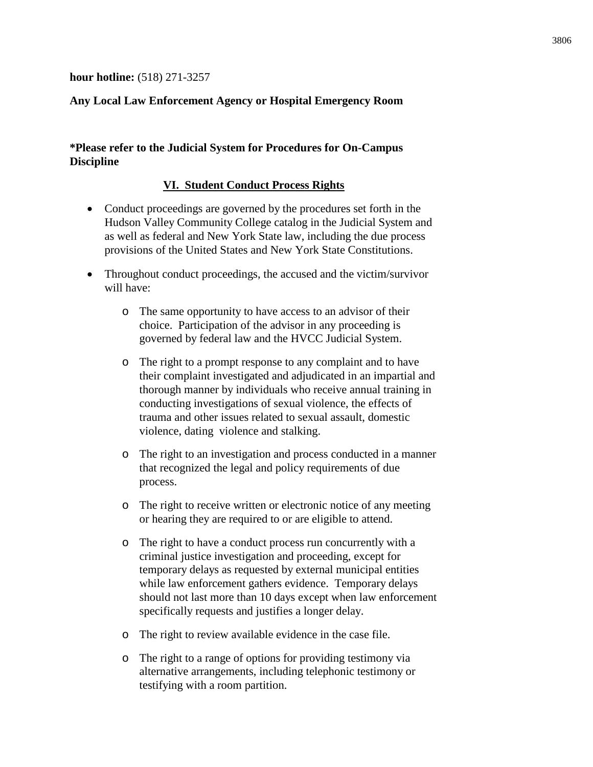**hour hotline:** (518) 271-3257

**Any Local Law Enforcement Agency or Hospital Emergency Room**

***Please refer to the Judicial System for Procedures for On-Campus Discipline**

## VI. Student Conduct Process Rights

- Conduct proceedings are governed by the procedures set forth in the Hudson Valley Community College catalog in the Judicial System and as well as federal and New York State law, including the due process provisions of the United States and New York State Constitutions.
- Throughout conduct proceedings, the accused and the victim/survivor will have:
  - The same opportunity to have access to an advisor of their choice. Participation of the advisor in any proceeding is governed by federal law and the HVCC Judicial System.
  - The right to a prompt response to any complaint and to have their complaint investigated and adjudicated in an impartial and thorough manner by individuals who receive annual training in conducting investigations of sexual violence, the effects of trauma and other issues related to sexual assault, domestic violence, dating violence and stalking.
  - The right to an investigation and process conducted in a manner that recognized the legal and policy requirements of due process.
  - The right to receive written or electronic notice of any meeting or hearing they are required to or are eligible to attend.
  - The right to have a conduct process run concurrently with a criminal justice investigation and proceeding, except for temporary delays as requested by external municipal entities while law enforcement gathers evidence. Temporary delays should not last more than 10 days except when law enforcement specifically requests and justifies a longer delay.
  - The right to review available evidence in the case file.
  - The right to a range of options for providing testimony via alternative arrangements, including telephonic testimony or testifying with a room partition.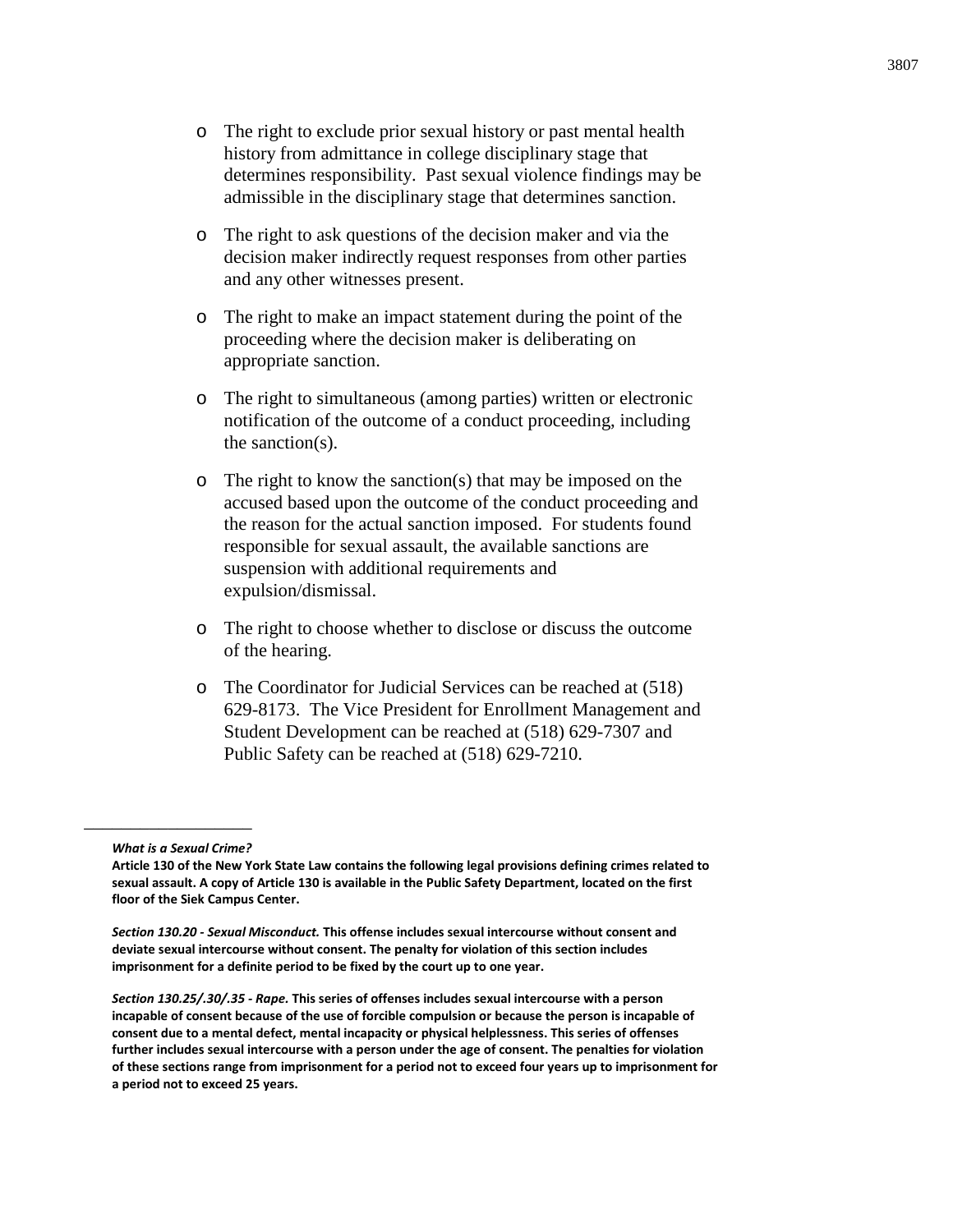- The right to exclude prior sexual history or past mental health history from admittance in college disciplinary stage that determines responsibility. Past sexual violence findings may be admissible in the disciplinary stage that determines sanction.

- The right to ask questions of the decision maker and via the decision maker indirectly request responses from other parties and any other witnesses present.

- The right to make an impact statement during the point of the proceeding where the decision maker is deliberating on appropriate sanction.

- The right to simultaneous (among parties) written or electronic notification of the outcome of a conduct proceeding, including the sanction(s).

- The right to know the sanction(s) that may be imposed on the accused based upon the outcome of the conduct proceeding and the reason for the actual sanction imposed. For students found responsible for sexual assault, the available sanctions are suspension with additional requirements and expulsion/dismissal.

- The right to choose whether to disclose or discuss the outcome of the hearing.

- The Coordinator for Judicial Services can be reached at (518) 629-8173. The Vice President for Enrollment Management and Student Development can be reached at (518) 629-7307 and Public Safety can be reached at (518) 629-7210.

---

***What is a Sexual Crime?***
**Article 130 of the New York State Law contains the following legal provisions defining crimes related to sexual assault. A copy of Article 130 is available in the Public Safety Department, located on the first floor of the Siek Campus Center.**

***Section 130.20 - Sexual Misconduct.*** **This offense includes sexual intercourse without consent and deviate sexual intercourse without consent. The penalty for violation of this section includes imprisonment for a definite period to be fixed by the court up to one year.**

***Section 130.25/.30/.35 - Rape.*** **This series of offenses includes sexual intercourse with a person incapable of consent because of the use of forcible compulsion or because the person is incapable of consent due to a mental defect, mental incapacity or physical helplessness. This series of offenses further includes sexual intercourse with a person under the age of consent. The penalties for violation of these sections range from imprisonment for a period not to exceed four years up to imprisonment for a period not to exceed 25 years.**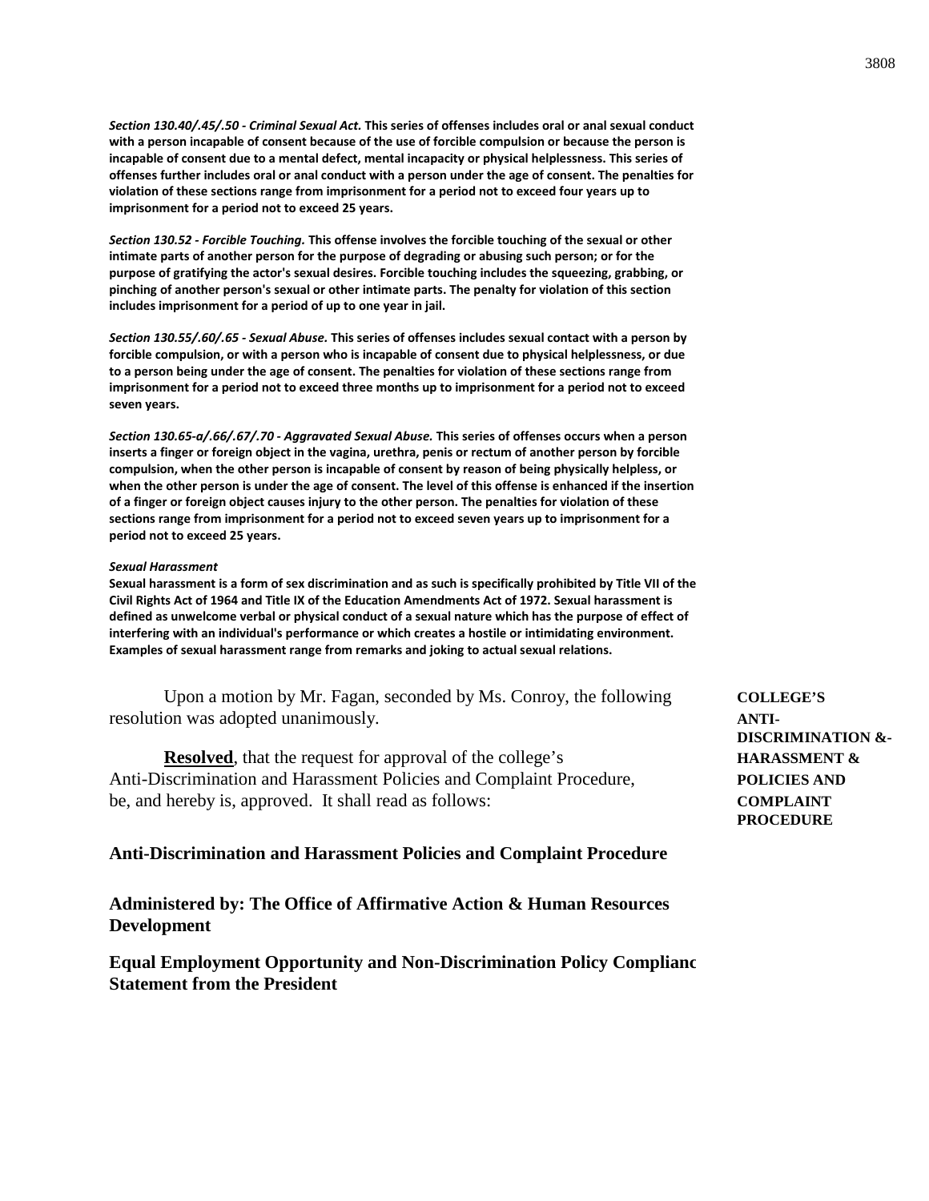***Section 130.40/.45/.50 - Criminal Sexual Act.*** **This series of offenses includes oral or anal sexual conduct with a person incapable of consent because of the use of forcible compulsion or because the person is incapable of consent due to a mental defect, mental incapacity or physical helplessness. This series of offenses further includes oral or anal conduct with a person under the age of consent. The penalties for violation of these sections range from imprisonment for a period not to exceed four years up to imprisonment for a period not to exceed 25 years.**

***Section 130.52 - Forcible Touching.*** **This offense involves the forcible touching of the sexual or other intimate parts of another person for the purpose of degrading or abusing such person; or for the purpose of gratifying the actor's sexual desires. Forcible touching includes the squeezing, grabbing, or pinching of another person's sexual or other intimate parts. The penalty for violation of this section includes imprisonment for a period of up to one year in jail.**

***Section 130.55/.60/.65 - Sexual Abuse.*** **This series of offenses includes sexual contact with a person by forcible compulsion, or with a person who is incapable of consent due to physical helplessness, or due to a person being under the age of consent. The penalties for violation of these sections range from imprisonment for a period not to exceed three months up to imprisonment for a period not to exceed seven years.**

***Section 130.65-a/.66/.67/.70 - Aggravated Sexual Abuse.*** **This series of offenses occurs when a person inserts a finger or foreign object in the vagina, urethra, penis or rectum of another person by forcible compulsion, when the other person is incapable of consent by reason of being physically helpless, or when the other person is under the age of consent. The level of this offense is enhanced if the insertion of a finger or foreign object causes injury to the other person. The penalties for violation of these sections range from imprisonment for a period not to exceed seven years up to imprisonment for a period not to exceed 25 years.**

***Sexual Harassment***

**Sexual harassment is a form of sex discrimination and as such is specifically prohibited by Title VII of the Civil Rights Act of 1964 and Title IX of the Education Amendments Act of 1972. Sexual harassment is defined as unwelcome verbal or physical conduct of a sexual nature which has the purpose of effect of interfering with an individual's performance or which creates a hostile or intimidating environment. Examples of sexual harassment range from remarks and joking to actual sexual relations.**

**COLLEGE'S ANTI-DISCRIMINATION &-HARASSMENT & POLICIES AND COMPLAINT PROCEDURE**

Upon a motion by Mr. Fagan, seconded by Ms. Conroy, the following resolution was adopted unanimously.

**Resolved**, that the request for approval of the college's Anti-Discrimination and Harassment Policies and Complaint Procedure, be, and hereby is, approved. It shall read as follows:

**Anti-Discrimination and Harassment Policies and Complaint Procedure**

**Administered by: The Office of Affirmative Action & Human Resources Development**

**Equal Employment Opportunity and Non-Discrimination Policy Complianc Statement from the President**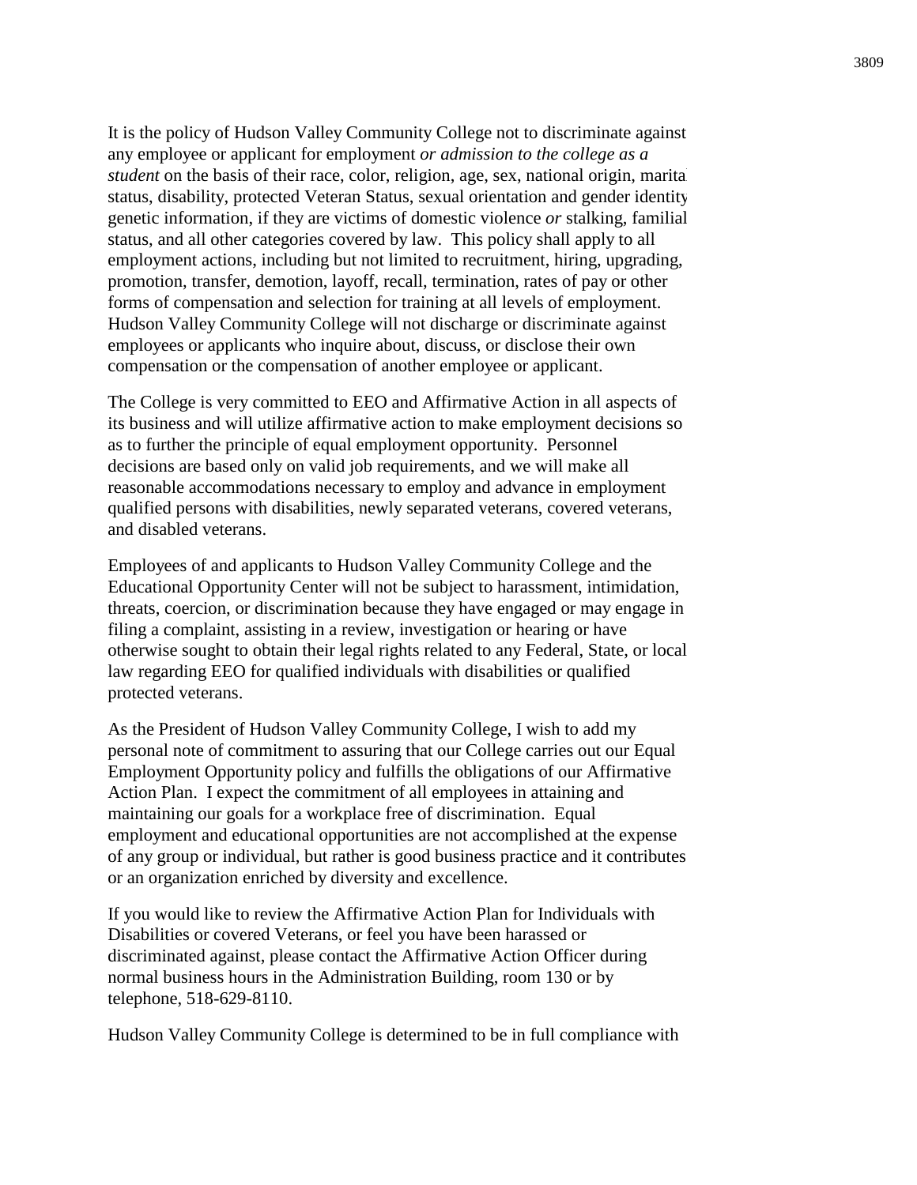It is the policy of Hudson Valley Community College not to discriminate against any employee or applicant for employment *or admission to the college as a student* on the basis of their race, color, religion, age, sex, national origin, marital status, disability, protected Veteran Status, sexual orientation and gender identity, genetic information, if they are victims of domestic violence *or* stalking, familial status, and all other categories covered by law. This policy shall apply to all employment actions, including but not limited to recruitment, hiring, upgrading, promotion, transfer, demotion, layoff, recall, termination, rates of pay or other forms of compensation and selection for training at all levels of employment. Hudson Valley Community College will not discharge or discriminate against employees or applicants who inquire about, discuss, or disclose their own compensation or the compensation of another employee or applicant.

The College is very committed to EEO and Affirmative Action in all aspects of its business and will utilize affirmative action to make employment decisions so as to further the principle of equal employment opportunity. Personnel decisions are based only on valid job requirements, and we will make all reasonable accommodations necessary to employ and advance in employment qualified persons with disabilities, newly separated veterans, covered veterans, and disabled veterans.

Employees of and applicants to Hudson Valley Community College and the Educational Opportunity Center will not be subject to harassment, intimidation, threats, coercion, or discrimination because they have engaged or may engage in filing a complaint, assisting in a review, investigation or hearing or have otherwise sought to obtain their legal rights related to any Federal, State, or local law regarding EEO for qualified individuals with disabilities or qualified protected veterans.

As the President of Hudson Valley Community College, I wish to add my personal note of commitment to assuring that our College carries out our Equal Employment Opportunity policy and fulfills the obligations of our Affirmative Action Plan. I expect the commitment of all employees in attaining and maintaining our goals for a workplace free of discrimination. Equal employment and educational opportunities are not accomplished at the expense of any group or individual, but rather is good business practice and it contributes or an organization enriched by diversity and excellence.

If you would like to review the Affirmative Action Plan for Individuals with Disabilities or covered Veterans, or feel you have been harassed or discriminated against, please contact the Affirmative Action Officer during normal business hours in the Administration Building, room 130 or by telephone, 518-629-8110.

Hudson Valley Community College is determined to be in full compliance with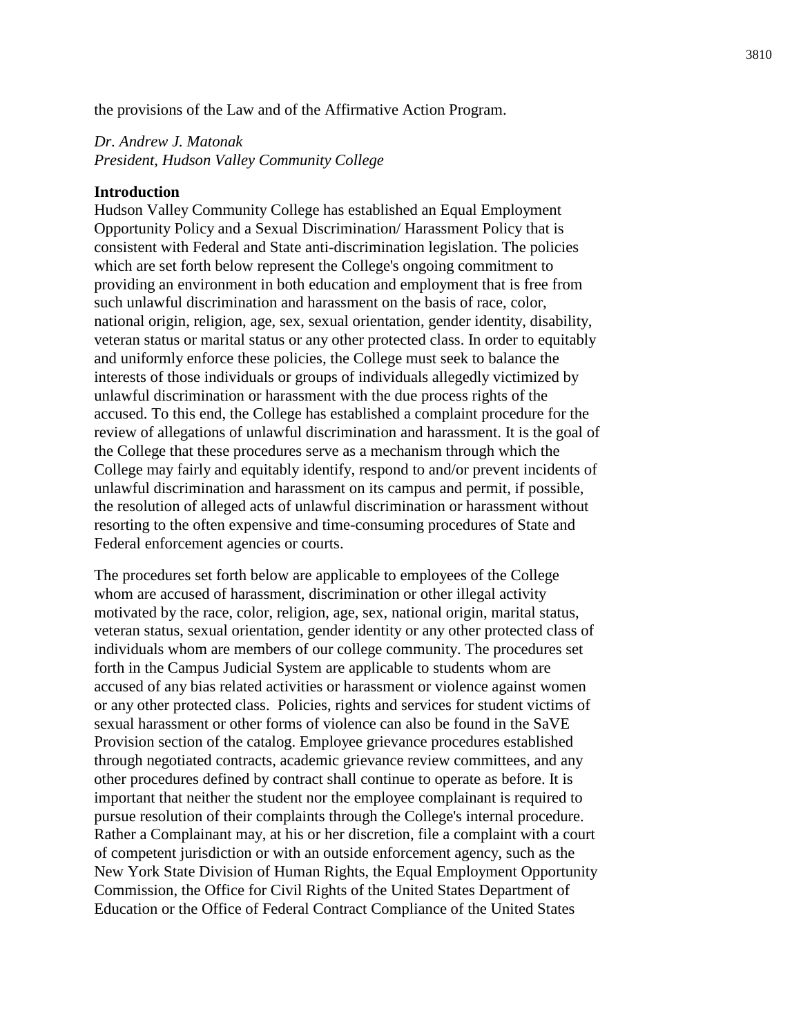the provisions of the Law and of the Affirmative Action Program.

*Dr. Andrew J. Matonak*
*President, Hudson Valley Community College*

**Introduction**
Hudson Valley Community College has established an Equal Employment Opportunity Policy and a Sexual Discrimination/ Harassment Policy that is consistent with Federal and State anti-discrimination legislation. The policies which are set forth below represent the College's ongoing commitment to providing an environment in both education and employment that is free from such unlawful discrimination and harassment on the basis of race, color, national origin, religion, age, sex, sexual orientation, gender identity, disability, veteran status or marital status or any other protected class. In order to equitably and uniformly enforce these policies, the College must seek to balance the interests of those individuals or groups of individuals allegedly victimized by unlawful discrimination or harassment with the due process rights of the accused. To this end, the College has established a complaint procedure for the review of allegations of unlawful discrimination and harassment. It is the goal of the College that these procedures serve as a mechanism through which the College may fairly and equitably identify, respond to and/or prevent incidents of unlawful discrimination and harassment on its campus and permit, if possible, the resolution of alleged acts of unlawful discrimination or harassment without resorting to the often expensive and time-consuming procedures of State and Federal enforcement agencies or courts.

The procedures set forth below are applicable to employees of the College whom are accused of harassment, discrimination or other illegal activity motivated by the race, color, religion, age, sex, national origin, marital status, veteran status, sexual orientation, gender identity or any other protected class of individuals whom are members of our college community. The procedures set forth in the Campus Judicial System are applicable to students whom are accused of any bias related activities or harassment or violence against women or any other protected class. Policies, rights and services for student victims of sexual harassment or other forms of violence can also be found in the SaVE Provision section of the catalog. Employee grievance procedures established through negotiated contracts, academic grievance review committees, and any other procedures defined by contract shall continue to operate as before. It is important that neither the student nor the employee complainant is required to pursue resolution of their complaints through the College's internal procedure. Rather a Complainant may, at his or her discretion, file a complaint with a court of competent jurisdiction or with an outside enforcement agency, such as the New York State Division of Human Rights, the Equal Employment Opportunity Commission, the Office for Civil Rights of the United States Department of Education or the Office of Federal Contract Compliance of the United States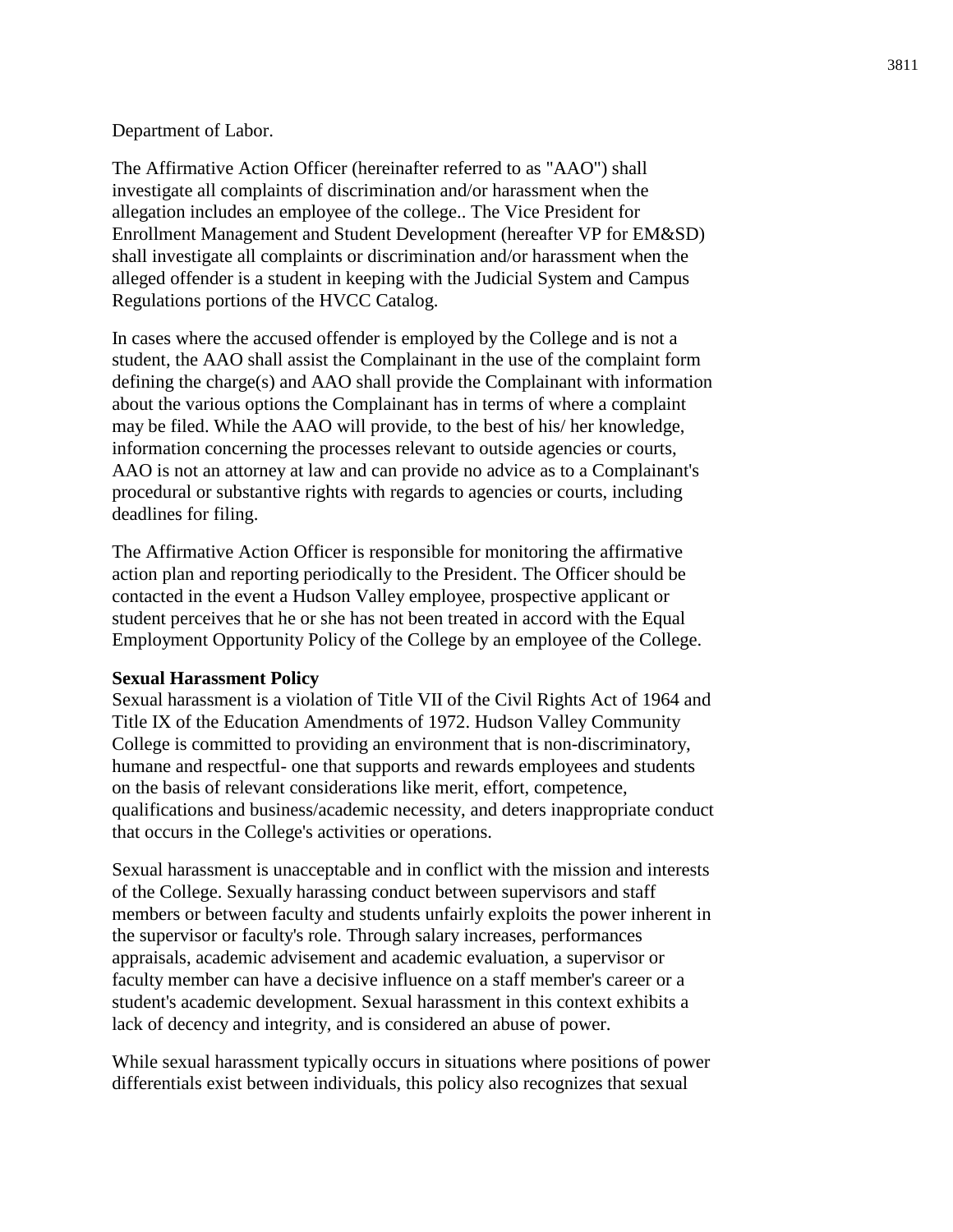Department of Labor.

The Affirmative Action Officer (hereinafter referred to as "AAO") shall investigate all complaints of discrimination and/or harassment when the allegation includes an employee of the college.. The Vice President for Enrollment Management and Student Development (hereafter VP for EM&SD) shall investigate all complaints or discrimination and/or harassment when the alleged offender is a student in keeping with the Judicial System and Campus Regulations portions of the HVCC Catalog.

In cases where the accused offender is employed by the College and is not a student, the AAO shall assist the Complainant in the use of the complaint form defining the charge(s) and AAO shall provide the Complainant with information about the various options the Complainant has in terms of where a complaint may be filed. While the AAO will provide, to the best of his/ her knowledge, information concerning the processes relevant to outside agencies or courts, AAO is not an attorney at law and can provide no advice as to a Complainant's procedural or substantive rights with regards to agencies or courts, including deadlines for filing.

The Affirmative Action Officer is responsible for monitoring the affirmative action plan and reporting periodically to the President. The Officer should be contacted in the event a Hudson Valley employee, prospective applicant or student perceives that he or she has not been treated in accord with the Equal Employment Opportunity Policy of the College by an employee of the College.

**Sexual Harassment Policy**

Sexual harassment is a violation of Title VII of the Civil Rights Act of 1964 and Title IX of the Education Amendments of 1972. Hudson Valley Community College is committed to providing an environment that is non-discriminatory, humane and respectful- one that supports and rewards employees and students on the basis of relevant considerations like merit, effort, competence, qualifications and business/academic necessity, and deters inappropriate conduct that occurs in the College's activities or operations.

Sexual harassment is unacceptable and in conflict with the mission and interests of the College. Sexually harassing conduct between supervisors and staff members or between faculty and students unfairly exploits the power inherent in the supervisor or faculty's role. Through salary increases, performances appraisals, academic advisement and academic evaluation, a supervisor or faculty member can have a decisive influence on a staff member's career or a student's academic development. Sexual harassment in this context exhibits a lack of decency and integrity, and is considered an abuse of power.

While sexual harassment typically occurs in situations where positions of power differentials exist between individuals, this policy also recognizes that sexual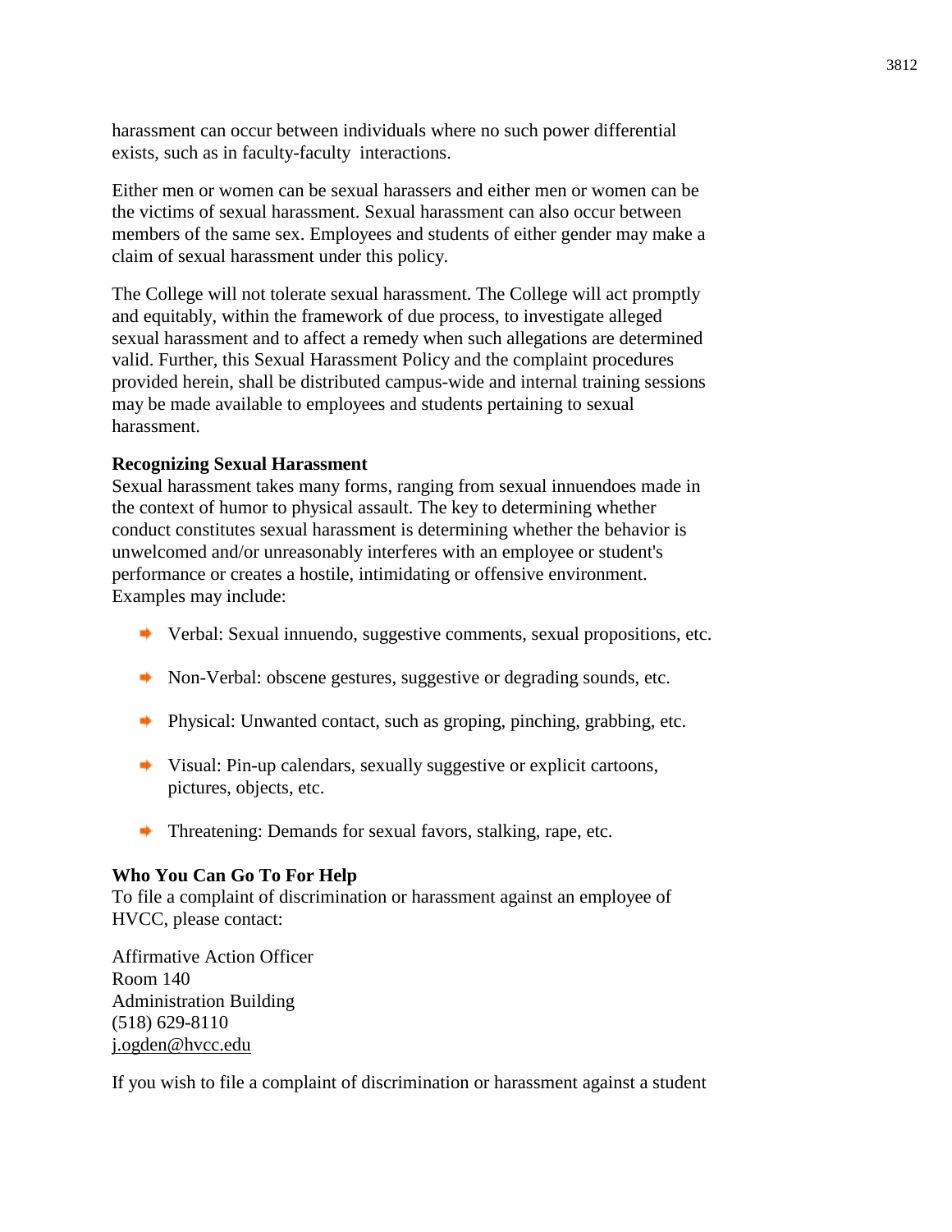harassment can occur between individuals where no such power differential exists, such as in faculty-faculty interactions.

Either men or women can be sexual harassers and either men or women can be the victims of sexual harassment. Sexual harassment can also occur between members of the same sex. Employees and students of either gender may make a claim of sexual harassment under this policy.

The College will not tolerate sexual harassment. The College will act promptly and equitably, within the framework of due process, to investigate alleged sexual harassment and to affect a remedy when such allegations are determined valid. Further, this Sexual Harassment Policy and the complaint procedures provided herein, shall be distributed campus-wide and internal training sessions may be made available to employees and students pertaining to sexual harassment.

**Recognizing Sexual Harassment**

Sexual harassment takes many forms, ranging from sexual innuendoes made in the context of humor to physical assault. The key to determining whether conduct constitutes sexual harassment is determining whether the behavior is unwelcomed and/or unreasonably interferes with an employee or student's performance or creates a hostile, intimidating or offensive environment. Examples may include:

- Verbal: Sexual innuendo, suggestive comments, sexual propositions, etc.
- Non-Verbal: obscene gestures, suggestive or degrading sounds, etc.
- Physical: Unwanted contact, such as groping, pinching, grabbing, etc.
- Visual: Pin-up calendars, sexually suggestive or explicit cartoons, pictures, objects, etc.
- Threatening: Demands for sexual favors, stalking, rape, etc.

**Who You Can Go To For Help**

To file a complaint of discrimination or harassment against an employee of HVCC, please contact:

Affirmative Action Officer
Room 140
Administration Building
(518) 629-8110
j.ogden@hvcc.edu

If you wish to file a complaint of discrimination or harassment against a student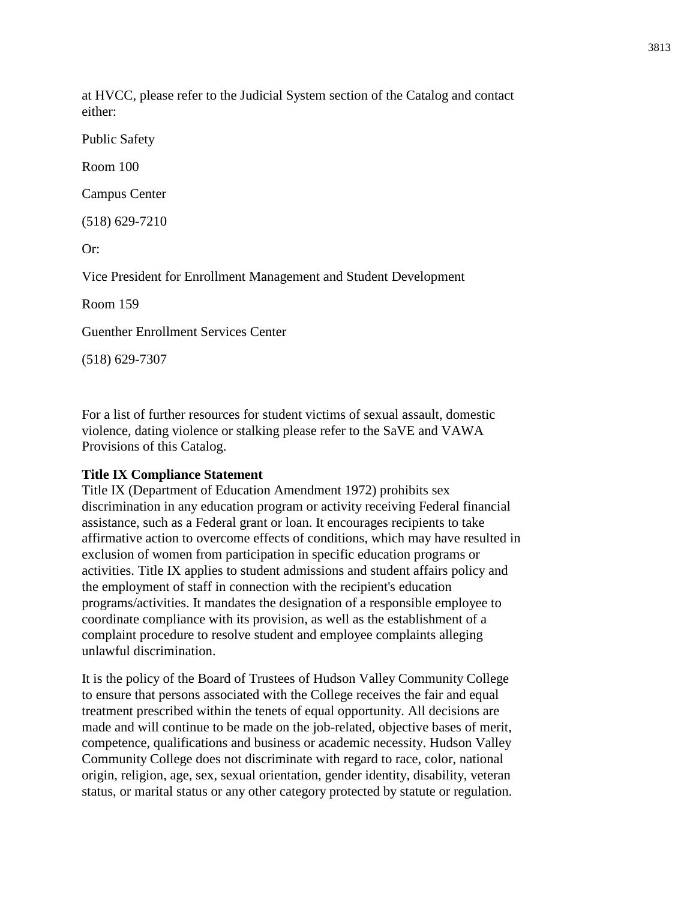at HVCC, please refer to the Judicial System section of the Catalog and contact either:

Public Safety

Room 100

Campus Center

(518) 629-7210

Or:

Vice President for Enrollment Management and Student Development

Room 159

Guenther Enrollment Services Center

(518) 629-7307

For a list of further resources for student victims of sexual assault, domestic violence, dating violence or stalking please refer to the SaVE and VAWA Provisions of this Catalog.

**Title IX Compliance Statement**
Title IX (Department of Education Amendment 1972) prohibits sex discrimination in any education program or activity receiving Federal financial assistance, such as a Federal grant or loan. It encourages recipients to take affirmative action to overcome effects of conditions, which may have resulted in exclusion of women from participation in specific education programs or activities. Title IX applies to student admissions and student affairs policy and the employment of staff in connection with the recipient's education programs/activities. It mandates the designation of a responsible employee to coordinate compliance with its provision, as well as the establishment of a complaint procedure to resolve student and employee complaints alleging unlawful discrimination.

It is the policy of the Board of Trustees of Hudson Valley Community College to ensure that persons associated with the College receives the fair and equal treatment prescribed within the tenets of equal opportunity. All decisions are made and will continue to be made on the job-related, objective bases of merit, competence, qualifications and business or academic necessity. Hudson Valley Community College does not discriminate with regard to race, color, national origin, religion, age, sex, sexual orientation, gender identity, disability, veteran status, or marital status or any other category protected by statute or regulation.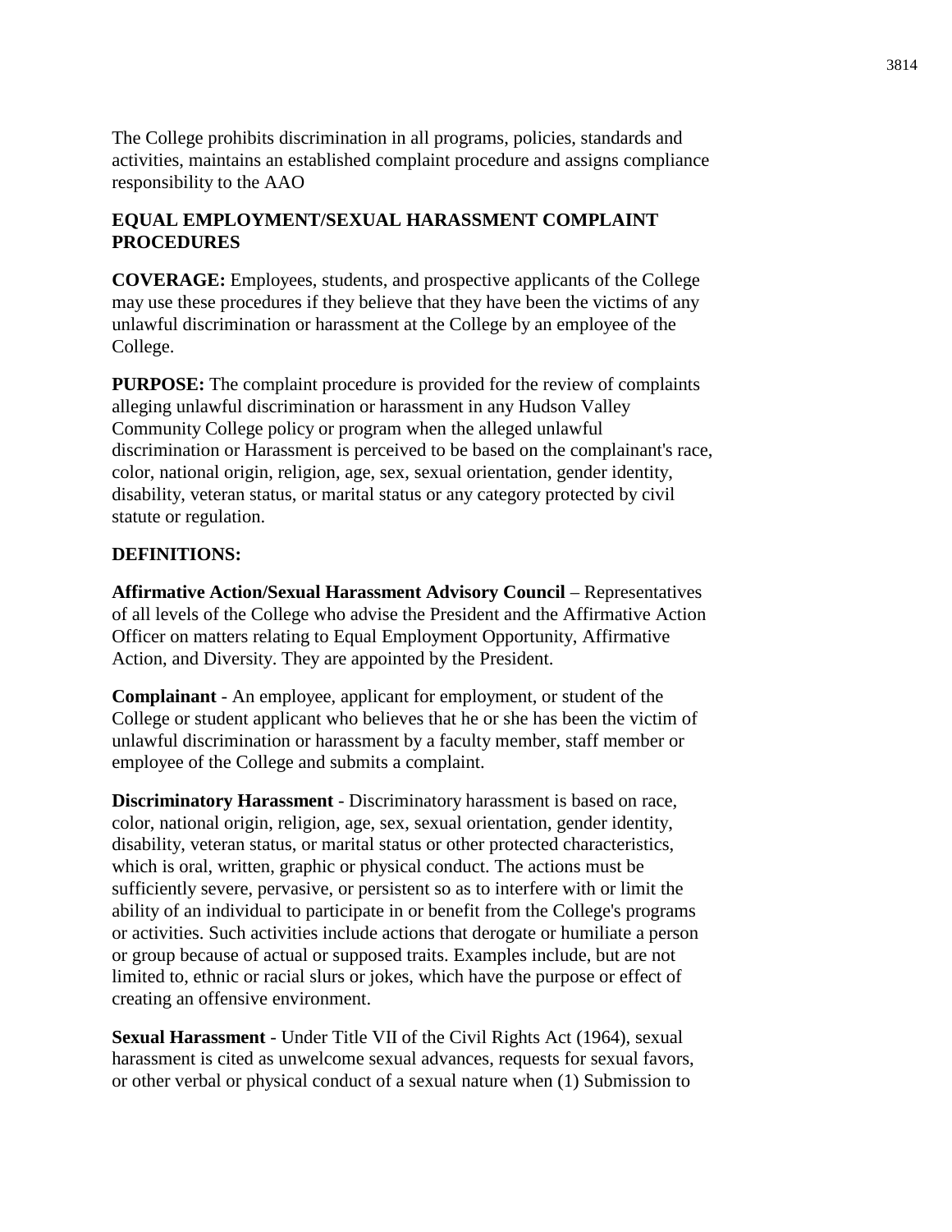The College prohibits discrimination in all programs, policies, standards and activities, maintains an established complaint procedure and assigns compliance responsibility to the AAO

**EQUAL EMPLOYMENT/SEXUAL HARASSMENT COMPLAINT PROCEDURES**

**COVERAGE:** Employees, students, and prospective applicants of the College may use these procedures if they believe that they have been the victims of any unlawful discrimination or harassment at the College by an employee of the College.

**PURPOSE:** The complaint procedure is provided for the review of complaints alleging unlawful discrimination or harassment in any Hudson Valley Community College policy or program when the alleged unlawful discrimination or Harassment is perceived to be based on the complainant's race, color, national origin, religion, age, sex, sexual orientation, gender identity, disability, veteran status, or marital status or any category protected by civil statute or regulation.

**DEFINITIONS:**

**Affirmative Action/Sexual Harassment Advisory Council** – Representatives of all levels of the College who advise the President and the Affirmative Action Officer on matters relating to Equal Employment Opportunity, Affirmative Action, and Diversity. They are appointed by the President.

**Complainant** - An employee, applicant for employment, or student of the College or student applicant who believes that he or she has been the victim of unlawful discrimination or harassment by a faculty member, staff member or employee of the College and submits a complaint.

**Discriminatory Harassment** - Discriminatory harassment is based on race, color, national origin, religion, age, sex, sexual orientation, gender identity, disability, veteran status, or marital status or other protected characteristics, which is oral, written, graphic or physical conduct. The actions must be sufficiently severe, pervasive, or persistent so as to interfere with or limit the ability of an individual to participate in or benefit from the College's programs or activities. Such activities include actions that derogate or humiliate a person or group because of actual or supposed traits. Examples include, but are not limited to, ethnic or racial slurs or jokes, which have the purpose or effect of creating an offensive environment.

**Sexual Harassment** - Under Title VII of the Civil Rights Act (1964), sexual harassment is cited as unwelcome sexual advances, requests for sexual favors, or other verbal or physical conduct of a sexual nature when (1) Submission to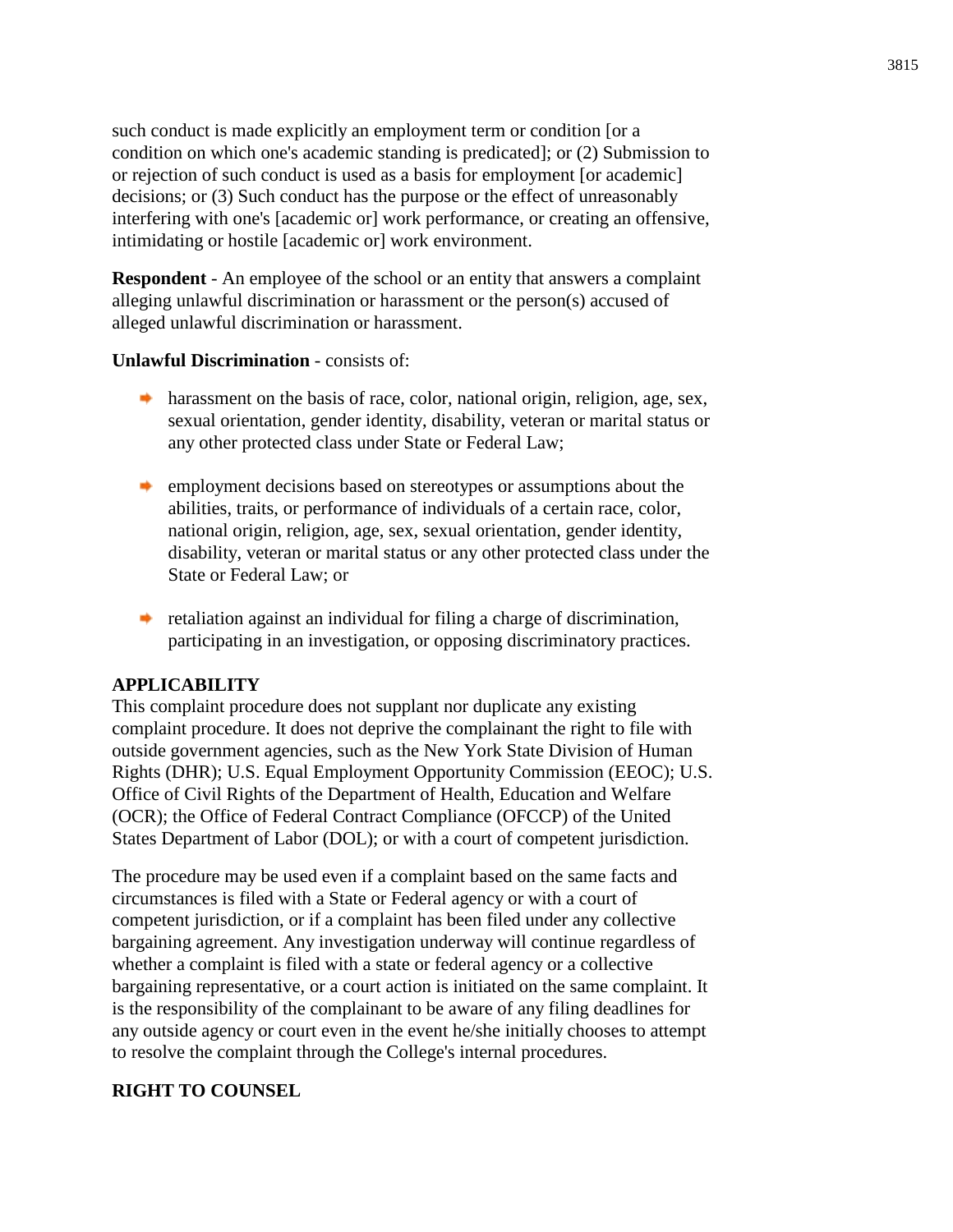such conduct is made explicitly an employment term or condition [or a condition on which one's academic standing is predicated]; or (2) Submission to or rejection of such conduct is used as a basis for employment [or academic] decisions; or (3) Such conduct has the purpose or the effect of unreasonably interfering with one's [academic or] work performance, or creating an offensive, intimidating or hostile [academic or] work environment.

**Respondent** - An employee of the school or an entity that answers a complaint alleging unlawful discrimination or harassment or the person(s) accused of alleged unlawful discrimination or harassment.

**Unlawful Discrimination** - consists of:

- harassment on the basis of race, color, national origin, religion, age, sex, sexual orientation, gender identity, disability, veteran or marital status or any other protected class under State or Federal Law;
- employment decisions based on stereotypes or assumptions about the abilities, traits, or performance of individuals of a certain race, color, national origin, religion, age, sex, sexual orientation, gender identity, disability, veteran or marital status or any other protected class under the State or Federal Law; or
- retaliation against an individual for filing a charge of discrimination, participating in an investigation, or opposing discriminatory practices.

**APPLICABILITY**

This complaint procedure does not supplant nor duplicate any existing complaint procedure. It does not deprive the complainant the right to file with outside government agencies, such as the New York State Division of Human Rights (DHR); U.S. Equal Employment Opportunity Commission (EEOC); U.S. Office of Civil Rights of the Department of Health, Education and Welfare (OCR); the Office of Federal Contract Compliance (OFCCP) of the United States Department of Labor (DOL); or with a court of competent jurisdiction.

The procedure may be used even if a complaint based on the same facts and circumstances is filed with a State or Federal agency or with a court of competent jurisdiction, or if a complaint has been filed under any collective bargaining agreement. Any investigation underway will continue regardless of whether a complaint is filed with a state or federal agency or a collective bargaining representative, or a court action is initiated on the same complaint. It is the responsibility of the complainant to be aware of any filing deadlines for any outside agency or court even in the event he/she initially chooses to attempt to resolve the complaint through the College's internal procedures.

**RIGHT TO COUNSEL**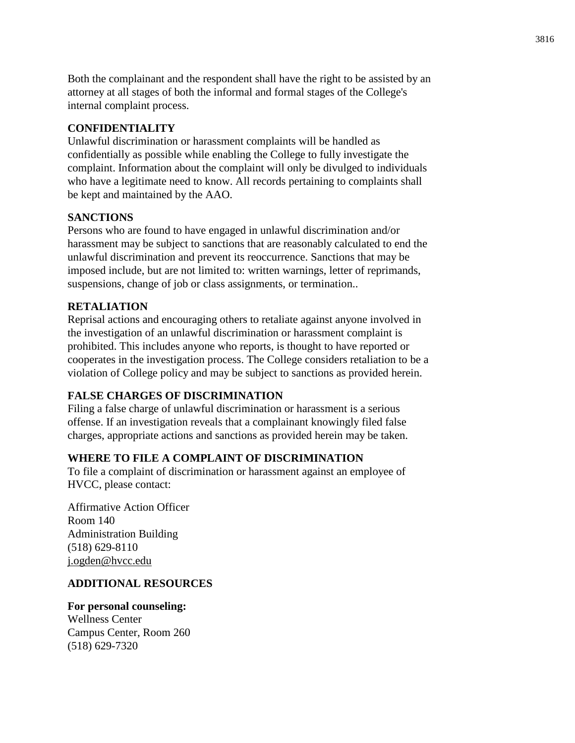Both the complainant and the respondent shall have the right to be assisted by an attorney at all stages of both the informal and formal stages of the College's internal complaint process.

**CONFIDENTIALITY**

Unlawful discrimination or harassment complaints will be handled as confidentially as possible while enabling the College to fully investigate the complaint. Information about the complaint will only be divulged to individuals who have a legitimate need to know. All records pertaining to complaints shall be kept and maintained by the AAO.

**SANCTIONS**

Persons who are found to have engaged in unlawful discrimination and/or harassment may be subject to sanctions that are reasonably calculated to end the unlawful discrimination and prevent its reoccurrence. Sanctions that may be imposed include, but are not limited to: written warnings, letter of reprimands, suspensions, change of job or class assignments, or termination..

**RETALIATION**

Reprisal actions and encouraging others to retaliate against anyone involved in the investigation of an unlawful discrimination or harassment complaint is prohibited. This includes anyone who reports, is thought to have reported or cooperates in the investigation process. The College considers retaliation to be a violation of College policy and may be subject to sanctions as provided herein.

**FALSE CHARGES OF DISCRIMINATION**

Filing a false charge of unlawful discrimination or harassment is a serious offense. If an investigation reveals that a complainant knowingly filed false charges, appropriate actions and sanctions as provided herein may be taken.

**WHERE TO FILE A COMPLAINT OF DISCRIMINATION**

To file a complaint of discrimination or harassment against an employee of HVCC, please contact:

Affirmative Action Officer
Room 140
Administration Building
(518) 629-8110
j.ogden@hvcc.edu

**ADDITIONAL RESOURCES**

**For personal counseling:**
Wellness Center
Campus Center, Room 260
(518) 629-7320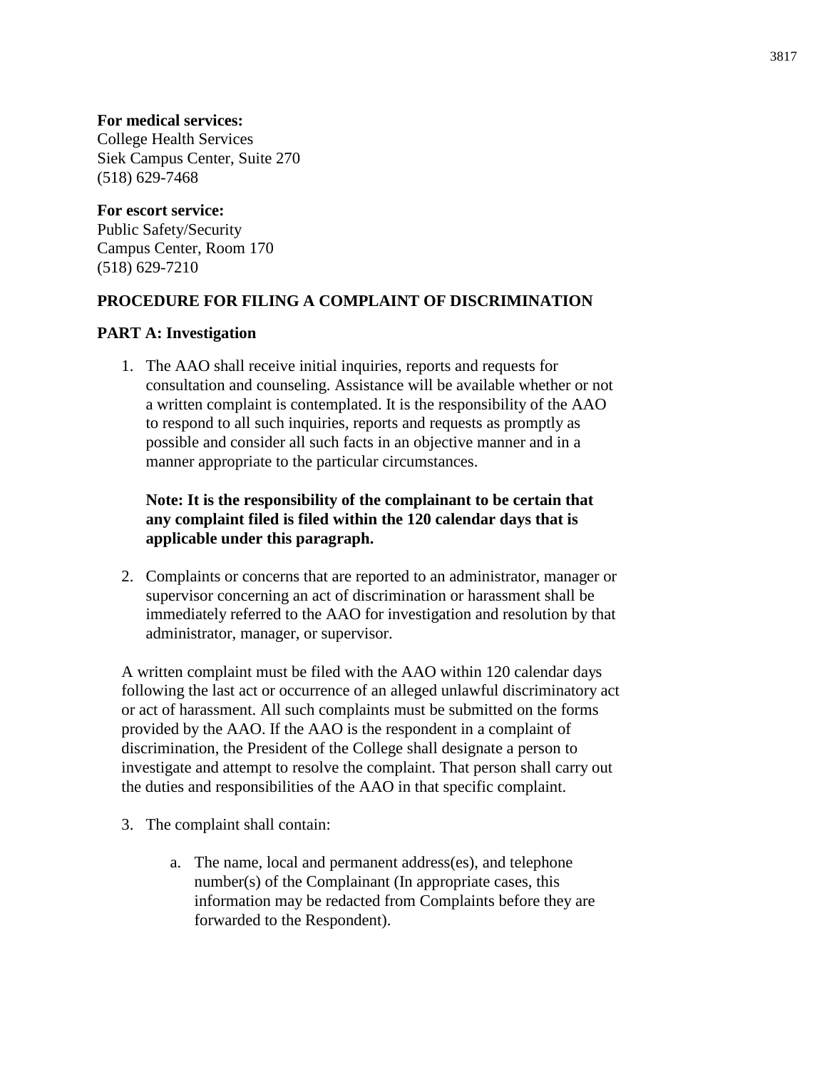**For medical services:**
College Health Services
Siek Campus Center, Suite 270
(518) 629-7468

**For escort service:**
Public Safety/Security
Campus Center, Room 170
(518) 629-7210

**PROCEDURE FOR FILING A COMPLAINT OF DISCRIMINATION**

**PART A: Investigation**

1. The AAO shall receive initial inquiries, reports and requests for consultation and counseling. Assistance will be available whether or not a written complaint is contemplated. It is the responsibility of the AAO to respond to all such inquiries, reports and requests as promptly as possible and consider all such facts in an objective manner and in a manner appropriate to the particular circumstances.

   **Note: It is the responsibility of the complainant to be certain that any complaint filed is filed within the 120 calendar days that is applicable under this paragraph.**

2. Complaints or concerns that are reported to an administrator, manager or supervisor concerning an act of discrimination or harassment shall be immediately referred to the AAO for investigation and resolution by that administrator, manager, or supervisor.

A written complaint must be filed with the AAO within 120 calendar days following the last act or occurrence of an alleged unlawful discriminatory act or act of harassment. All such complaints must be submitted on the forms provided by the AAO. If the AAO is the respondent in a complaint of discrimination, the President of the College shall designate a person to investigate and attempt to resolve the complaint. That person shall carry out the duties and responsibilities of the AAO in that specific complaint.

3. The complaint shall contain:

   a. The name, local and permanent address(es), and telephone number(s) of the Complainant (In appropriate cases, this information may be redacted from Complaints before they are forwarded to the Respondent).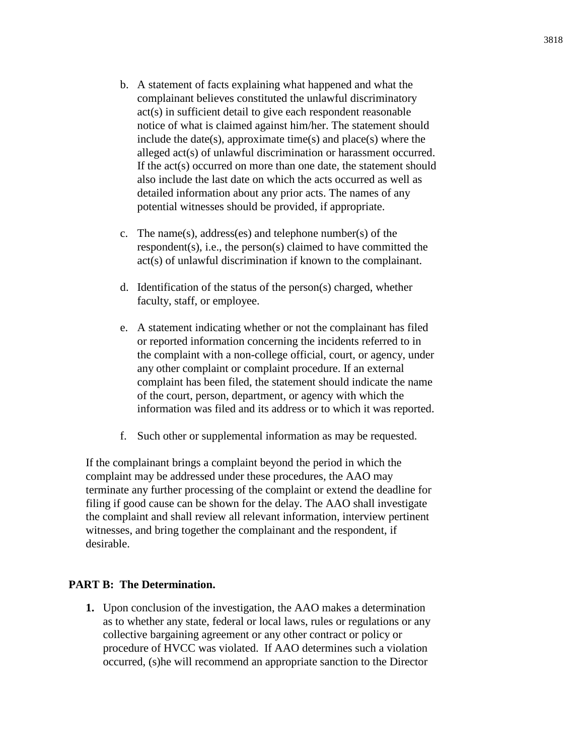b. A statement of facts explaining what happened and what the complainant believes constituted the unlawful discriminatory act(s) in sufficient detail to give each respondent reasonable notice of what is claimed against him/her. The statement should include the date(s), approximate time(s) and place(s) where the alleged act(s) of unlawful discrimination or harassment occurred. If the act(s) occurred on more than one date, the statement should also include the last date on which the acts occurred as well as detailed information about any prior acts. The names of any potential witnesses should be provided, if appropriate.

c. The name(s), address(es) and telephone number(s) of the respondent(s), i.e., the person(s) claimed to have committed the act(s) of unlawful discrimination if known to the complainant.

d. Identification of the status of the person(s) charged, whether faculty, staff, or employee.

e. A statement indicating whether or not the complainant has filed or reported information concerning the incidents referred to in the complaint with a non-college official, court, or agency, under any other complaint or complaint procedure. If an external complaint has been filed, the statement should indicate the name of the court, person, department, or agency with which the information was filed and its address or to which it was reported.

f. Such other or supplemental information as may be requested.

If the complainant brings a complaint beyond the period in which the complaint may be addressed under these procedures, the AAO may terminate any further processing of the complaint or extend the deadline for filing if good cause can be shown for the delay. The AAO shall investigate the complaint and shall review all relevant information, interview pertinent witnesses, and bring together the complainant and the respondent, if desirable.

**PART B: The Determination.**

1. Upon conclusion of the investigation, the AAO makes a determination as to whether any state, federal or local laws, rules or regulations or any collective bargaining agreement or any other contract or policy or procedure of HVCC was violated. If AAO determines such a violation occurred, (s)he will recommend an appropriate sanction to the Director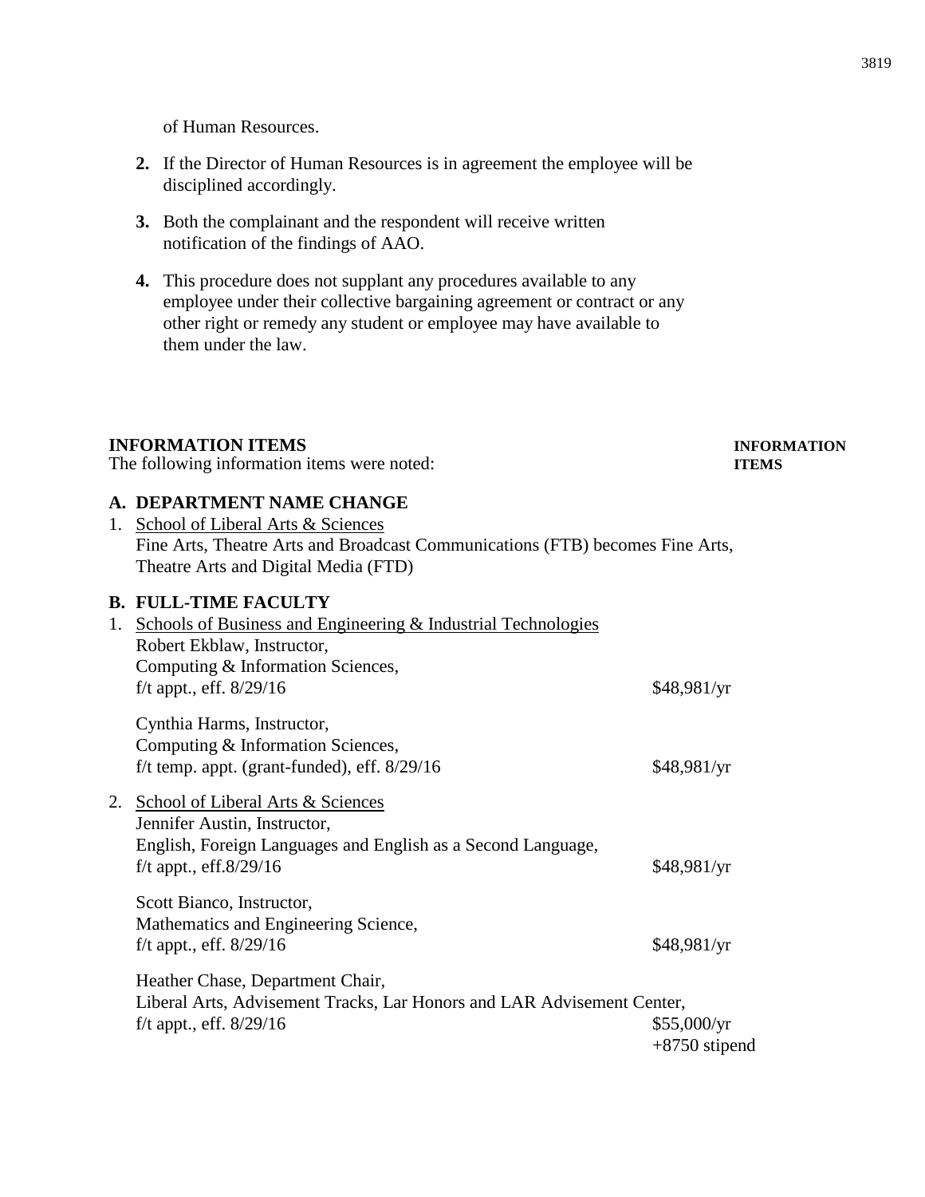of Human Resources.

2. If the Director of Human Resources is in agreement the employee will be disciplined accordingly.

3. Both the complainant and the respondent will receive written notification of the findings of AAO.

4. This procedure does not supplant any procedures available to any employee under their collective bargaining agreement or contract or any other right or remedy any student or employee may have available to them under the law.

## INFORMATION ITEMS

**INFORMATION ITEMS**

The following information items were noted:

### A. DEPARTMENT NAME CHANGE

1. School of Liberal Arts & Sciences
   Fine Arts, Theatre Arts and Broadcast Communications (FTB) becomes Fine Arts, Theatre Arts and Digital Media (FTD)

### B. FULL-TIME FACULTY

1. Schools of Business and Engineering & Industrial Technologies

   Robert Ekblaw, Instructor,
   Computing & Information Sciences,
   f/t appt., eff. 8/29/16 — $48,981/yr

   Cynthia Harms, Instructor,
   Computing & Information Sciences,
   f/t temp. appt. (grant-funded), eff. 8/29/16 — $48,981/yr

2. School of Liberal Arts & Sciences

   Jennifer Austin, Instructor,
   English, Foreign Languages and English as a Second Language,
   f/t appt., eff.8/29/16 — $48,981/yr

   Scott Bianco, Instructor,
   Mathematics and Engineering Science,
   f/t appt., eff. 8/29/16 — $48,981/yr

   Heather Chase, Department Chair,
   Liberal Arts, Advisement Tracks, Lar Honors and LAR Advisement Center,
   f/t appt., eff. 8/29/16 — $55,000/yr +8750 stipend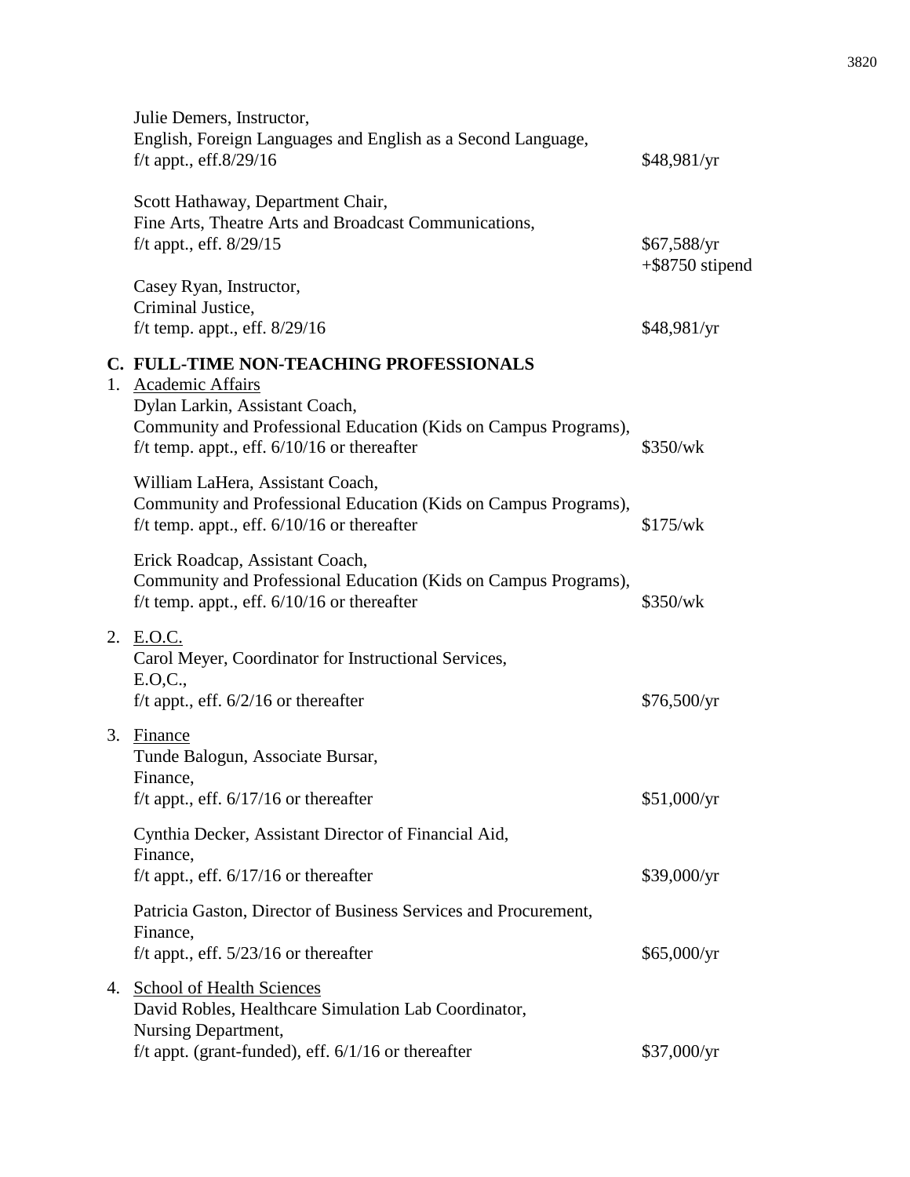Julie Demers, Instructor,
English, Foreign Languages and English as a Second Language,
f/t appt., eff.8/29/16 — $48,981/yr

Scott Hathaway, Department Chair,
Fine Arts, Theatre Arts and Broadcast Communications,
f/t appt., eff. 8/29/15 — $67,588/yr +$8750 stipend

Casey Ryan, Instructor,
Criminal Justice,
f/t temp. appt., eff. 8/29/16 — $48,981/yr

**C. FULL-TIME NON-TEACHING PROFESSIONALS**

1. Academic Affairs

   Dylan Larkin, Assistant Coach,
   Community and Professional Education (Kids on Campus Programs),
   f/t temp. appt., eff. 6/10/16 or thereafter — $350/wk

   William LaHera, Assistant Coach,
   Community and Professional Education (Kids on Campus Programs),
   f/t temp. appt., eff. 6/10/16 or thereafter — $175/wk

   Erick Roadcap, Assistant Coach,
   Community and Professional Education (Kids on Campus Programs),
   f/t temp. appt., eff. 6/10/16 or thereafter — $350/wk

2. E.O.C.

   Carol Meyer, Coordinator for Instructional Services,
   E.O,C.,
   f/t appt., eff. 6/2/16 or thereafter — $76,500/yr

3. Finance

   Tunde Balogun, Associate Bursar,
   Finance,
   f/t appt., eff. 6/17/16 or thereafter — $51,000/yr

   Cynthia Decker, Assistant Director of Financial Aid,
   Finance,
   f/t appt., eff. 6/17/16 or thereafter — $39,000/yr

   Patricia Gaston, Director of Business Services and Procurement,
   Finance,
   f/t appt., eff. 5/23/16 or thereafter — $65,000/yr

4. School of Health Sciences

   David Robles, Healthcare Simulation Lab Coordinator,
   Nursing Department,
   f/t appt. (grant-funded), eff. 6/1/16 or thereafter — $37,000/yr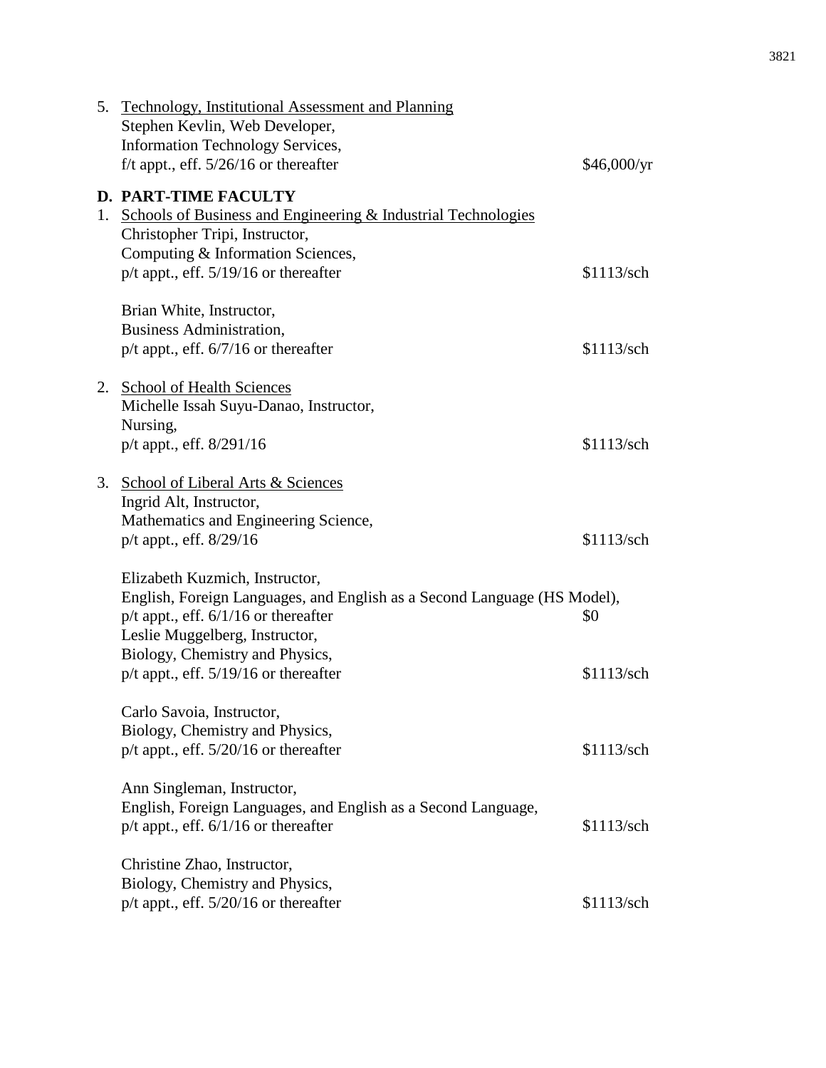5. <u>Technology, Institutional Assessment and Planning</u>
   Stephen Kevlin, Web Developer,
   Information Technology Services,
   f/t appt., eff. 5/26/16 or thereafter — $46,000/yr

**D. PART-TIME FACULTY**

1. <u>Schools of Business and Engineering & Industrial Technologies</u>
   Christopher Tripi, Instructor,
   Computing & Information Sciences,
   p/t appt., eff. 5/19/16 or thereafter — $1113/sch

   Brian White, Instructor,
   Business Administration,
   p/t appt., eff. 6/7/16 or thereafter — $1113/sch

2. <u>School of Health Sciences</u>
   Michelle Issah Suyu-Danao, Instructor,
   Nursing,
   p/t appt., eff. 8/291/16 — $1113/sch

3. <u>School of Liberal Arts & Sciences</u>
   Ingrid Alt, Instructor,
   Mathematics and Engineering Science,
   p/t appt., eff. 8/29/16 — $1113/sch

   Elizabeth Kuzmich, Instructor,
   English, Foreign Languages, and English as a Second Language (HS Model),
   p/t appt., eff. 6/1/16 or thereafter — $0
   Leslie Muggelberg, Instructor,
   Biology, Chemistry and Physics,
   p/t appt., eff. 5/19/16 or thereafter — $1113/sch

   Carlo Savoia, Instructor,
   Biology, Chemistry and Physics,
   p/t appt., eff. 5/20/16 or thereafter — $1113/sch

   Ann Singleman, Instructor,
   English, Foreign Languages, and English as a Second Language,
   p/t appt., eff. 6/1/16 or thereafter — $1113/sch

   Christine Zhao, Instructor,
   Biology, Chemistry and Physics,
   p/t appt., eff. 5/20/16 or thereafter — $1113/sch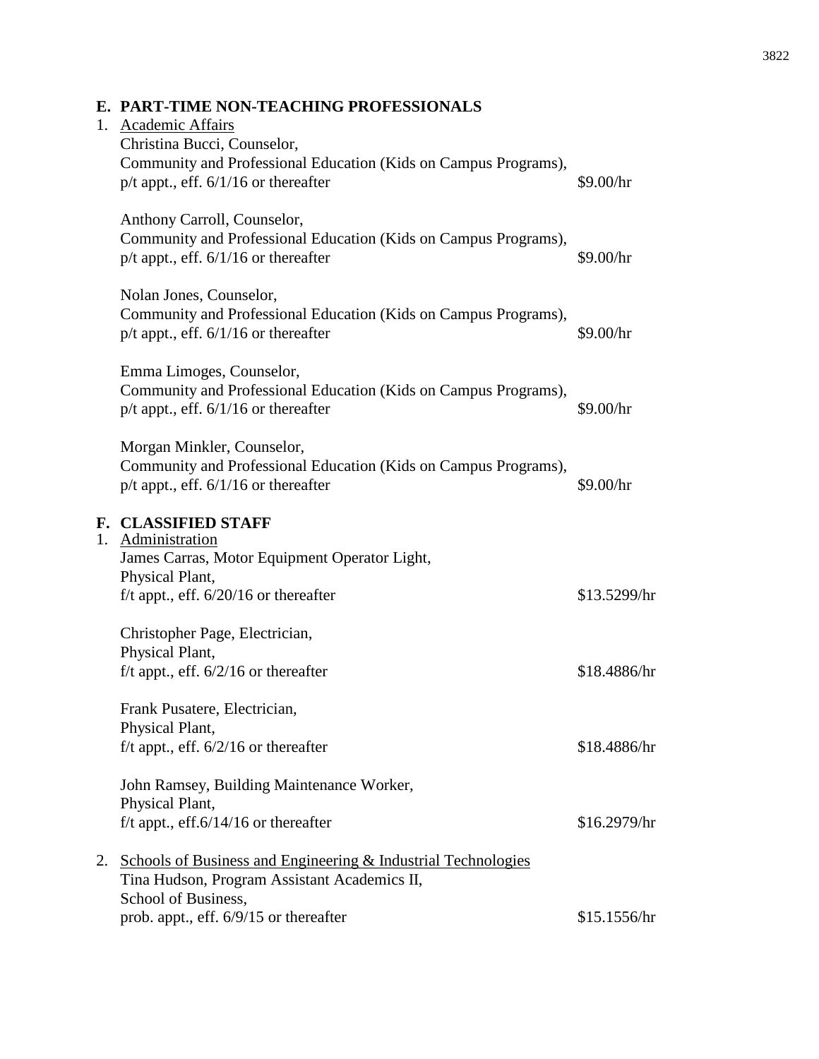## E. PART-TIME NON-TEACHING PROFESSIONALS

1. Academic Affairs

   Christina Bucci, Counselor,
   Community and Professional Education (Kids on Campus Programs),
   p/t appt., eff. 6/1/16 or thereafter — $9.00/hr

   Anthony Carroll, Counselor,
   Community and Professional Education (Kids on Campus Programs),
   p/t appt., eff. 6/1/16 or thereafter — $9.00/hr

   Nolan Jones, Counselor,
   Community and Professional Education (Kids on Campus Programs),
   p/t appt., eff. 6/1/16 or thereafter — $9.00/hr

   Emma Limoges, Counselor,
   Community and Professional Education (Kids on Campus Programs),
   p/t appt., eff. 6/1/16 or thereafter — $9.00/hr

   Morgan Minkler, Counselor,
   Community and Professional Education (Kids on Campus Programs),
   p/t appt., eff. 6/1/16 or thereafter — $9.00/hr

## F. CLASSIFIED STAFF

1. Administration

   James Carras, Motor Equipment Operator Light,
   Physical Plant,
   f/t appt., eff. 6/20/16 or thereafter — $13.5299/hr

   Christopher Page, Electrician,
   Physical Plant,
   f/t appt., eff. 6/2/16 or thereafter — $18.4886/hr

   Frank Pusatere, Electrician,
   Physical Plant,
   f/t appt., eff. 6/2/16 or thereafter — $18.4886/hr

   John Ramsey, Building Maintenance Worker,
   Physical Plant,
   f/t appt., eff.6/14/16 or thereafter — $16.2979/hr

2. Schools of Business and Engineering & Industrial Technologies

   Tina Hudson, Program Assistant Academics II,
   School of Business,
   prob. appt., eff. 6/9/15 or thereafter — $15.1556/hr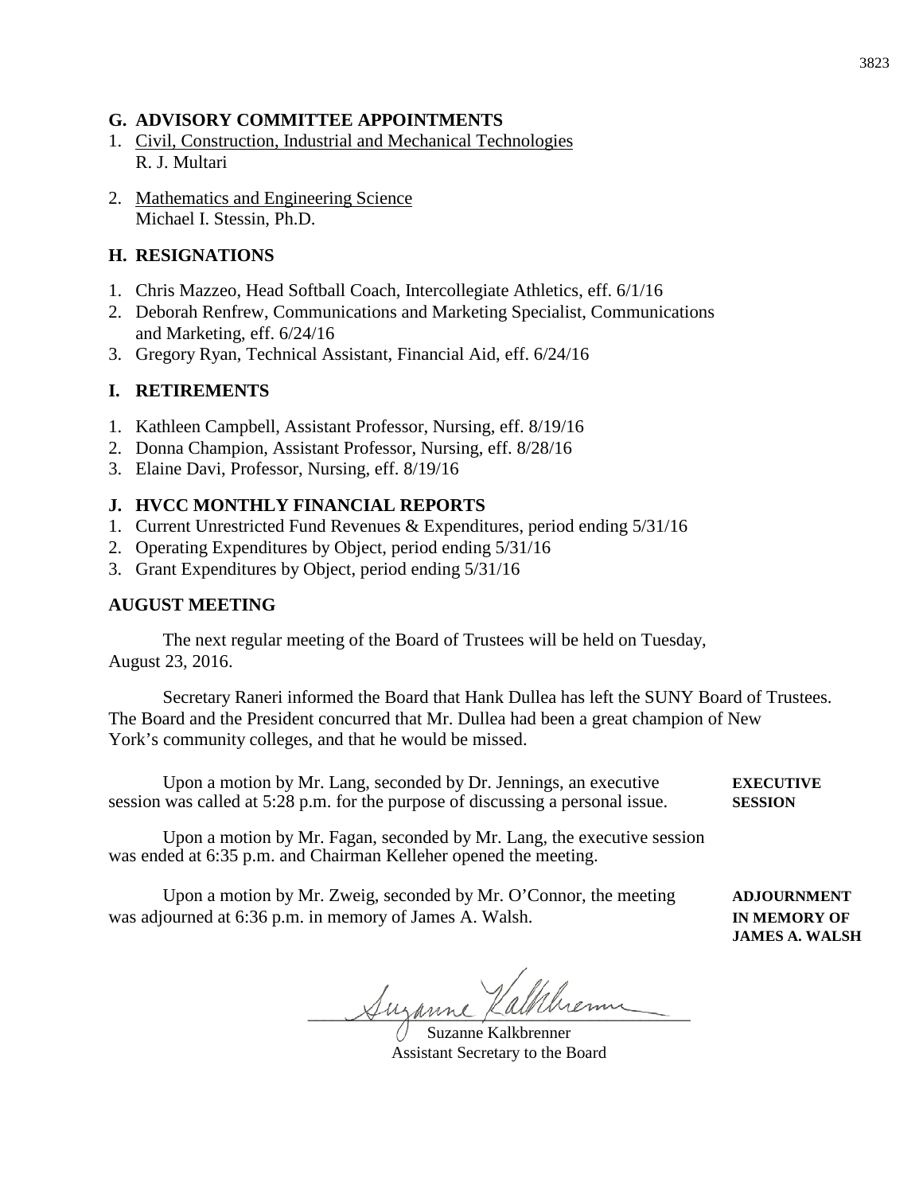## G. ADVISORY COMMITTEE APPOINTMENTS

1. Civil, Construction, Industrial and Mechanical Technologies
   R. J. Multari

2. Mathematics and Engineering Science
   Michael I. Stessin, Ph.D.

## H. RESIGNATIONS

1. Chris Mazzeo, Head Softball Coach, Intercollegiate Athletics, eff. 6/1/16
2. Deborah Renfrew, Communications and Marketing Specialist, Communications and Marketing, eff. 6/24/16
3. Gregory Ryan, Technical Assistant, Financial Aid, eff. 6/24/16

## I. RETIREMENTS

1. Kathleen Campbell, Assistant Professor, Nursing, eff. 8/19/16
2. Donna Champion, Assistant Professor, Nursing, eff. 8/28/16
3. Elaine Davi, Professor, Nursing, eff. 8/19/16

## J. HVCC MONTHLY FINANCIAL REPORTS

1. Current Unrestricted Fund Revenues & Expenditures, period ending 5/31/16
2. Operating Expenditures by Object, period ending 5/31/16
3. Grant Expenditures by Object, period ending 5/31/16

## AUGUST MEETING

The next regular meeting of the Board of Trustees will be held on Tuesday, August 23, 2016.

Secretary Raneri informed the Board that Hank Dullea has left the SUNY Board of Trustees. The Board and the President concurred that Mr. Dullea had been a great champion of New York's community colleges, and that he would be missed.

**EXECUTIVE SESSION**

Upon a motion by Mr. Lang, seconded by Dr. Jennings, an executive session was called at 5:28 p.m. for the purpose of discussing a personal issue.

Upon a motion by Mr. Fagan, seconded by Mr. Lang, the executive session was ended at 6:35 p.m. and Chairman Kelleher opened the meeting.

**ADJOURNMENT IN MEMORY OF JAMES A. WALSH**

Upon a motion by Mr. Zweig, seconded by Mr. O'Connor, the meeting was adjourned at 6:36 p.m. in memory of James A. Walsh.

Suzanne Kalkbrenner
Assistant Secretary to the Board